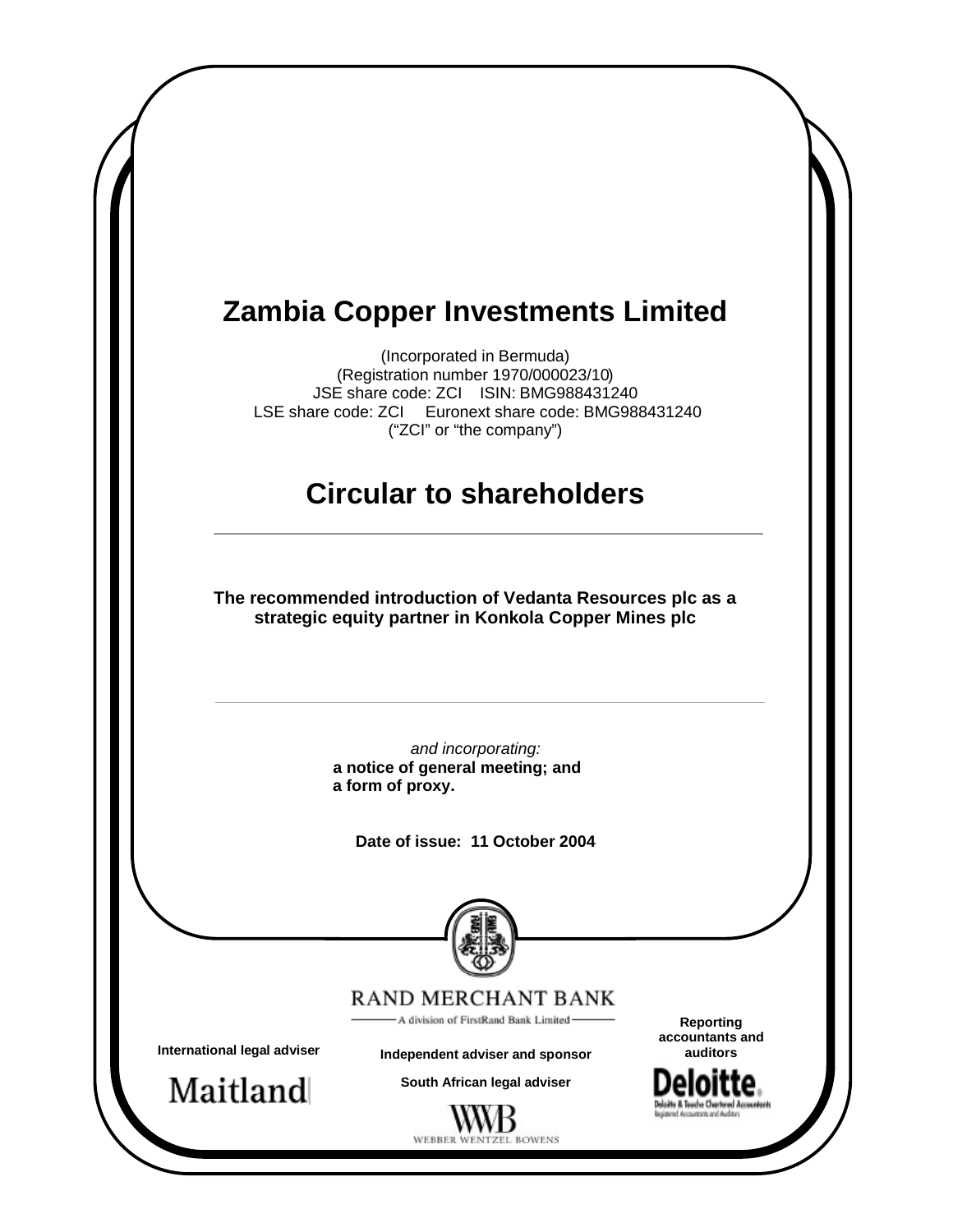# Zambia Copper Investments Limited

(Incorporated in Bermuda)
(Registration number 1970/000023/10)
JSE share code: ZCI ISIN: BMG988431240
LSE share code: ZCI Euronext share code: BMG988431240
("ZCI" or "the company")

# Circular to shareholders

---

**The recommended introduction of Vedanta Resources plc as a strategic equity partner in Konkola Copper Mines plc**

---

*and incorporating:*

**a notice of general meeting; and**
**a form of proxy.**

**Date of issue: 11 October 2004**

RAND MERCHANT BANK

A division of FirstRand Bank Limited

**Independent adviser and sponsor**

**International legal adviser**

Maitland

**South African legal adviser**

WWB
WEBBER WENTZEL BOWENS

**Reporting accountants and auditors**

Deloitte.
Deloitte & Touche Chartered Accountants
Registered Accountants and Auditors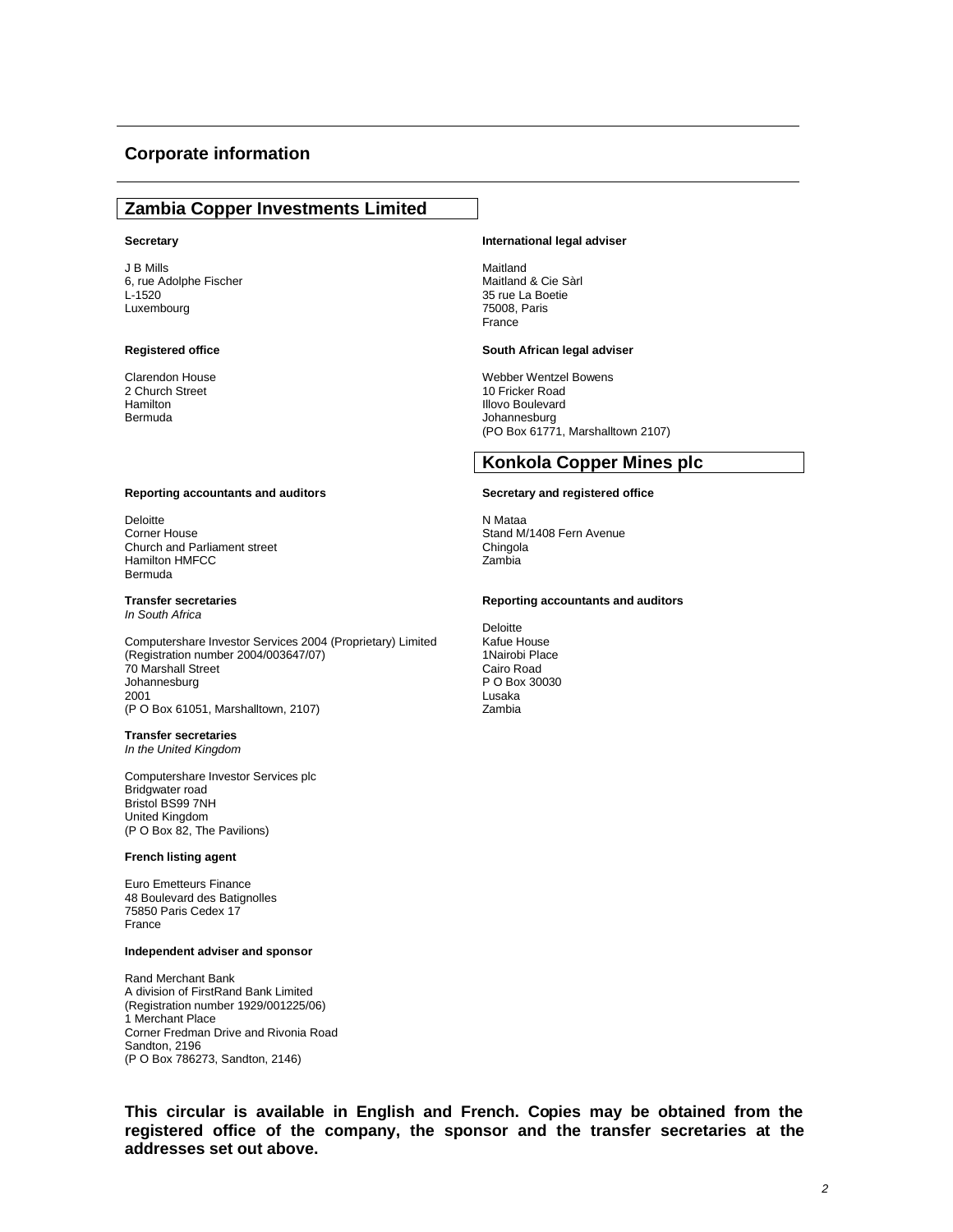# Corporate information

## Zambia Copper Investments Limited

**Secretary**

J B Mills
6, rue Adolphe Fischer
L-1520
Luxembourg

**Registered office**

Clarendon House
2 Church Street
Hamilton
Bermuda

**Reporting accountants and auditors**

Deloitte
Corner House
Church and Parliament street
Hamilton HMFCC
Bermuda

**Transfer secretaries**
*In South Africa*

Computershare Investor Services 2004 (Proprietary) Limited
(Registration number 2004/003647/07)
70 Marshall Street
Johannesburg
2001
(P O Box 61051, Marshalltown, 2107)

**Transfer secretaries**
*In the United Kingdom*

Computershare Investor Services plc
Bridgwater road
Bristol BS99 7NH
United Kingdom
(P O Box 82, The Pavilions)

**French listing agent**

Euro Emetteurs Finance
48 Boulevard des Batignolles
75850 Paris Cedex 17
France

**Independent adviser and sponsor**

Rand Merchant Bank
A division of FirstRand Bank Limited
(Registration number 1929/001225/06)
1 Merchant Place
Corner Fredman Drive and Rivonia Road
Sandton, 2196
(P O Box 786273, Sandton, 2146)

**International legal adviser**

Maitland
Maitland & Cie Sàrl
35 rue La Boetie
75008, Paris
France

**South African legal adviser**

Webber Wentzel Bowens
10 Fricker Road
Illovo Boulevard
Johannesburg
(PO Box 61771, Marshalltown 2107)

## Konkola Copper Mines plc

**Secretary and registered office**

N Mataa
Stand M/1408 Fern Avenue
Chingola
Zambia

**Reporting accountants and auditors**

Deloitte
Kafue House
1Nairobi Place
Cairo Road
P O Box 30030
Lusaka
Zambia

**This circular is available in English and French. Copies may be obtained from the registered office of the company, the sponsor and the transfer secretaries at the addresses set out above.**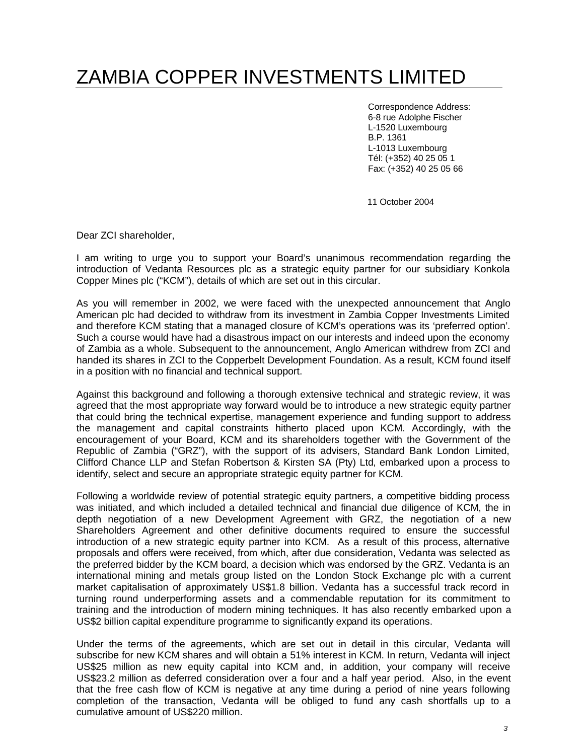# ZAMBIA COPPER INVESTMENTS LIMITED

Correspondence Address:
6-8 rue Adolphe Fischer
L-1520 Luxembourg
B.P. 1361
L-1013 Luxembourg
Tél: (+352) 40 25 05 1
Fax: (+352) 40 25 05 66

11 October 2004

Dear ZCI shareholder,

I am writing to urge you to support your Board's unanimous recommendation regarding the introduction of Vedanta Resources plc as a strategic equity partner for our subsidiary Konkola Copper Mines plc ("KCM"), details of which are set out in this circular.

As you will remember in 2002, we were faced with the unexpected announcement that Anglo American plc had decided to withdraw from its investment in Zambia Copper Investments Limited and therefore KCM stating that a managed closure of KCM's operations was its 'preferred option'. Such a course would have had a disastrous impact on our interests and indeed upon the economy of Zambia as a whole. Subsequent to the announcement, Anglo American withdrew from ZCI and handed its shares in ZCI to the Copperbelt Development Foundation. As a result, KCM found itself in a position with no financial and technical support.

Against this background and following a thorough extensive technical and strategic review, it was agreed that the most appropriate way forward would be to introduce a new strategic equity partner that could bring the technical expertise, management experience and funding support to address the management and capital constraints hitherto placed upon KCM. Accordingly, with the encouragement of your Board, KCM and its shareholders together with the Government of the Republic of Zambia ("GRZ"), with the support of its advisers, Standard Bank London Limited, Clifford Chance LLP and Stefan Robertson & Kirsten SA (Pty) Ltd, embarked upon a process to identify, select and secure an appropriate strategic equity partner for KCM.

Following a worldwide review of potential strategic equity partners, a competitive bidding process was initiated, and which included a detailed technical and financial due diligence of KCM, the in depth negotiation of a new Development Agreement with GRZ, the negotiation of a new Shareholders Agreement and other definitive documents required to ensure the successful introduction of a new strategic equity partner into KCM. As a result of this process, alternative proposals and offers were received, from which, after due consideration, Vedanta was selected as the preferred bidder by the KCM board, a decision which was endorsed by the GRZ. Vedanta is an international mining and metals group listed on the London Stock Exchange plc with a current market capitalisation of approximately US$1.8 billion. Vedanta has a successful track record in turning round underperforming assets and a commendable reputation for its commitment to training and the introduction of modern mining techniques. It has also recently embarked upon a US$2 billion capital expenditure programme to significantly expand its operations.

Under the terms of the agreements, which are set out in detail in this circular, Vedanta will subscribe for new KCM shares and will obtain a 51% interest in KCM. In return, Vedanta will inject US$25 million as new equity capital into KCM and, in addition, your company will receive US$23.2 million as deferred consideration over a four and a half year period. Also, in the event that the free cash flow of KCM is negative at any time during a period of nine years following completion of the transaction, Vedanta will be obliged to fund any cash shortfalls up to a cumulative amount of US$220 million.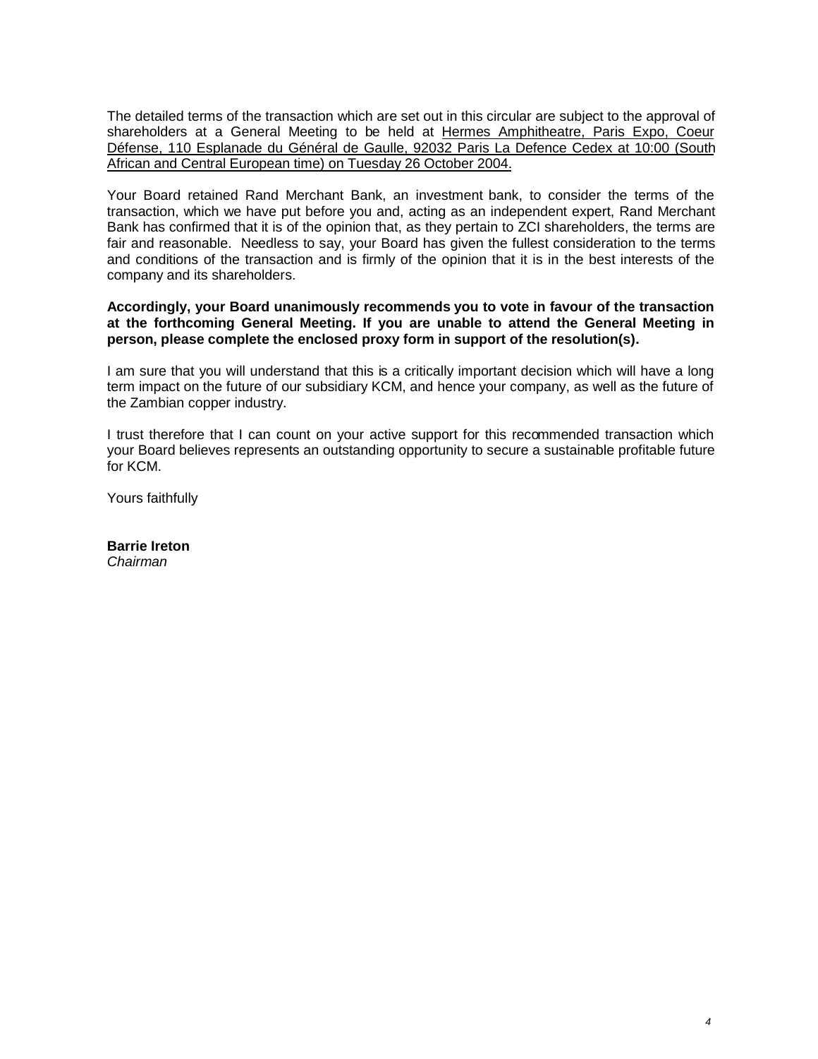The detailed terms of the transaction which are set out in this circular are subject to the approval of shareholders at a General Meeting to be held at Hermes Amphitheatre, Paris Expo, Coeur Défense, 110 Esplanade du Général de Gaulle, 92032 Paris La Defence Cedex at 10:00 (South African and Central European time) on Tuesday 26 October 2004.

Your Board retained Rand Merchant Bank, an investment bank, to consider the terms of the transaction, which we have put before you and, acting as an independent expert, Rand Merchant Bank has confirmed that it is of the opinion that, as they pertain to ZCI shareholders, the terms are fair and reasonable. Needless to say, your Board has given the fullest consideration to the terms and conditions of the transaction and is firmly of the opinion that it is in the best interests of the company and its shareholders.

**Accordingly, your Board unanimously recommends you to vote in favour of the transaction at the forthcoming General Meeting. If you are unable to attend the General Meeting in person, please complete the enclosed proxy form in support of the resolution(s).**

I am sure that you will understand that this is a critically important decision which will have a long term impact on the future of our subsidiary KCM, and hence your company, as well as the future of the Zambian copper industry.

I trust therefore that I can count on your active support for this recommended transaction which your Board believes represents an outstanding opportunity to secure a sustainable profitable future for KCM.

Yours faithfully

**Barrie Ireton**
*Chairman*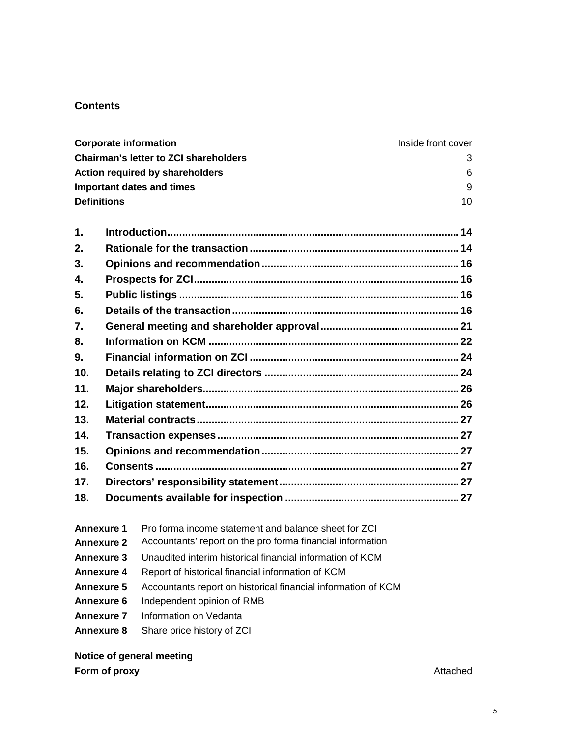## Contents

| | |
|---|---|
| **Corporate information** | Inside front cover |
| **Chairman's letter to ZCI shareholders** | 3 |
| **Action required by shareholders** | 6 |
| **Important dates and times** | 9 |
| **Definitions** | 10 |

| | | |
|---|---|---|
| **1.** | **Introduction** | **14** |
| **2.** | **Rationale for the transaction** | **14** |
| **3.** | **Opinions and recommendation** | **16** |
| **4.** | **Prospects for ZCI** | **16** |
| **5.** | **Public listings** | **16** |
| **6.** | **Details of the transaction** | **16** |
| **7.** | **General meeting and shareholder approval** | **21** |
| **8.** | **Information on KCM** | **22** |
| **9.** | **Financial information on ZCI** | **24** |
| **10.** | **Details relating to ZCI directors** | **24** |
| **11.** | **Major shareholders** | **26** |
| **12.** | **Litigation statement** | **26** |
| **13.** | **Material contracts** | **27** |
| **14.** | **Transaction expenses** | **27** |
| **15.** | **Opinions and recommendation** | **27** |
| **16.** | **Consents** | **27** |
| **17.** | **Directors' responsibility statement** | **27** |
| **18.** | **Documents available for inspection** | **27** |

| | |
|---|---|
| **Annexure 1** | Pro forma income statement and balance sheet for ZCI |
| **Annexure 2** | Accountants' report on the pro forma financial information |
| **Annexure 3** | Unaudited interim historical financial information of KCM |
| **Annexure 4** | Report of historical financial information of KCM |
| **Annexure 5** | Accountants report on historical financial information of KCM |
| **Annexure 6** | Independent opinion of RMB |
| **Annexure 7** | Information on Vedanta |
| **Annexure 8** | Share price history of ZCI |

| | |
|---|---|
| **Notice of general meeting** | |
| **Form of proxy** | Attached |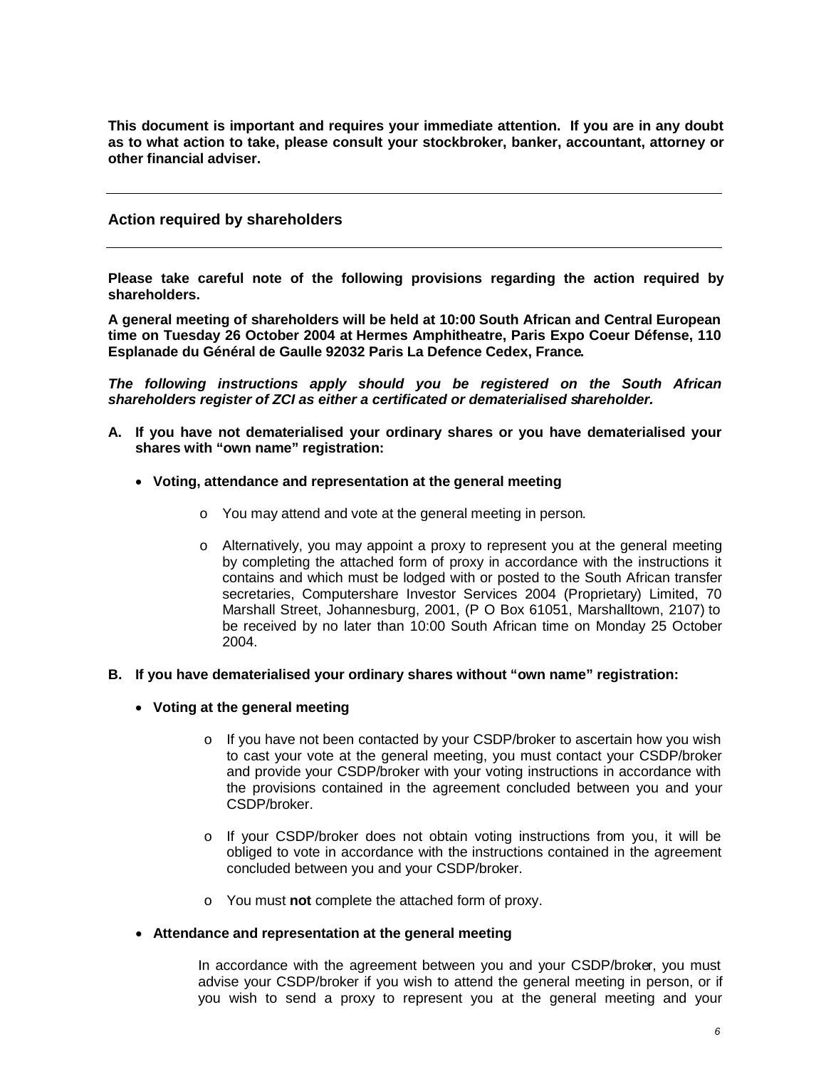**This document is important and requires your immediate attention. If you are in any doubt as to what action to take, please consult your stockbroker, banker, accountant, attorney or other financial adviser.**

---

## Action required by shareholders

---

**Please take careful note of the following provisions regarding the action required by shareholders.**

**A general meeting of shareholders will be held at 10:00 South African and Central European time on Tuesday 26 October 2004 at Hermes Amphitheatre, Paris Expo Coeur Défense, 110 Esplanade du Général de Gaulle 92032 Paris La Defence Cedex, France.**

***The following instructions apply should you be registered on the South African shareholders register of ZCI as either a certificated or dematerialised shareholder.***

**A. If you have not dematerialised your ordinary shares or you have dematerialised your shares with "own name" registration:**

- **Voting, attendance and representation at the general meeting**
  - You may attend and vote at the general meeting in person.
  - Alternatively, you may appoint a proxy to represent you at the general meeting by completing the attached form of proxy in accordance with the instructions it contains and which must be lodged with or posted to the South African transfer secretaries, Computershare Investor Services 2004 (Proprietary) Limited, 70 Marshall Street, Johannesburg, 2001, (P O Box 61051, Marshalltown, 2107) to be received by no later than 10:00 South African time on Monday 25 October 2004.

**B. If you have dematerialised your ordinary shares without "own name" registration:**

- **Voting at the general meeting**
  - If you have not been contacted by your CSDP/broker to ascertain how you wish to cast your vote at the general meeting, you must contact your CSDP/broker and provide your CSDP/broker with your voting instructions in accordance with the provisions contained in the agreement concluded between you and your CSDP/broker.
  - If your CSDP/broker does not obtain voting instructions from you, it will be obliged to vote in accordance with the instructions contained in the agreement concluded between you and your CSDP/broker.
  - You must **not** complete the attached form of proxy.

- **Attendance and representation at the general meeting**

  In accordance with the agreement between you and your CSDP/broker, you must advise your CSDP/broker if you wish to attend the general meeting in person, or if you wish to send a proxy to represent you at the general meeting and your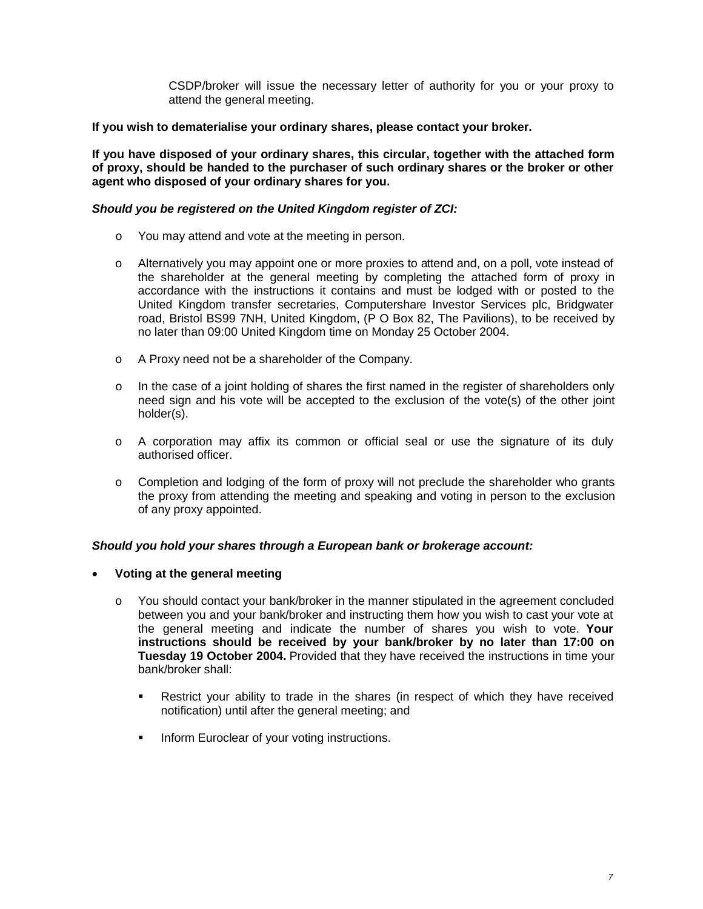CSDP/broker will issue the necessary letter of authority for you or your proxy to attend the general meeting.

**If you wish to dematerialise your ordinary shares, please contact your broker.**

**If you have disposed of your ordinary shares, this circular, together with the attached form of proxy, should be handed to the purchaser of such ordinary shares or the broker or other agent who disposed of your ordinary shares for you.**

***Should you be registered on the United Kingdom register of ZCI:***

- You may attend and vote at the meeting in person.
- Alternatively you may appoint one or more proxies to attend and, on a poll, vote instead of the shareholder at the general meeting by completing the attached form of proxy in accordance with the instructions it contains and must be lodged with or posted to the United Kingdom transfer secretaries, Computershare Investor Services plc, Bridgwater road, Bristol BS99 7NH, United Kingdom, (P O Box 82, The Pavilions), to be received by no later than 09:00 United Kingdom time on Monday 25 October 2004.
- A Proxy need not be a shareholder of the Company.
- In the case of a joint holding of shares the first named in the register of shareholders only need sign and his vote will be accepted to the exclusion of the vote(s) of the other joint holder(s).
- A corporation may affix its common or official seal or use the signature of its duly authorised officer.
- Completion and lodging of the form of proxy will not preclude the shareholder who grants the proxy from attending the meeting and speaking and voting in person to the exclusion of any proxy appointed.

***Should you hold your shares through a European bank or brokerage account:***

- **Voting at the general meeting**
  - You should contact your bank/broker in the manner stipulated in the agreement concluded between you and your bank/broker and instructing them how you wish to cast your vote at the general meeting and indicate the number of shares you wish to vote. **Your instructions should be received by your bank/broker by no later than 17:00 on Tuesday 19 October 2004.** Provided that they have received the instructions in time your bank/broker shall:
    - Restrict your ability to trade in the shares (in respect of which they have received notification) until after the general meeting; and
    - Inform Euroclear of your voting instructions.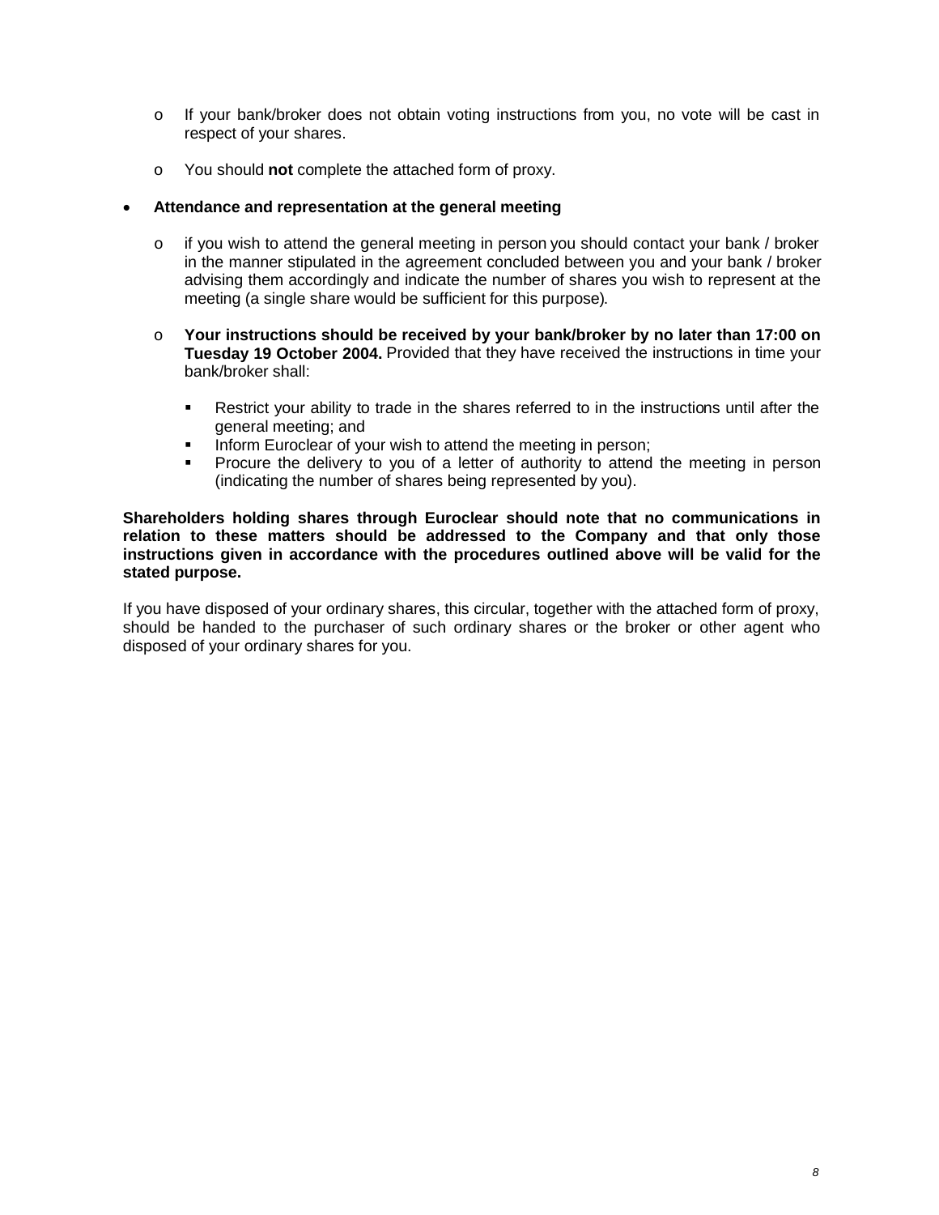- If your bank/broker does not obtain voting instructions from you, no vote will be cast in respect of your shares.

  - You should **not** complete the attached form of proxy.

- **Attendance and representation at the general meeting**

  - if you wish to attend the general meeting in person you should contact your bank / broker in the manner stipulated in the agreement concluded between you and your bank / broker advising them accordingly and indicate the number of shares you wish to represent at the meeting (a single share would be sufficient for this purpose).

  - **Your instructions should be received by your bank/broker by no later than 17:00 on Tuesday 19 October 2004.** Provided that they have received the instructions in time your bank/broker shall:

    - Restrict your ability to trade in the shares referred to in the instructions until after the general meeting; and
    - Inform Euroclear of your wish to attend the meeting in person;
    - Procure the delivery to you of a letter of authority to attend the meeting in person (indicating the number of shares being represented by you).

**Shareholders holding shares through Euroclear should note that no communications in relation to these matters should be addressed to the Company and that only those instructions given in accordance with the procedures outlined above will be valid for the stated purpose.**

If you have disposed of your ordinary shares, this circular, together with the attached form of proxy, should be handed to the purchaser of such ordinary shares or the broker or other agent who disposed of your ordinary shares for you.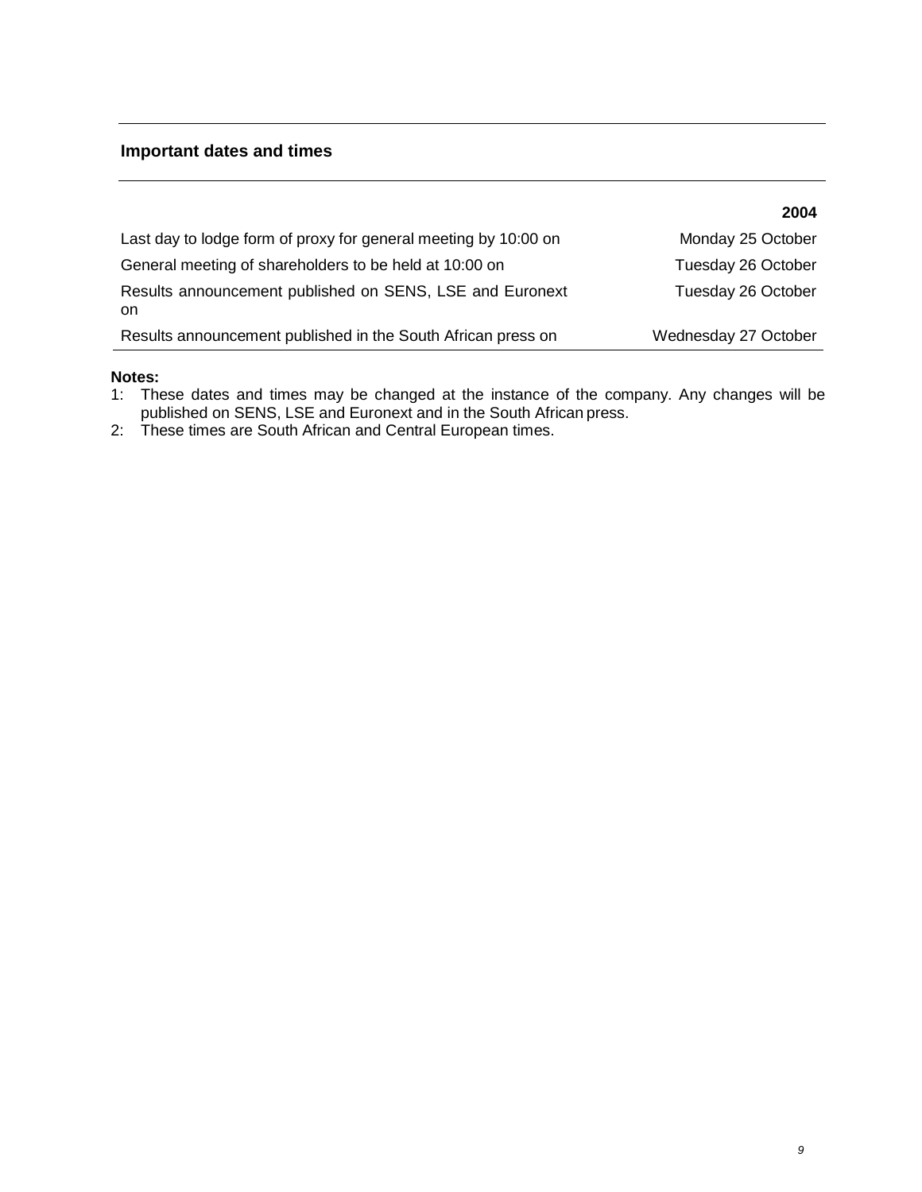## Important dates and times

| | 2004 |
|---|---|
| Last day to lodge form of proxy for general meeting by 10:00 on | Monday 25 October |
| General meeting of shareholders to be held at 10:00 on | Tuesday 26 October |
| Results announcement published on SENS, LSE and Euronext on | Tuesday 26 October |
| Results announcement published in the South African press on | Wednesday 27 October |

**Notes:**

1: These dates and times may be changed at the instance of the company. Any changes will be published on SENS, LSE and Euronext and in the South African press.

2: These times are South African and Central European times.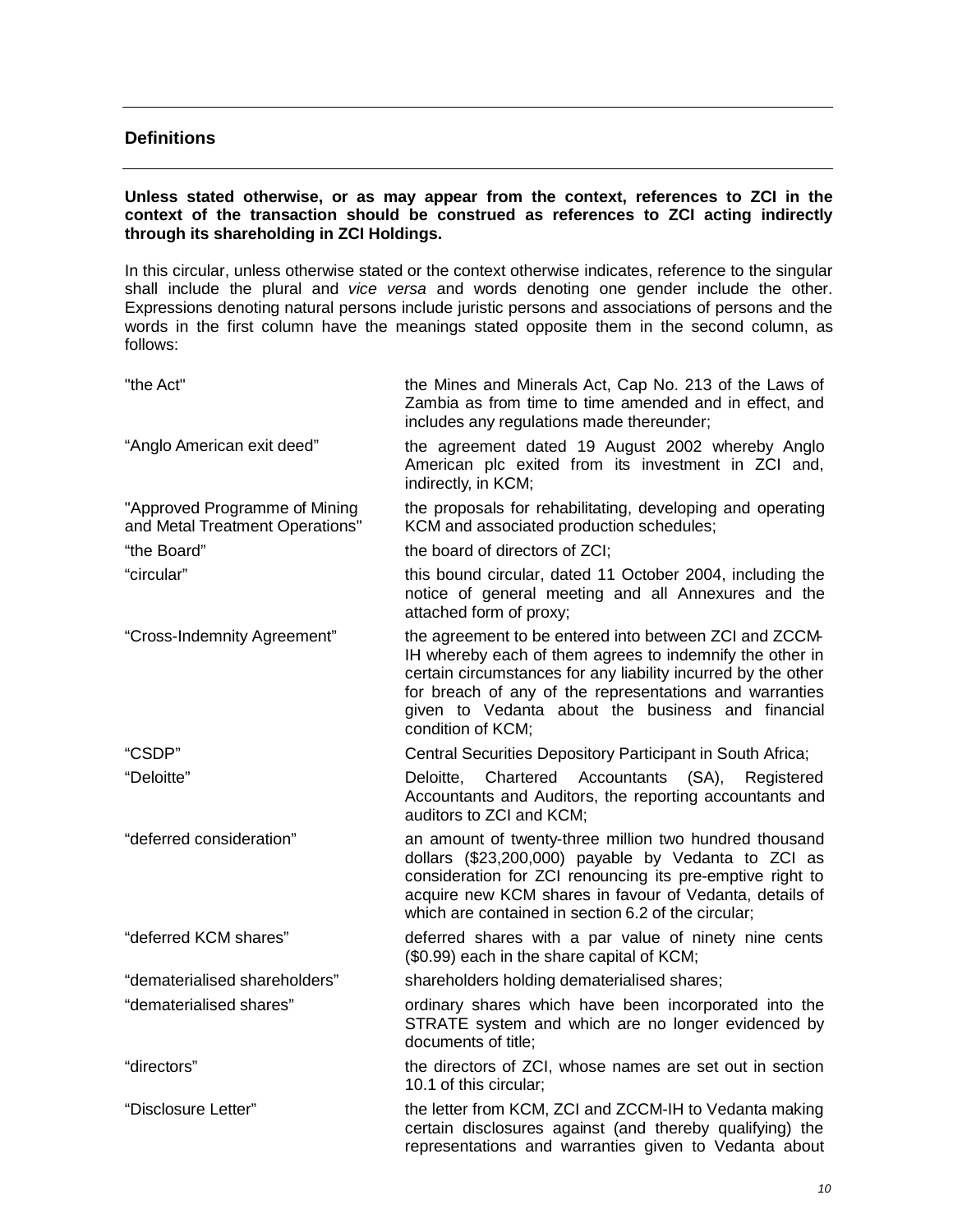## Definitions

**Unless stated otherwise, or as may appear from the context, references to ZCI in the context of the transaction should be construed as references to ZCI acting indirectly through its shareholding in ZCI Holdings.**

In this circular, unless otherwise stated or the context otherwise indicates, reference to the singular shall include the plural and *vice versa* and words denoting one gender include the other. Expressions denoting natural persons include juristic persons and associations of persons and the words in the first column have the meanings stated opposite them in the second column, as follows:

| | |
|---|---|
| "the Act" | the Mines and Minerals Act, Cap No. 213 of the Laws of Zambia as from time to time amended and in effect, and includes any regulations made thereunder; |
| "Anglo American exit deed" | the agreement dated 19 August 2002 whereby Anglo American plc exited from its investment in ZCI and, indirectly, in KCM; |
| "Approved Programme of Mining and Metal Treatment Operations" | the proposals for rehabilitating, developing and operating KCM and associated production schedules; |
| "the Board" | the board of directors of ZCI; |
| "circular" | this bound circular, dated 11 October 2004, including the notice of general meeting and all Annexures and the attached form of proxy; |
| "Cross-Indemnity Agreement" | the agreement to be entered into between ZCI and ZCCM-IH whereby each of them agrees to indemnify the other in certain circumstances for any liability incurred by the other for breach of any of the representations and warranties given to Vedanta about the business and financial condition of KCM; |
| "CSDP" | Central Securities Depository Participant in South Africa; |
| "Deloitte" | Deloitte, Chartered Accountants (SA), Registered Accountants and Auditors, the reporting accountants and auditors to ZCI and KCM; |
| "deferred consideration" | an amount of twenty-three million two hundred thousand dollars ($23,200,000) payable by Vedanta to ZCI as consideration for ZCI renouncing its pre-emptive right to acquire new KCM shares in favour of Vedanta, details of which are contained in section 6.2 of the circular; |
| "deferred KCM shares" | deferred shares with a par value of ninety nine cents ($0.99) each in the share capital of KCM; |
| "dematerialised shareholders" | shareholders holding dematerialised shares; |
| "dematerialised shares" | ordinary shares which have been incorporated into the STRATE system and which are no longer evidenced by documents of title; |
| "directors" | the directors of ZCI, whose names are set out in section 10.1 of this circular; |
| "Disclosure Letter" | the letter from KCM, ZCI and ZCCM-IH to Vedanta making certain disclosures against (and thereby qualifying) the representations and warranties given to Vedanta about |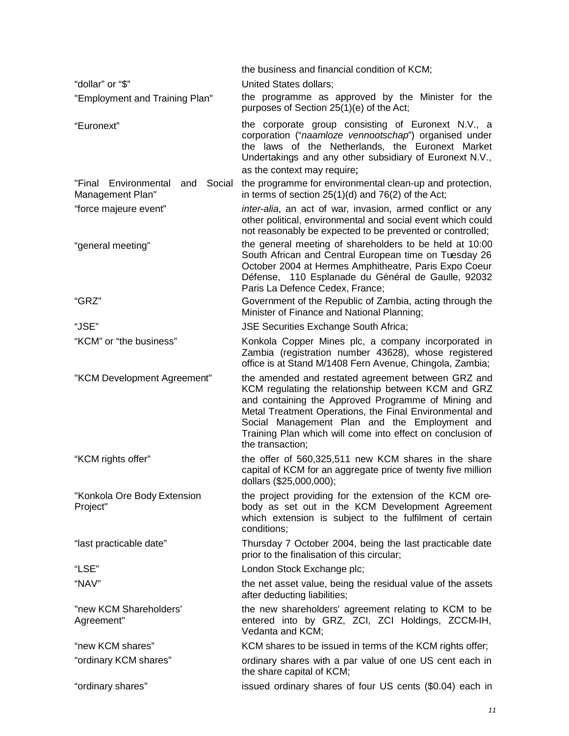| | |
|---|---|
| | the business and financial condition of KCM; |
| “dollar” or “$” | United States dollars; |
| "Employment and Training Plan" | the programme as approved by the Minister for the purposes of Section 25(1)(e) of the Act; |
| “Euronext” | the corporate group consisting of Euronext N.V., a corporation (“*naamloze vennootschap*”) organised under the laws of the Netherlands, the Euronext Market Undertakings and any other subsidiary of Euronext N.V., as the context may require**;** |
| "Final Environmental and Social Management Plan" | the programme for environmental clean-up and protection, in terms of section 25(1)(d) and 76(2) of the Act; |
| “force majeure event” | *inter-alia*, an act of war, invasion, armed conflict or any other political, environmental and social event which could not reasonably be expected to be prevented or controlled; |
| “general meeting” | the general meeting of shareholders to be held at 10:00 South African and Central European time on Tuesday 26 October 2004 at Hermes Amphitheatre, Paris Expo Coeur Défense, 110 Esplanade du Général de Gaulle, 92032 Paris La Defence Cedex, France; |
| “GRZ” | Government of the Republic of Zambia, acting through the Minister of Finance and National Planning; |
| “JSE” | JSE Securities Exchange South Africa; |
| “KCM” or “the business” | Konkola Copper Mines plc, a company incorporated in Zambia (registration number 43628), whose registered office is at Stand M/1408 Fern Avenue, Chingola, Zambia; |
| "KCM Development Agreement" | the amended and restated agreement between GRZ and KCM regulating the relationship between KCM and GRZ and containing the Approved Programme of Mining and Metal Treatment Operations, the Final Environmental and Social Management Plan and the Employment and Training Plan which will come into effect on conclusion of the transaction; |
| “KCM rights offer” | the offer of 560,325,511 new KCM shares in the share capital of KCM for an aggregate price of twenty five million dollars ($25,000,000); |
| "Konkola Ore Body Extension Project" | the project providing for the extension of the KCM ore-body as set out in the KCM Development Agreement which extension is subject to the fulfilment of certain conditions; |
| “last practicable date” | Thursday 7 October 2004, being the last practicable date prior to the finalisation of this circular; |
| “LSE” | London Stock Exchange plc; |
| “NAV” | the net asset value, being the residual value of the assets after deducting liabilities; |
| "new KCM Shareholders' Agreement" | the new shareholders' agreement relating to KCM to be entered into by GRZ, ZCI, ZCI Holdings, ZCCM-IH, Vedanta and KCM; |
| “new KCM shares” | KCM shares to be issued in terms of the KCM rights offer; |
| “ordinary KCM shares” | ordinary shares with a par value of one US cent each in the share capital of KCM; |
| “ordinary shares” | issued ordinary shares of four US cents ($0.04) each in |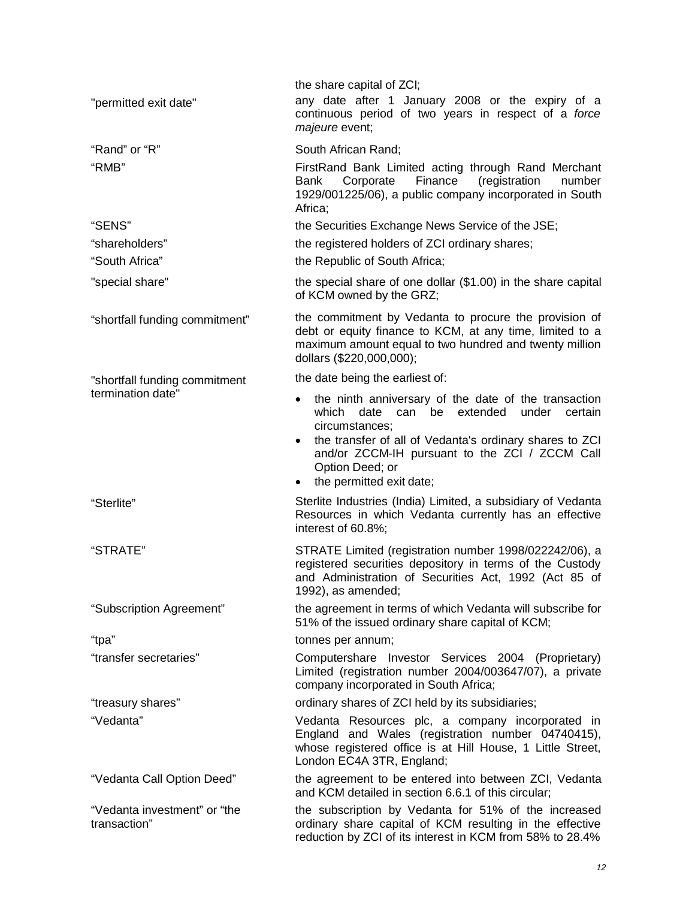| | |
|---|---|
| | the share capital of ZCI; |
| "permitted exit date" | any date after 1 January 2008 or the expiry of a continuous period of two years in respect of a *force majeure* event; |
| “Rand” or “R” | South African Rand; |
| “RMB” | FirstRand Bank Limited acting through Rand Merchant Bank Corporate Finance (registration number 1929/001225/06), a public company incorporated in South Africa; |
| “SENS” | the Securities Exchange News Service of the JSE; |
| “shareholders” | the registered holders of ZCI ordinary shares; |
| “South Africa” | the Republic of South Africa; |
| "special share" | the special share of one dollar ($1.00) in the share capital of KCM owned by the GRZ; |
| “shortfall funding commitment” | the commitment by Vedanta to procure the provision of debt or equity finance to KCM, at any time, limited to a maximum amount equal to two hundred and twenty million dollars ($220,000,000); |
| "shortfall funding commitment termination date" | the date being the earliest of:<br>• the ninth anniversary of the date of the transaction which date can be extended under certain circumstances;<br>• the transfer of all of Vedanta's ordinary shares to ZCI and/or ZCCM-IH pursuant to the ZCI / ZCCM Call Option Deed; or<br>• the permitted exit date; |
| “Sterlite” | Sterlite Industries (India) Limited, a subsidiary of Vedanta Resources in which Vedanta currently has an effective interest of 60.8%; |
| “STRATE” | STRATE Limited (registration number 1998/022242/06), a registered securities depository in terms of the Custody and Administration of Securities Act, 1992 (Act 85 of 1992), as amended; |
| “Subscription Agreement” | the agreement in terms of which Vedanta will subscribe for 51% of the issued ordinary share capital of KCM; |
| “tpa” | tonnes per annum; |
| “transfer secretaries” | Computershare Investor Services 2004 (Proprietary) Limited (registration number 2004/003647/07), a private company incorporated in South Africa; |
| “treasury shares” | ordinary shares of ZCI held by its subsidiaries; |
| “Vedanta” | Vedanta Resources plc, a company incorporated in England and Wales (registration number 04740415), whose registered office is at Hill House, 1 Little Street, London EC4A 3TR, England; |
| “Vedanta Call Option Deed” | the agreement to be entered into between ZCI, Vedanta and KCM detailed in section 6.6.1 of this circular; |
| “Vedanta investment” or “the transaction” | the subscription by Vedanta for 51% of the increased ordinary share capital of KCM resulting in the effective reduction by ZCI of its interest in KCM from 58% to 28.4% |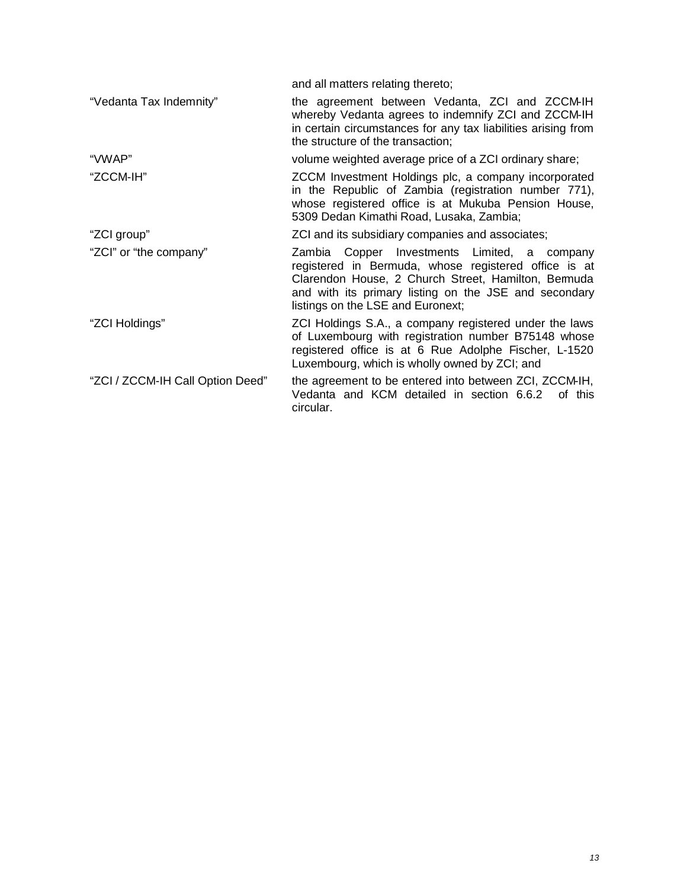| | |
|---|---|
| | and all matters relating thereto; |
| "Vedanta Tax Indemnity" | the agreement between Vedanta, ZCI and ZCCM-IH whereby Vedanta agrees to indemnify ZCI and ZCCM-IH in certain circumstances for any tax liabilities arising from the structure of the transaction; |
| "VWAP" | volume weighted average price of a ZCI ordinary share; |
| "ZCCM-IH" | ZCCM Investment Holdings plc, a company incorporated in the Republic of Zambia (registration number 771), whose registered office is at Mukuba Pension House, 5309 Dedan Kimathi Road, Lusaka, Zambia; |
| "ZCI group" | ZCI and its subsidiary companies and associates; |
| "ZCI" or "the company" | Zambia Copper Investments Limited, a company registered in Bermuda, whose registered office is at Clarendon House, 2 Church Street, Hamilton, Bermuda and with its primary listing on the JSE and secondary listings on the LSE and Euronext; |
| "ZCI Holdings" | ZCI Holdings S.A., a company registered under the laws of Luxembourg with registration number B75148 whose registered office is at 6 Rue Adolphe Fischer, L-1520 Luxembourg, which is wholly owned by ZCI; and |
| "ZCI / ZCCM-IH Call Option Deed" | the agreement to be entered into between ZCI, ZCCM-IH, Vedanta and KCM detailed in section 6.6.2 of this circular. |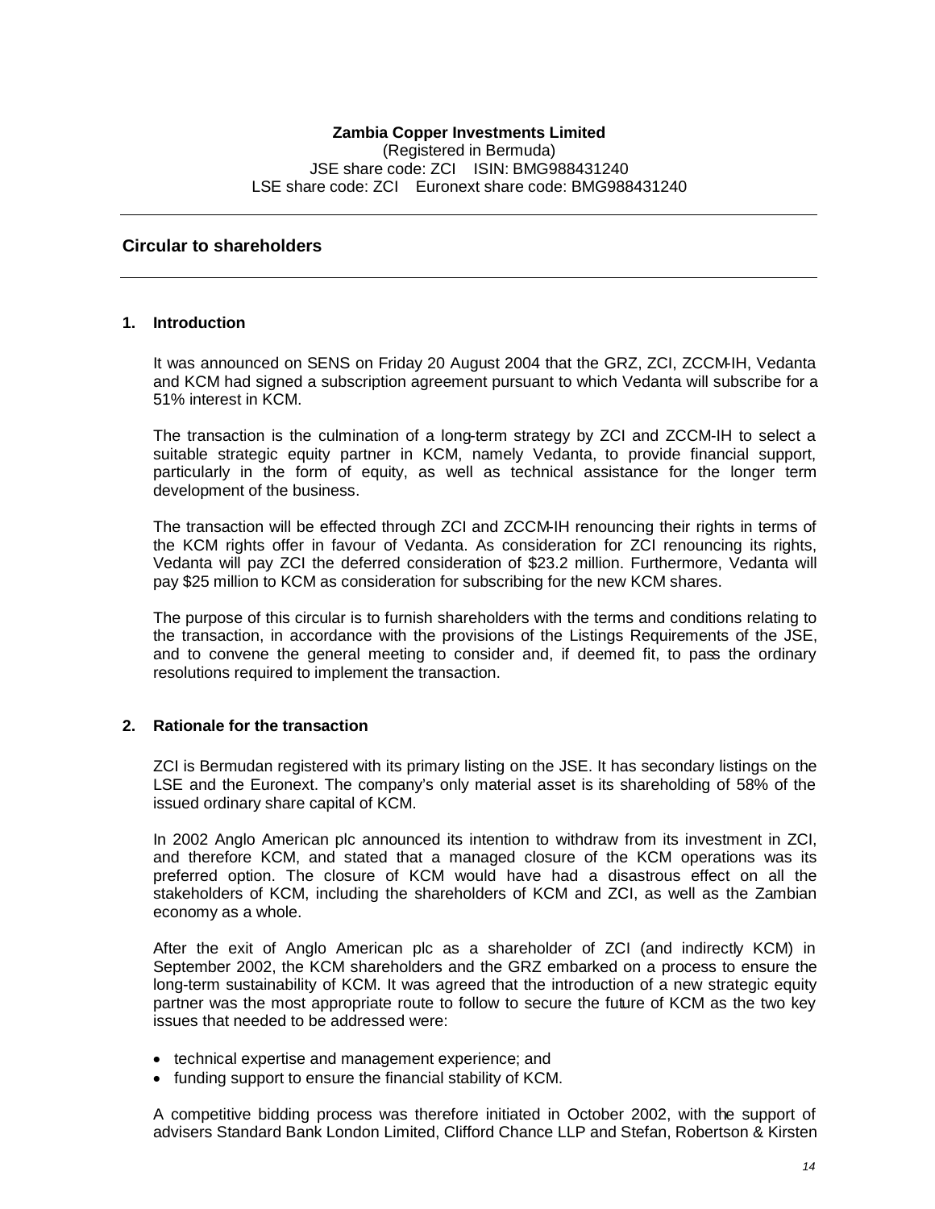**Zambia Copper Investments Limited**
(Registered in Bermuda)
JSE share code: ZCI ISIN: BMG988431240
LSE share code: ZCI Euronext share code: BMG988431240

## Circular to shareholders

### 1. Introduction

It was announced on SENS on Friday 20 August 2004 that the GRZ, ZCI, ZCCM-IH, Vedanta and KCM had signed a subscription agreement pursuant to which Vedanta will subscribe for a 51% interest in KCM.

The transaction is the culmination of a long-term strategy by ZCI and ZCCM-IH to select a suitable strategic equity partner in KCM, namely Vedanta, to provide financial support, particularly in the form of equity, as well as technical assistance for the longer term development of the business.

The transaction will be effected through ZCI and ZCCM-IH renouncing their rights in terms of the KCM rights offer in favour of Vedanta. As consideration for ZCI renouncing its rights, Vedanta will pay ZCI the deferred consideration of $23.2 million. Furthermore, Vedanta will pay $25 million to KCM as consideration for subscribing for the new KCM shares.

The purpose of this circular is to furnish shareholders with the terms and conditions relating to the transaction, in accordance with the provisions of the Listings Requirements of the JSE, and to convene the general meeting to consider and, if deemed fit, to pass the ordinary resolutions required to implement the transaction.

### 2. Rationale for the transaction

ZCI is Bermudan registered with its primary listing on the JSE. It has secondary listings on the LSE and the Euronext. The company's only material asset is its shareholding of 58% of the issued ordinary share capital of KCM.

In 2002 Anglo American plc announced its intention to withdraw from its investment in ZCI, and therefore KCM, and stated that a managed closure of the KCM operations was its preferred option. The closure of KCM would have had a disastrous effect on all the stakeholders of KCM, including the shareholders of KCM and ZCI, as well as the Zambian economy as a whole.

After the exit of Anglo American plc as a shareholder of ZCI (and indirectly KCM) in September 2002, the KCM shareholders and the GRZ embarked on a process to ensure the long-term sustainability of KCM. It was agreed that the introduction of a new strategic equity partner was the most appropriate route to follow to secure the future of KCM as the two key issues that needed to be addressed were:

- technical expertise and management experience; and
- funding support to ensure the financial stability of KCM.

A competitive bidding process was therefore initiated in October 2002, with the support of advisers Standard Bank London Limited, Clifford Chance LLP and Stefan, Robertson & Kirsten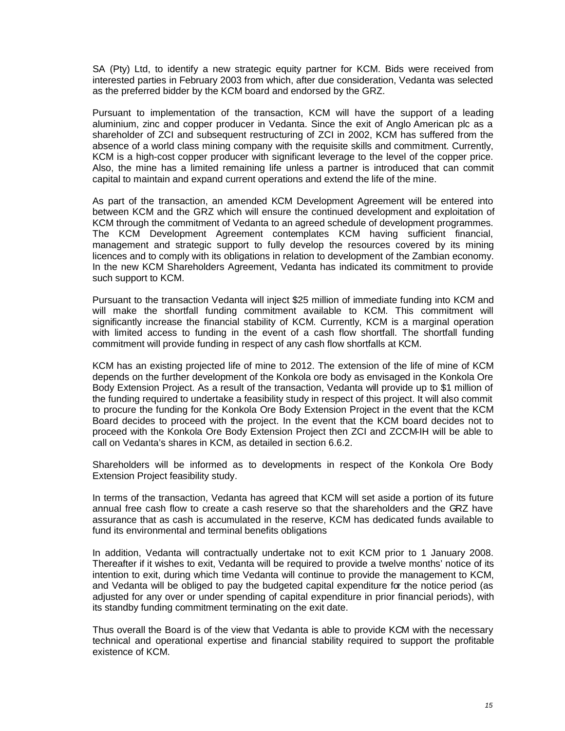SA (Pty) Ltd, to identify a new strategic equity partner for KCM. Bids were received from interested parties in February 2003 from which, after due consideration, Vedanta was selected as the preferred bidder by the KCM board and endorsed by the GRZ.

Pursuant to implementation of the transaction, KCM will have the support of a leading aluminium, zinc and copper producer in Vedanta. Since the exit of Anglo American plc as a shareholder of ZCI and subsequent restructuring of ZCI in 2002, KCM has suffered from the absence of a world class mining company with the requisite skills and commitment. Currently, KCM is a high-cost copper producer with significant leverage to the level of the copper price. Also, the mine has a limited remaining life unless a partner is introduced that can commit capital to maintain and expand current operations and extend the life of the mine.

As part of the transaction, an amended KCM Development Agreement will be entered into between KCM and the GRZ which will ensure the continued development and exploitation of KCM through the commitment of Vedanta to an agreed schedule of development programmes. The KCM Development Agreement contemplates KCM having sufficient financial, management and strategic support to fully develop the resources covered by its mining licences and to comply with its obligations in relation to development of the Zambian economy. In the new KCM Shareholders Agreement, Vedanta has indicated its commitment to provide such support to KCM.

Pursuant to the transaction Vedanta will inject \$25 million of immediate funding into KCM and will make the shortfall funding commitment available to KCM. This commitment will significantly increase the financial stability of KCM. Currently, KCM is a marginal operation with limited access to funding in the event of a cash flow shortfall. The shortfall funding commitment will provide funding in respect of any cash flow shortfalls at KCM.

KCM has an existing projected life of mine to 2012. The extension of the life of mine of KCM depends on the further development of the Konkola ore body as envisaged in the Konkola Ore Body Extension Project. As a result of the transaction, Vedanta will provide up to \$1 million of the funding required to undertake a feasibility study in respect of this project. It will also commit to procure the funding for the Konkola Ore Body Extension Project in the event that the KCM Board decides to proceed with the project. In the event that the KCM board decides not to proceed with the Konkola Ore Body Extension Project then ZCI and ZCCM-IH will be able to call on Vedanta's shares in KCM, as detailed in section 6.6.2.

Shareholders will be informed as to developments in respect of the Konkola Ore Body Extension Project feasibility study.

In terms of the transaction, Vedanta has agreed that KCM will set aside a portion of its future annual free cash flow to create a cash reserve so that the shareholders and the GRZ have assurance that as cash is accumulated in the reserve, KCM has dedicated funds available to fund its environmental and terminal benefits obligations

In addition, Vedanta will contractually undertake not to exit KCM prior to 1 January 2008. Thereafter if it wishes to exit, Vedanta will be required to provide a twelve months' notice of its intention to exit, during which time Vedanta will continue to provide the management to KCM, and Vedanta will be obliged to pay the budgeted capital expenditure for the notice period (as adjusted for any over or under spending of capital expenditure in prior financial periods), with its standby funding commitment terminating on the exit date.

Thus overall the Board is of the view that Vedanta is able to provide KCM with the necessary technical and operational expertise and financial stability required to support the profitable existence of KCM.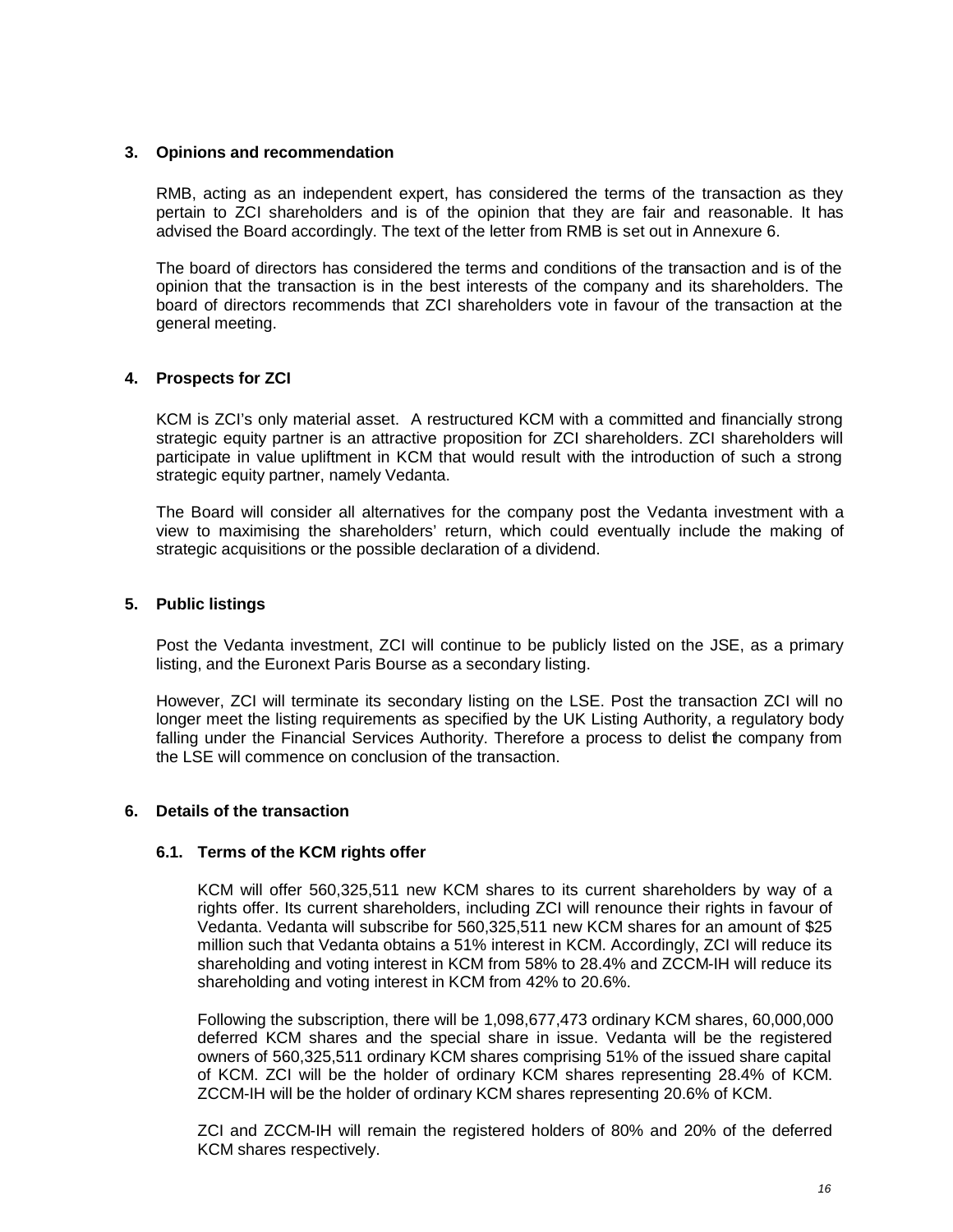## 3. Opinions and recommendation

RMB, acting as an independent expert, has considered the terms of the transaction as they pertain to ZCI shareholders and is of the opinion that they are fair and reasonable. It has advised the Board accordingly. The text of the letter from RMB is set out in Annexure 6.

The board of directors has considered the terms and conditions of the transaction and is of the opinion that the transaction is in the best interests of the company and its shareholders. The board of directors recommends that ZCI shareholders vote in favour of the transaction at the general meeting.

## 4. Prospects for ZCI

KCM is ZCI's only material asset. A restructured KCM with a committed and financially strong strategic equity partner is an attractive proposition for ZCI shareholders. ZCI shareholders will participate in value upliftment in KCM that would result with the introduction of such a strong strategic equity partner, namely Vedanta.

The Board will consider all alternatives for the company post the Vedanta investment with a view to maximising the shareholders' return, which could eventually include the making of strategic acquisitions or the possible declaration of a dividend.

## 5. Public listings

Post the Vedanta investment, ZCI will continue to be publicly listed on the JSE, as a primary listing, and the Euronext Paris Bourse as a secondary listing.

However, ZCI will terminate its secondary listing on the LSE. Post the transaction ZCI will no longer meet the listing requirements as specified by the UK Listing Authority, a regulatory body falling under the Financial Services Authority. Therefore a process to delist the company from the LSE will commence on conclusion of the transaction.

## 6. Details of the transaction

### 6.1. Terms of the KCM rights offer

KCM will offer 560,325,511 new KCM shares to its current shareholders by way of a rights offer. Its current shareholders, including ZCI will renounce their rights in favour of Vedanta. Vedanta will subscribe for 560,325,511 new KCM shares for an amount of $25 million such that Vedanta obtains a 51% interest in KCM. Accordingly, ZCI will reduce its shareholding and voting interest in KCM from 58% to 28.4% and ZCCM-IH will reduce its shareholding and voting interest in KCM from 42% to 20.6%.

Following the subscription, there will be 1,098,677,473 ordinary KCM shares, 60,000,000 deferred KCM shares and the special share in issue. Vedanta will be the registered owners of 560,325,511 ordinary KCM shares comprising 51% of the issued share capital of KCM. ZCI will be the holder of ordinary KCM shares representing 28.4% of KCM. ZCCM-IH will be the holder of ordinary KCM shares representing 20.6% of KCM.

ZCI and ZCCM-IH will remain the registered holders of 80% and 20% of the deferred KCM shares respectively.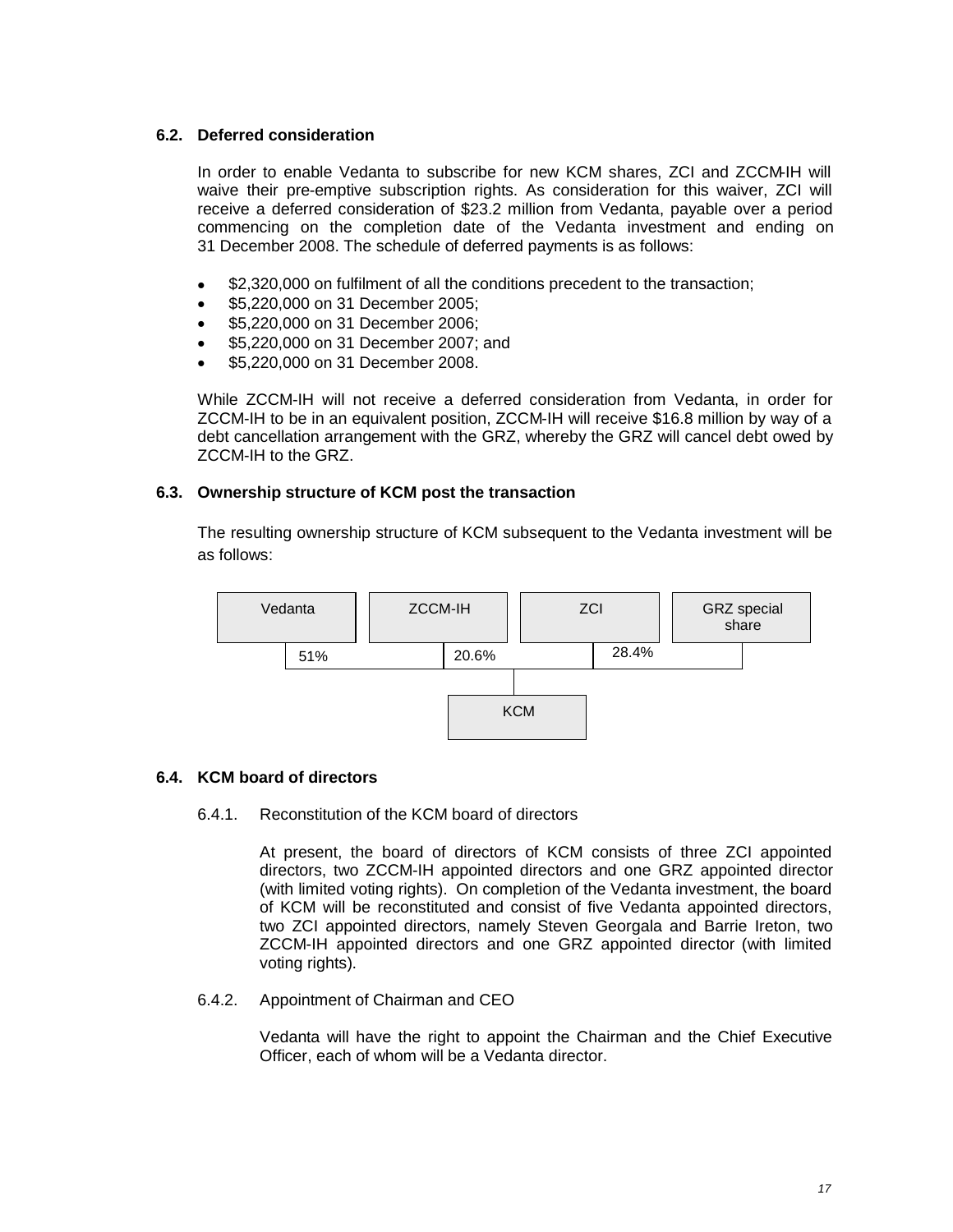### 6.2. Deferred consideration

In order to enable Vedanta to subscribe for new KCM shares, ZCI and ZCCM-IH will waive their pre-emptive subscription rights. As consideration for this waiver, ZCI will receive a deferred consideration of $23.2 million from Vedanta, payable over a period commencing on the completion date of the Vedanta investment and ending on 31 December 2008. The schedule of deferred payments is as follows:

- $2,320,000 on fulfilment of all the conditions precedent to the transaction;
- $5,220,000 on 31 December 2005;
- $5,220,000 on 31 December 2006;
- $5,220,000 on 31 December 2007; and
- $5,220,000 on 31 December 2008.

While ZCCM-IH will not receive a deferred consideration from Vedanta, in order for ZCCM-IH to be in an equivalent position, ZCCM-IH will receive $16.8 million by way of a debt cancellation arrangement with the GRZ, whereby the GRZ will cancel debt owed by ZCCM-IH to the GRZ.

### 6.3. Ownership structure of KCM post the transaction

The resulting ownership structure of KCM subsequent to the Vedanta investment will be as follows:

| Vedanta | ZCCM-IH | ZCI | GRZ special share |
|---|---|---|---|
| 51% | 20.6% | 28.4% | |

KCM

### 6.4. KCM board of directors

6.4.1. Reconstitution of the KCM board of directors

At present, the board of directors of KCM consists of three ZCI appointed directors, two ZCCM-IH appointed directors and one GRZ appointed director (with limited voting rights). On completion of the Vedanta investment, the board of KCM will be reconstituted and consist of five Vedanta appointed directors, two ZCI appointed directors, namely Steven Georgala and Barrie Ireton, two ZCCM-IH appointed directors and one GRZ appointed director (with limited voting rights).

6.4.2. Appointment of Chairman and CEO

Vedanta will have the right to appoint the Chairman and the Chief Executive Officer, each of whom will be a Vedanta director.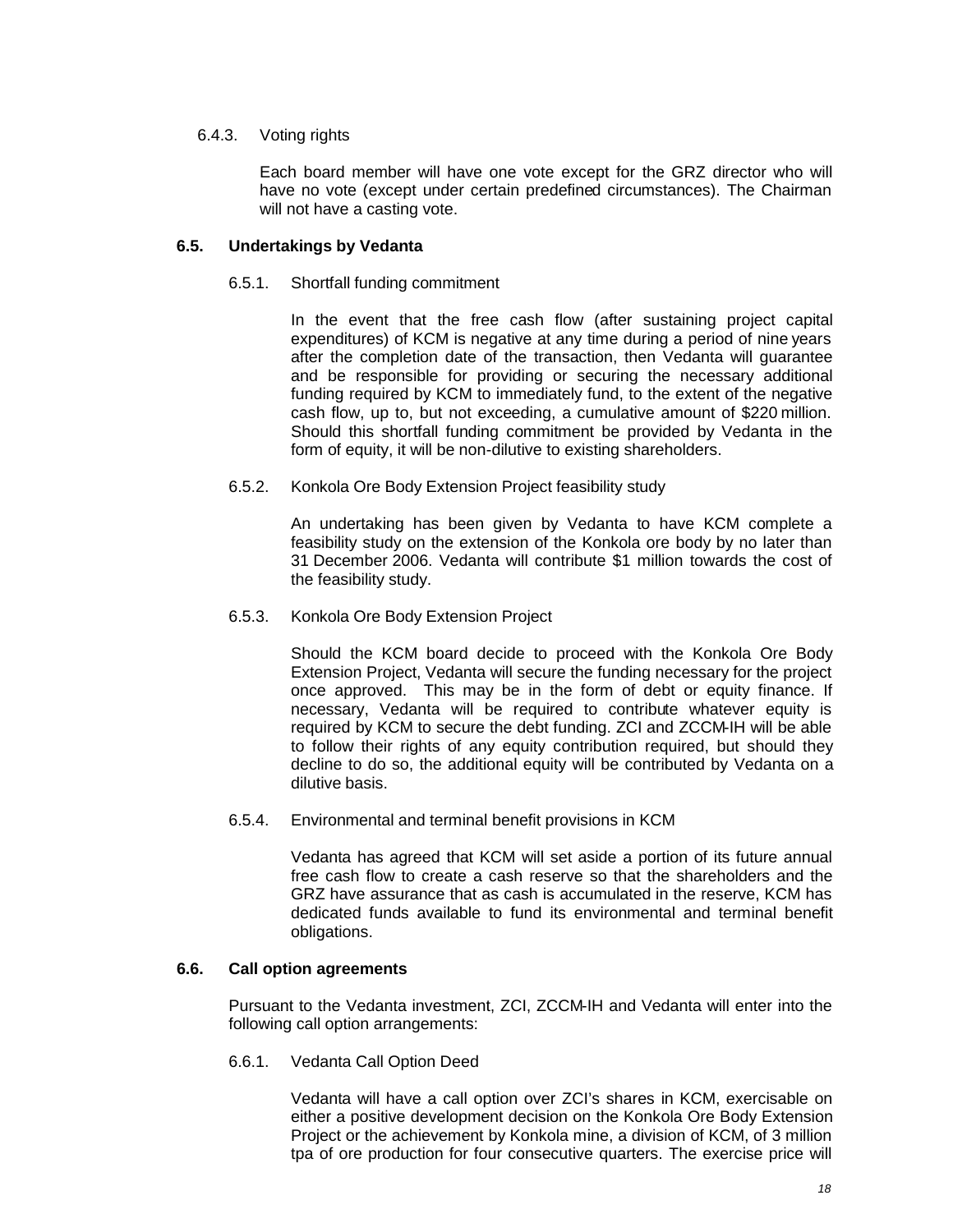#### 6.4.3. Voting rights

Each board member will have one vote except for the GRZ director who will have no vote (except under certain predefined circumstances). The Chairman will not have a casting vote.

### 6.5. Undertakings by Vedanta

#### 6.5.1. Shortfall funding commitment

In the event that the free cash flow (after sustaining project capital expenditures) of KCM is negative at any time during a period of nine years after the completion date of the transaction, then Vedanta will guarantee and be responsible for providing or securing the necessary additional funding required by KCM to immediately fund, to the extent of the negative cash flow, up to, but not exceeding, a cumulative amount of $220 million. Should this shortfall funding commitment be provided by Vedanta in the form of equity, it will be non-dilutive to existing shareholders.

#### 6.5.2. Konkola Ore Body Extension Project feasibility study

An undertaking has been given by Vedanta to have KCM complete a feasibility study on the extension of the Konkola ore body by no later than 31 December 2006. Vedanta will contribute $1 million towards the cost of the feasibility study.

#### 6.5.3. Konkola Ore Body Extension Project

Should the KCM board decide to proceed with the Konkola Ore Body Extension Project, Vedanta will secure the funding necessary for the project once approved. This may be in the form of debt or equity finance. If necessary, Vedanta will be required to contribute whatever equity is required by KCM to secure the debt funding. ZCI and ZCCM-IH will be able to follow their rights of any equity contribution required, but should they decline to do so, the additional equity will be contributed by Vedanta on a dilutive basis.

#### 6.5.4. Environmental and terminal benefit provisions in KCM

Vedanta has agreed that KCM will set aside a portion of its future annual free cash flow to create a cash reserve so that the shareholders and the GRZ have assurance that as cash is accumulated in the reserve, KCM has dedicated funds available to fund its environmental and terminal benefit obligations.

### 6.6. Call option agreements

Pursuant to the Vedanta investment, ZCI, ZCCM-IH and Vedanta will enter into the following call option arrangements:

#### 6.6.1. Vedanta Call Option Deed

Vedanta will have a call option over ZCI's shares in KCM, exercisable on either a positive development decision on the Konkola Ore Body Extension Project or the achievement by Konkola mine, a division of KCM, of 3 million tpa of ore production for four consecutive quarters. The exercise price will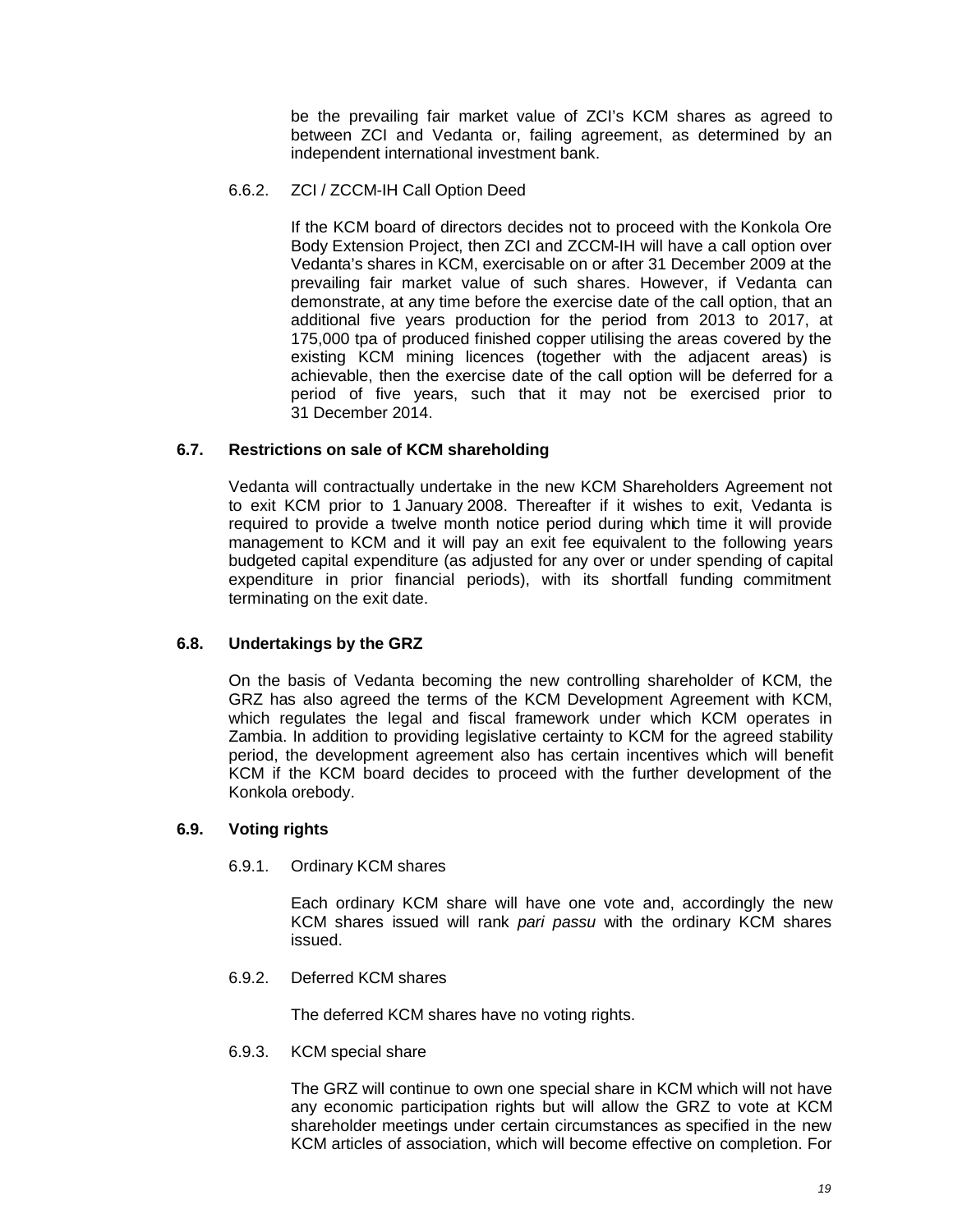be the prevailing fair market value of ZCI's KCM shares as agreed to between ZCI and Vedanta or, failing agreement, as determined by an independent international investment bank.

6.6.2. ZCI / ZCCM-IH Call Option Deed

If the KCM board of directors decides not to proceed with the Konkola Ore Body Extension Project, then ZCI and ZCCM-IH will have a call option over Vedanta's shares in KCM, exercisable on or after 31 December 2009 at the prevailing fair market value of such shares. However, if Vedanta can demonstrate, at any time before the exercise date of the call option, that an additional five years production for the period from 2013 to 2017, at 175,000 tpa of produced finished copper utilising the areas covered by the existing KCM mining licences (together with the adjacent areas) is achievable, then the exercise date of the call option will be deferred for a period of five years, such that it may not be exercised prior to 31 December 2014.

### 6.7. Restrictions on sale of KCM shareholding

Vedanta will contractually undertake in the new KCM Shareholders Agreement not to exit KCM prior to 1 January 2008. Thereafter if it wishes to exit, Vedanta is required to provide a twelve month notice period during which time it will provide management to KCM and it will pay an exit fee equivalent to the following years budgeted capital expenditure (as adjusted for any over or under spending of capital expenditure in prior financial periods), with its shortfall funding commitment terminating on the exit date.

### 6.8. Undertakings by the GRZ

On the basis of Vedanta becoming the new controlling shareholder of KCM, the GRZ has also agreed the terms of the KCM Development Agreement with KCM, which regulates the legal and fiscal framework under which KCM operates in Zambia. In addition to providing legislative certainty to KCM for the agreed stability period, the development agreement also has certain incentives which will benefit KCM if the KCM board decides to proceed with the further development of the Konkola orebody.

### 6.9. Voting rights

6.9.1. Ordinary KCM shares

Each ordinary KCM share will have one vote and, accordingly the new KCM shares issued will rank *pari passu* with the ordinary KCM shares issued.

6.9.2. Deferred KCM shares

The deferred KCM shares have no voting rights.

6.9.3. KCM special share

The GRZ will continue to own one special share in KCM which will not have any economic participation rights but will allow the GRZ to vote at KCM shareholder meetings under certain circumstances as specified in the new KCM articles of association, which will become effective on completion. For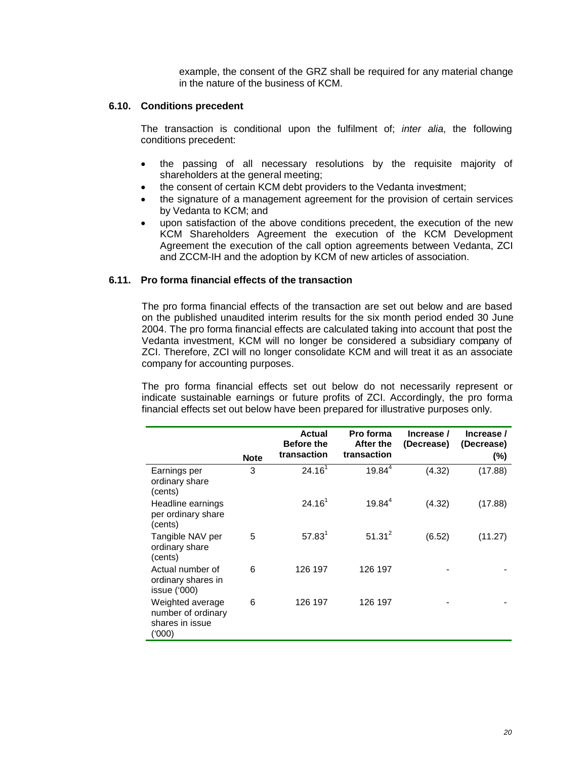example, the consent of the GRZ shall be required for any material change in the nature of the business of KCM.

### 6.10. Conditions precedent

The transaction is conditional upon the fulfilment of; *inter alia*, the following conditions precedent:

- the passing of all necessary resolutions by the requisite majority of shareholders at the general meeting;
- the consent of certain KCM debt providers to the Vedanta investment;
- the signature of a management agreement for the provision of certain services by Vedanta to KCM; and
- upon satisfaction of the above conditions precedent, the execution of the new KCM Shareholders Agreement the execution of the KCM Development Agreement the execution of the call option agreements between Vedanta, ZCI and ZCCM-IH and the adoption by KCM of new articles of association.

### 6.11. Pro forma financial effects of the transaction

The pro forma financial effects of the transaction are set out below and are based on the published unaudited interim results for the six month period ended 30 June 2004. The pro forma financial effects are calculated taking into account that post the Vedanta investment, KCM will no longer be considered a subsidiary company of ZCI. Therefore, ZCI will no longer consolidate KCM and will treat it as an associate company for accounting purposes.

The pro forma financial effects set out below do not necessarily represent or indicate sustainable earnings or future profits of ZCI. Accordingly, the pro forma financial effects set out below have been prepared for illustrative purposes only.

| | Note | Actual Before the transaction | Pro forma After the transaction | Increase / (Decrease) | Increase / (Decrease) (%) |
|---|---|---|---|---|---|
| Earnings per ordinary share (cents) | 3 | 24.16[1] | 19.84[4] | (4.32) | (17.88) |
| Headline earnings per ordinary share (cents) | | 24.16[1] | 19.84[4] | (4.32) | (17.88) |
| Tangible NAV per ordinary share (cents) | 5 | 57.83[1] | 51.31[2] | (6.52) | (11.27) |
| Actual number of ordinary shares in issue ('000) | 6 | 126 197 | 126 197 | - | - |
| Weighted average number of ordinary shares in issue ('000) | 6 | 126 197 | 126 197 | - | - |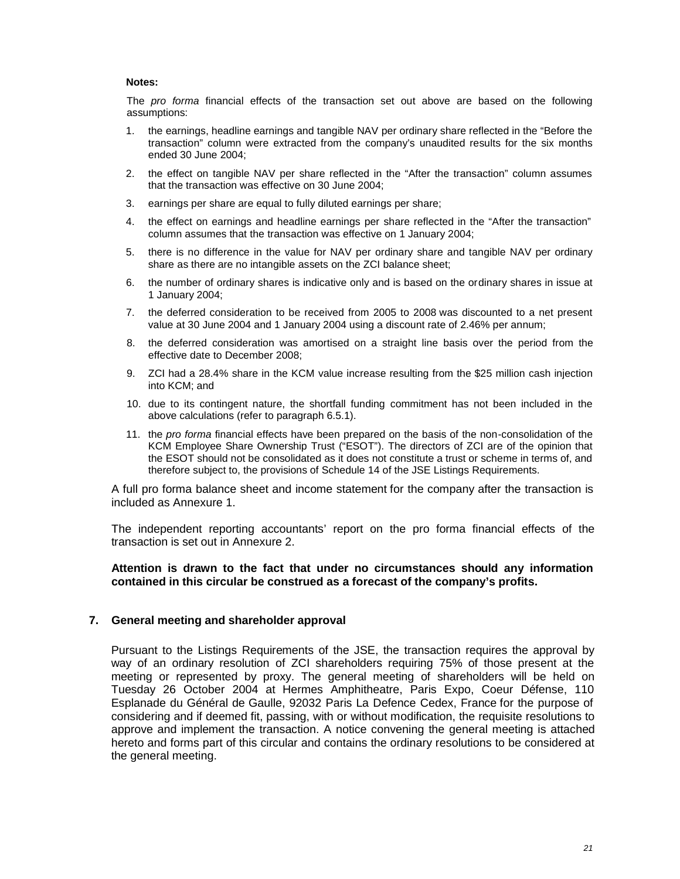**Notes:**

The *pro forma* financial effects of the transaction set out above are based on the following assumptions:

1. the earnings, headline earnings and tangible NAV per ordinary share reflected in the "Before the transaction" column were extracted from the company's unaudited results for the six months ended 30 June 2004;
2. the effect on tangible NAV per share reflected in the "After the transaction" column assumes that the transaction was effective on 30 June 2004;
3. earnings per share are equal to fully diluted earnings per share;
4. the effect on earnings and headline earnings per share reflected in the "After the transaction" column assumes that the transaction was effective on 1 January 2004;
5. there is no difference in the value for NAV per ordinary share and tangible NAV per ordinary share as there are no intangible assets on the ZCI balance sheet;
6. the number of ordinary shares is indicative only and is based on the ordinary shares in issue at 1 January 2004;
7. the deferred consideration to be received from 2005 to 2008 was discounted to a net present value at 30 June 2004 and 1 January 2004 using a discount rate of 2.46% per annum;
8. the deferred consideration was amortised on a straight line basis over the period from the effective date to December 2008;
9. ZCI had a 28.4% share in the KCM value increase resulting from the $25 million cash injection into KCM; and
10. due to its contingent nature, the shortfall funding commitment has not been included in the above calculations (refer to paragraph 6.5.1).
11. the *pro forma* financial effects have been prepared on the basis of the non-consolidation of the KCM Employee Share Ownership Trust ("ESOT"). The directors of ZCI are of the opinion that the ESOT should not be consolidated as it does not constitute a trust or scheme in terms of, and therefore subject to, the provisions of Schedule 14 of the JSE Listings Requirements.

A full pro forma balance sheet and income statement for the company after the transaction is included as Annexure 1.

The independent reporting accountants' report on the pro forma financial effects of the transaction is set out in Annexure 2.

**Attention is drawn to the fact that under no circumstances should any information contained in this circular be construed as a forecast of the company's profits.**

## 7. General meeting and shareholder approval

Pursuant to the Listings Requirements of the JSE, the transaction requires the approval by way of an ordinary resolution of ZCI shareholders requiring 75% of those present at the meeting or represented by proxy. The general meeting of shareholders will be held on Tuesday 26 October 2004 at Hermes Amphitheatre, Paris Expo, Coeur Défense, 110 Esplanade du Général de Gaulle, 92032 Paris La Defence Cedex, France for the purpose of considering and if deemed fit, passing, with or without modification, the requisite resolutions to approve and implement the transaction. A notice convening the general meeting is attached hereto and forms part of this circular and contains the ordinary resolutions to be considered at the general meeting.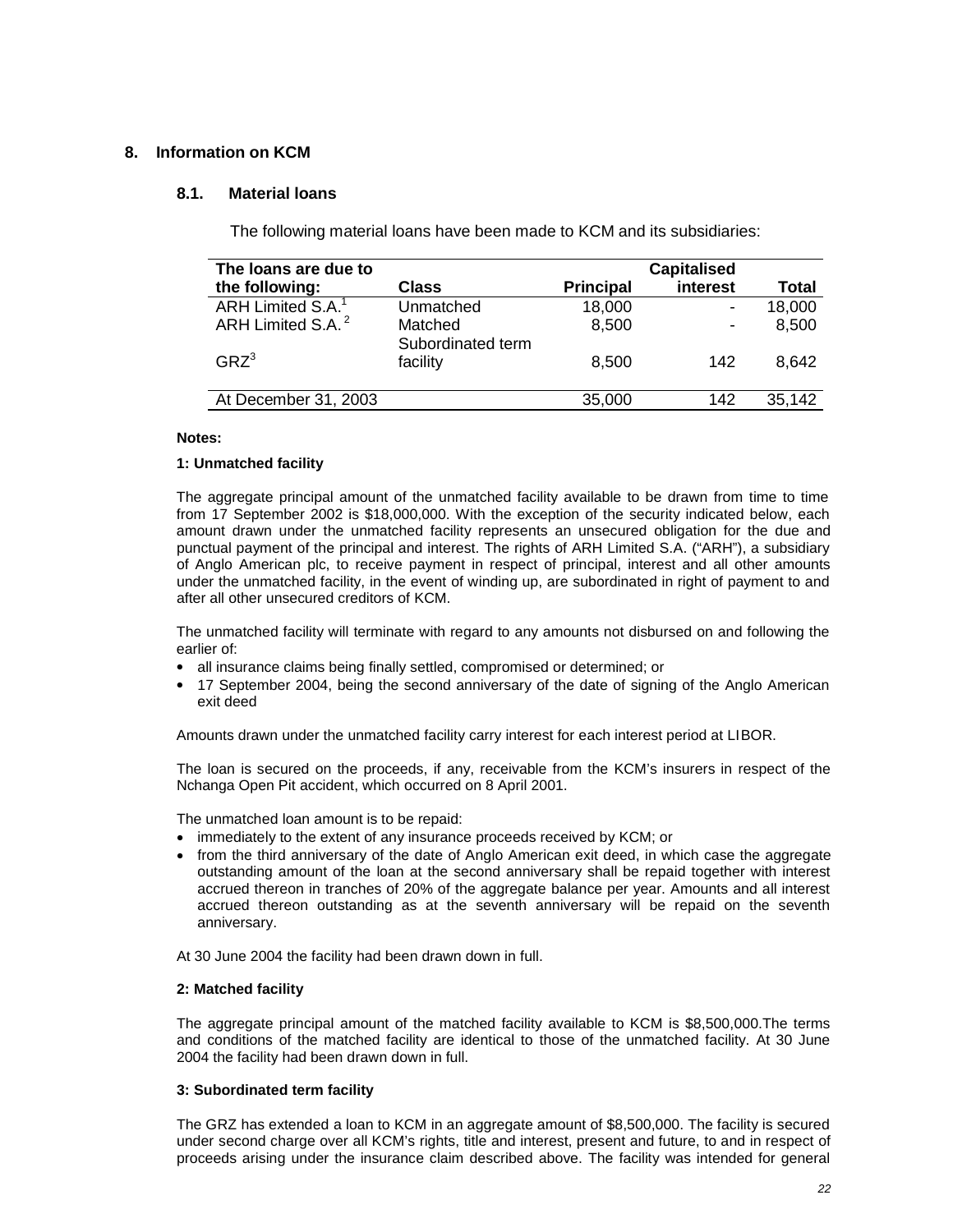## 8. Information on KCM

### 8.1. Material loans

The following material loans have been made to KCM and its subsidiaries:

| The loans are due to the following: | Class | Principal | Capitalised interest | Total |
|---|---|---|---|---|
| ARH Limited S.A.[1] | Unmatched | 18,000 | - | 18,000 |
| ARH Limited S.A.[2] | Matched | 8,500 | - | 8,500 |
| GRZ[3] | Subordinated term facility | 8,500 | 142 | 8,642 |
| At December 31, 2003 | | 35,000 | 142 | 35,142 |

**Notes:**

**1: Unmatched facility**

The aggregate principal amount of the unmatched facility available to be drawn from time to time from 17 September 2002 is $18,000,000. With the exception of the security indicated below, each amount drawn under the unmatched facility represents an unsecured obligation for the due and punctual payment of the principal and interest. The rights of ARH Limited S.A. ("ARH"), a subsidiary of Anglo American plc, to receive payment in respect of principal, interest and all other amounts under the unmatched facility, in the event of winding up, are subordinated in right of payment to and after all other unsecured creditors of KCM.

The unmatched facility will terminate with regard to any amounts not disbursed on and following the earlier of:

- all insurance claims being finally settled, compromised or determined; or
- 17 September 2004, being the second anniversary of the date of signing of the Anglo American exit deed

Amounts drawn under the unmatched facility carry interest for each interest period at LIBOR.

The loan is secured on the proceeds, if any, receivable from the KCM's insurers in respect of the Nchanga Open Pit accident, which occurred on 8 April 2001.

The unmatched loan amount is to be repaid:

- immediately to the extent of any insurance proceeds received by KCM; or
- from the third anniversary of the date of Anglo American exit deed, in which case the aggregate outstanding amount of the loan at the second anniversary shall be repaid together with interest accrued thereon in tranches of 20% of the aggregate balance per year. Amounts and all interest accrued thereon outstanding as at the seventh anniversary will be repaid on the seventh anniversary.

At 30 June 2004 the facility had been drawn down in full.

**2: Matched facility**

The aggregate principal amount of the matched facility available to KCM is $8,500,000.The terms and conditions of the matched facility are identical to those of the unmatched facility. At 30 June 2004 the facility had been drawn down in full.

**3: Subordinated term facility**

The GRZ has extended a loan to KCM in an aggregate amount of $8,500,000. The facility is secured under second charge over all KCM's rights, title and interest, present and future, to and in respect of proceeds arising under the insurance claim described above. The facility was intended for general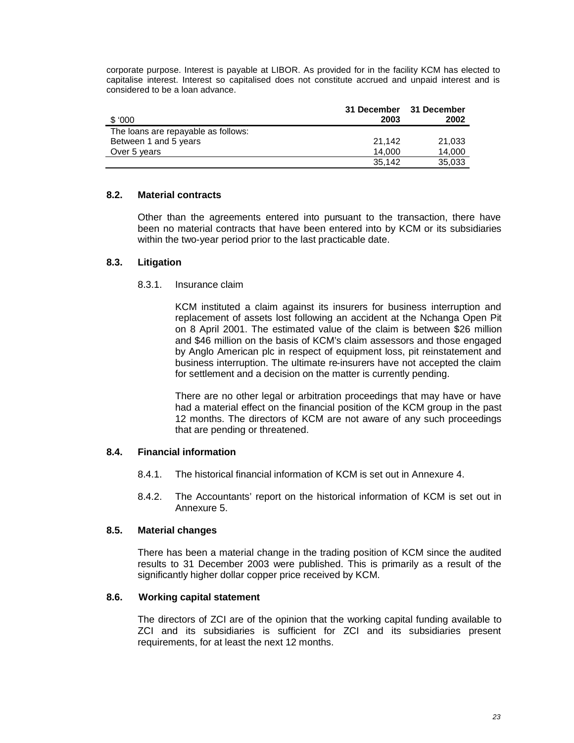corporate purpose. Interest is payable at LIBOR. As provided for in the facility KCM has elected to capitalise interest. Interest so capitalised does not constitute accrued and unpaid interest and is considered to be a loan advance.

| $ '000 | 31 December 2003 | 31 December 2002 |
|---|---|---|
| The loans are repayable as follows: | | |
| Between 1 and 5 years | 21,142 | 21,033 |
| Over 5 years | 14,000 | 14,000 |
| | 35,142 | 35,033 |

### 8.2. Material contracts

Other than the agreements entered into pursuant to the transaction, there have been no material contracts that have been entered into by KCM or its subsidiaries within the two-year period prior to the last practicable date.

### 8.3. Litigation

8.3.1. Insurance claim

KCM instituted a claim against its insurers for business interruption and replacement of assets lost following an accident at the Nchanga Open Pit on 8 April 2001. The estimated value of the claim is between $26 million and $46 million on the basis of KCM's claim assessors and those engaged by Anglo American plc in respect of equipment loss, pit reinstatement and business interruption. The ultimate re-insurers have not accepted the claim for settlement and a decision on the matter is currently pending.

There are no other legal or arbitration proceedings that may have or have had a material effect on the financial position of the KCM group in the past 12 months. The directors of KCM are not aware of any such proceedings that are pending or threatened.

### 8.4. Financial information

8.4.1. The historical financial information of KCM is set out in Annexure 4.

8.4.2. The Accountants' report on the historical information of KCM is set out in Annexure 5.

### 8.5. Material changes

There has been a material change in the trading position of KCM since the audited results to 31 December 2003 were published. This is primarily as a result of the significantly higher dollar copper price received by KCM.

### 8.6. Working capital statement

The directors of ZCI are of the opinion that the working capital funding available to ZCI and its subsidiaries is sufficient for ZCI and its subsidiaries present requirements, for at least the next 12 months.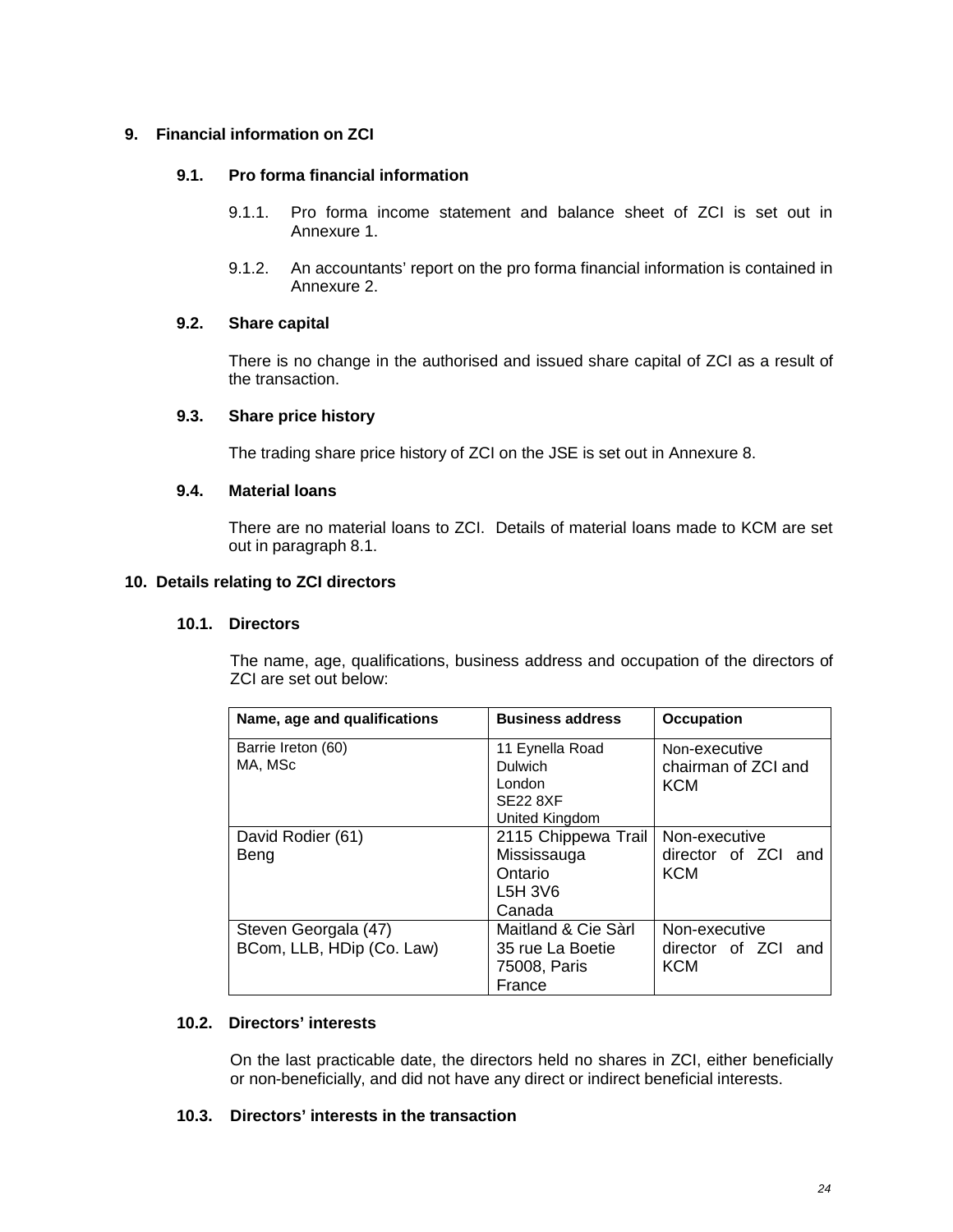## 9. Financial information on ZCI

### 9.1. Pro forma financial information

9.1.1. Pro forma income statement and balance sheet of ZCI is set out in Annexure 1.

9.1.2. An accountants' report on the pro forma financial information is contained in Annexure 2.

### 9.2. Share capital

There is no change in the authorised and issued share capital of ZCI as a result of the transaction.

### 9.3. Share price history

The trading share price history of ZCI on the JSE is set out in Annexure 8.

### 9.4. Material loans

There are no material loans to ZCI. Details of material loans made to KCM are set out in paragraph 8.1.

## 10. Details relating to ZCI directors

### 10.1. Directors

The name, age, qualifications, business address and occupation of the directors of ZCI are set out below:

| Name, age and qualifications | Business address | Occupation |
|---|---|---|
| Barrie Ireton (60)<br>MA, MSc | 11 Eynella Road<br>Dulwich<br>London<br>SE22 8XF<br>United Kingdom | Non-executive chairman of ZCI and KCM |
| David Rodier (61)<br>Beng | 2115 Chippewa Trail<br>Mississauga<br>Ontario<br>L5H 3V6<br>Canada | Non-executive director of ZCI and KCM |
| Steven Georgala (47)<br>BCom, LLB, HDip (Co. Law) | Maitland & Cie Sàrl<br>35 rue La Boetie<br>75008, Paris<br>France | Non-executive director of ZCI and KCM |

### 10.2. Directors' interests

On the last practicable date, the directors held no shares in ZCI, either beneficially or non-beneficially, and did not have any direct or indirect beneficial interests.

### 10.3. Directors' interests in the transaction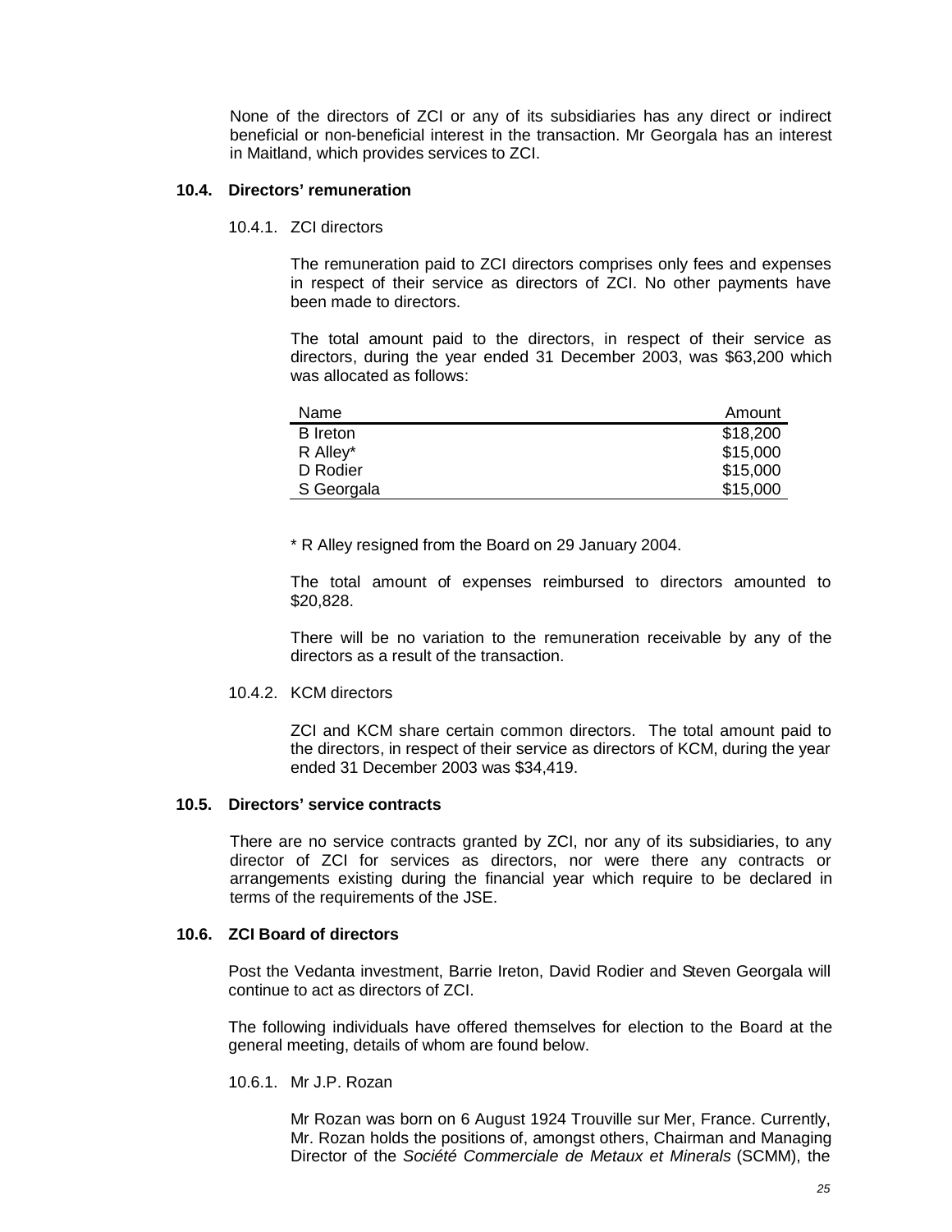None of the directors of ZCI or any of its subsidiaries has any direct or indirect beneficial or non-beneficial interest in the transaction. Mr Georgala has an interest in Maitland, which provides services to ZCI.

### 10.4. Directors' remuneration

#### 10.4.1. ZCI directors

The remuneration paid to ZCI directors comprises only fees and expenses in respect of their service as directors of ZCI. No other payments have been made to directors.

The total amount paid to the directors, in respect of their service as directors, during the year ended 31 December 2003, was $63,200 which was allocated as follows:

| Name | Amount |
|---|---:|
| B Ireton | $18,200 |
| R Alley* | $15,000 |
| D Rodier | $15,000 |
| S Georgala | $15,000 |

\* R Alley resigned from the Board on 29 January 2004.

The total amount of expenses reimbursed to directors amounted to $20,828.

There will be no variation to the remuneration receivable by any of the directors as a result of the transaction.

#### 10.4.2. KCM directors

ZCI and KCM share certain common directors. The total amount paid to the directors, in respect of their service as directors of KCM, during the year ended 31 December 2003 was $34,419.

### 10.5. Directors' service contracts

There are no service contracts granted by ZCI, nor any of its subsidiaries, to any director of ZCI for services as directors, nor were there any contracts or arrangements existing during the financial year which require to be declared in terms of the requirements of the JSE.

### 10.6. ZCI Board of directors

Post the Vedanta investment, Barrie Ireton, David Rodier and Steven Georgala will continue to act as directors of ZCI.

The following individuals have offered themselves for election to the Board at the general meeting, details of whom are found below.

#### 10.6.1. Mr J.P. Rozan

Mr Rozan was born on 6 August 1924 Trouville sur Mer, France. Currently, Mr. Rozan holds the positions of, amongst others, Chairman and Managing Director of the *Société Commerciale de Metaux et Minerals* (SCMM), the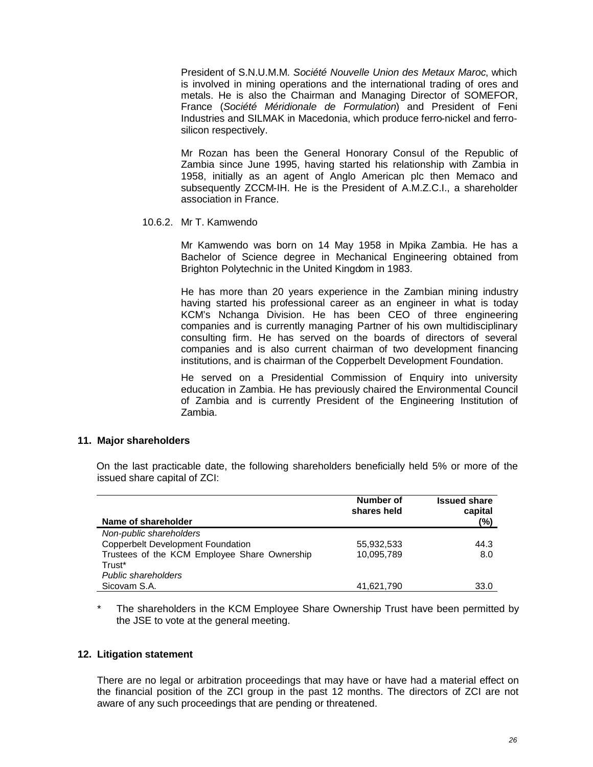President of S.N.U.M.M. *Société Nouvelle Union des Metaux Maroc*, which is involved in mining operations and the international trading of ores and metals. He is also the Chairman and Managing Director of SOMEFOR, France (*Société Méridionale de Formulation*) and President of Feni Industries and SILMAK in Macedonia, which produce ferro-nickel and ferro-silicon respectively.

Mr Rozan has been the General Honorary Consul of the Republic of Zambia since June 1995, having started his relationship with Zambia in 1958, initially as an agent of Anglo American plc then Memaco and subsequently ZCCM-IH. He is the President of A.M.Z.C.I., a shareholder association in France.

10.6.2. Mr T. Kamwendo

Mr Kamwendo was born on 14 May 1958 in Mpika Zambia. He has a Bachelor of Science degree in Mechanical Engineering obtained from Brighton Polytechnic in the United Kingdom in 1983.

He has more than 20 years experience in the Zambian mining industry having started his professional career as an engineer in what is today KCM's Nchanga Division. He has been CEO of three engineering companies and is currently managing Partner of his own multidisciplinary consulting firm. He has served on the boards of directors of several companies and is also current chairman of two development financing institutions, and is chairman of the Copperbelt Development Foundation.

He served on a Presidential Commission of Enquiry into university education in Zambia. He has previously chaired the Environmental Council of Zambia and is currently President of the Engineering Institution of Zambia.

## 11. Major shareholders

On the last practicable date, the following shareholders beneficially held 5% or more of the issued share capital of ZCI:

| Name of shareholder | Number of shares held | Issued share capital (%) |
|---|---|---|
| *Non-public shareholders* | | |
| Copperbelt Development Foundation | 55,932,533 | 44.3 |
| Trustees of the KCM Employee Share Ownership Trust* | 10,095,789 | 8.0 |
| *Public shareholders* | | |
| Sicovam S.A. | 41,621,790 | 33.0 |

\* The shareholders in the KCM Employee Share Ownership Trust have been permitted by the JSE to vote at the general meeting.

## 12. Litigation statement

There are no legal or arbitration proceedings that may have or have had a material effect on the financial position of the ZCI group in the past 12 months. The directors of ZCI are not aware of any such proceedings that are pending or threatened.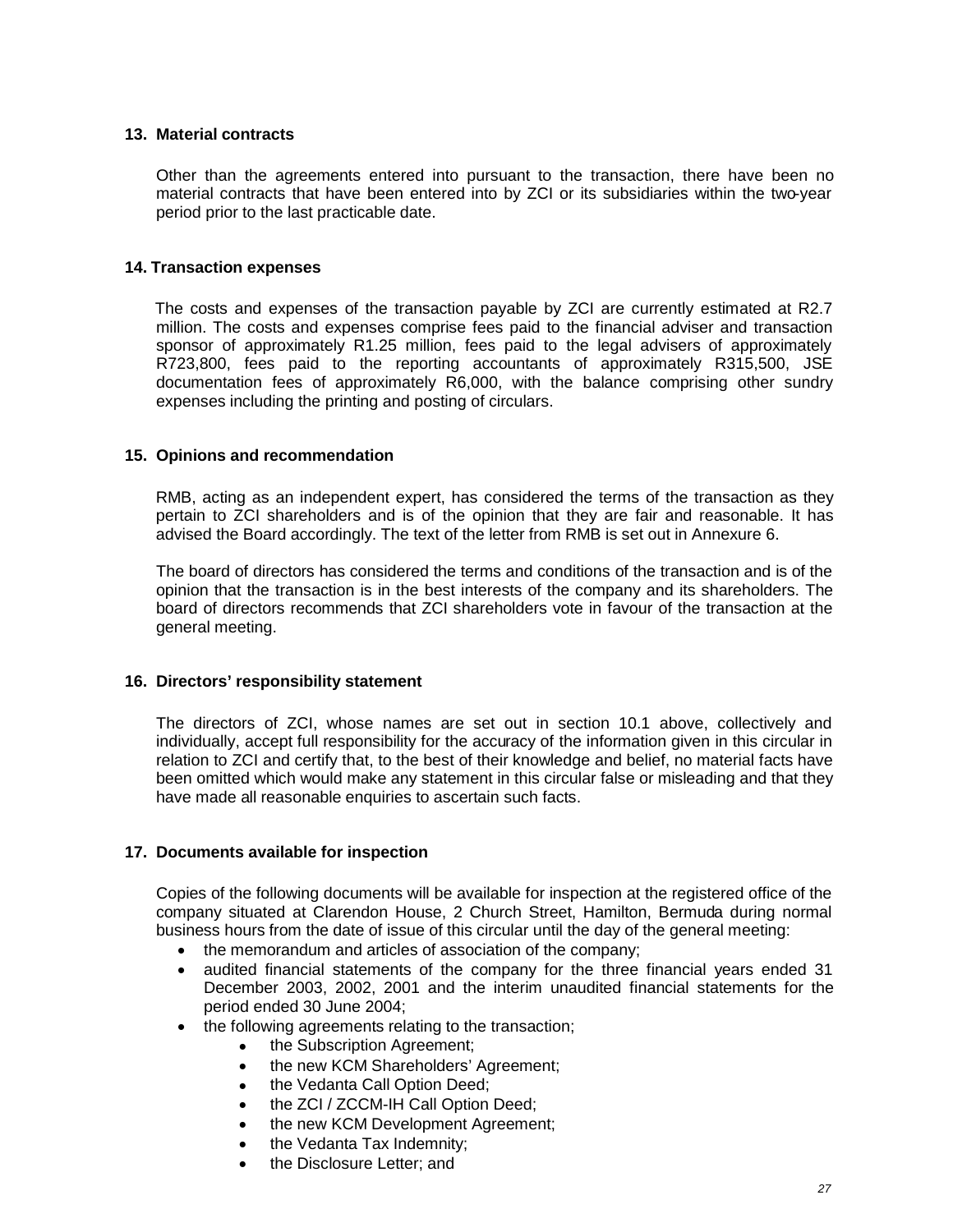## 13. Material contracts

Other than the agreements entered into pursuant to the transaction, there have been no material contracts that have been entered into by ZCI or its subsidiaries within the two-year period prior to the last practicable date.

## 14. Transaction expenses

The costs and expenses of the transaction payable by ZCI are currently estimated at R2.7 million. The costs and expenses comprise fees paid to the financial adviser and transaction sponsor of approximately R1.25 million, fees paid to the legal advisers of approximately R723,800, fees paid to the reporting accountants of approximately R315,500, JSE documentation fees of approximately R6,000, with the balance comprising other sundry expenses including the printing and posting of circulars.

## 15. Opinions and recommendation

RMB, acting as an independent expert, has considered the terms of the transaction as they pertain to ZCI shareholders and is of the opinion that they are fair and reasonable. It has advised the Board accordingly. The text of the letter from RMB is set out in Annexure 6.

The board of directors has considered the terms and conditions of the transaction and is of the opinion that the transaction is in the best interests of the company and its shareholders. The board of directors recommends that ZCI shareholders vote in favour of the transaction at the general meeting.

## 16. Directors' responsibility statement

The directors of ZCI, whose names are set out in section 10.1 above, collectively and individually, accept full responsibility for the accuracy of the information given in this circular in relation to ZCI and certify that, to the best of their knowledge and belief, no material facts have been omitted which would make any statement in this circular false or misleading and that they have made all reasonable enquiries to ascertain such facts.

## 17. Documents available for inspection

Copies of the following documents will be available for inspection at the registered office of the company situated at Clarendon House, 2 Church Street, Hamilton, Bermuda during normal business hours from the date of issue of this circular until the day of the general meeting:

- the memorandum and articles of association of the company;
- audited financial statements of the company for the three financial years ended 31 December 2003, 2002, 2001 and the interim unaudited financial statements for the period ended 30 June 2004;
- the following agreements relating to the transaction;
  - the Subscription Agreement;
  - the new KCM Shareholders' Agreement;
  - the Vedanta Call Option Deed;
  - the ZCI / ZCCM-IH Call Option Deed;
  - the new KCM Development Agreement;
  - the Vedanta Tax Indemnity;
  - the Disclosure Letter; and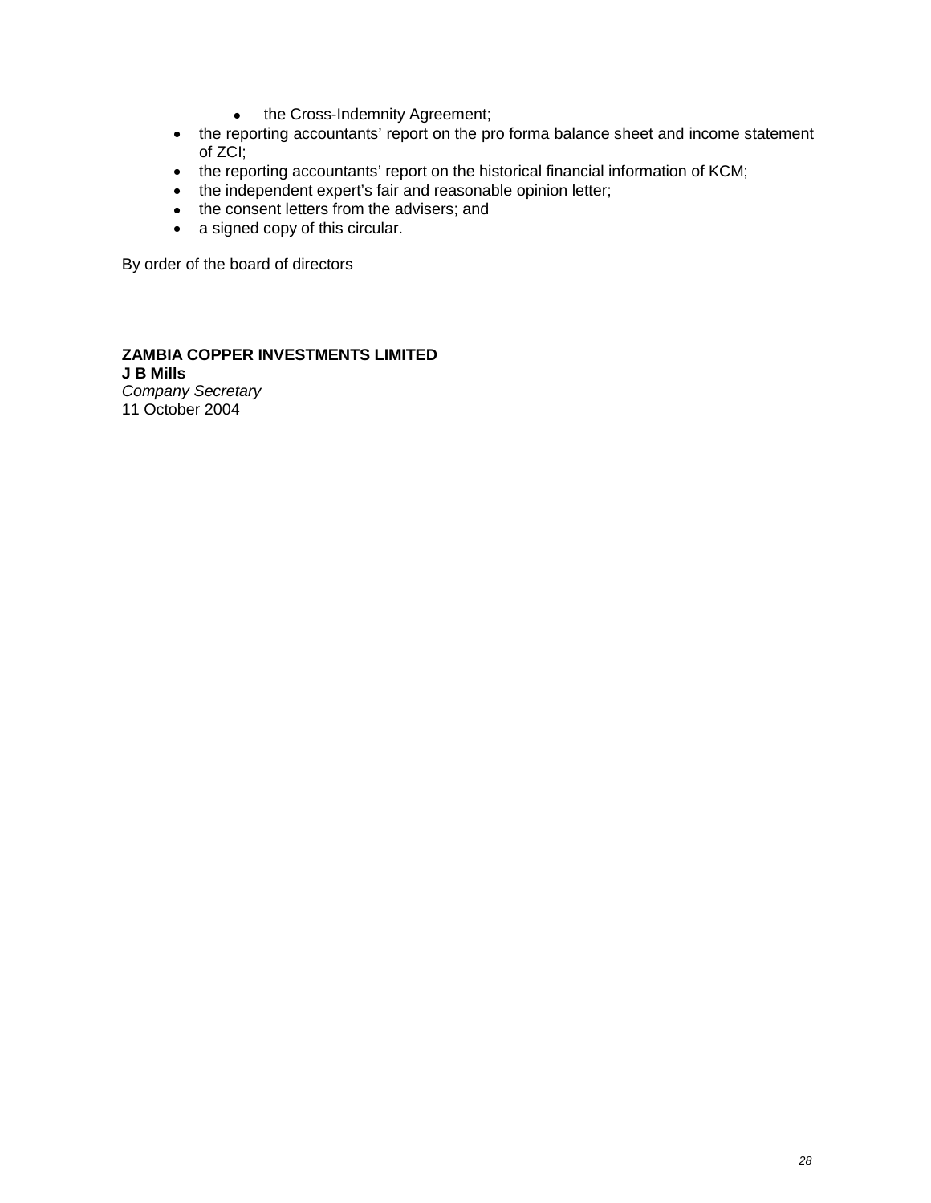- the Cross-Indemnity Agreement;
- the reporting accountants' report on the pro forma balance sheet and income statement of ZCI;
- the reporting accountants' report on the historical financial information of KCM;
- the independent expert's fair and reasonable opinion letter;
- the consent letters from the advisers; and
- a signed copy of this circular.

By order of the board of directors

**ZAMBIA COPPER INVESTMENTS LIMITED**
**J B Mills**
*Company Secretary*
11 October 2004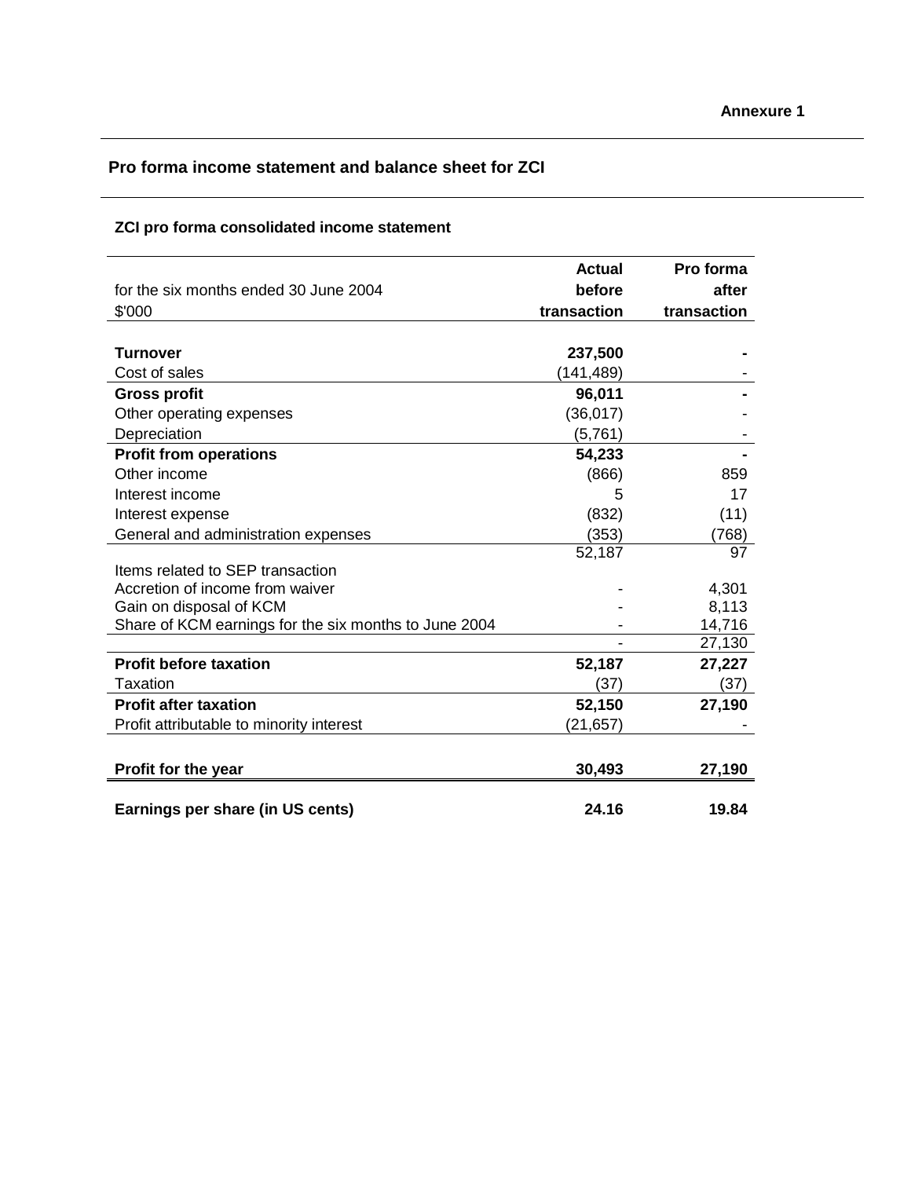**Annexure 1**

## Pro forma income statement and balance sheet for ZCI

### ZCI pro forma consolidated income statement

| for the six months ended 30 June 2004<br>$'000 | Actual before transaction | Pro forma after transaction |
|---|---|---|
| **Turnover** | **237,500** | **-** |
| Cost of sales | (141,489) | - |
| **Gross profit** | **96,011** | **-** |
| Other operating expenses | (36,017) | - |
| Depreciation | (5,761) | - |
| **Profit from operations** | **54,233** | **-** |
| Other income | (866) | 859 |
| Interest income | 5 | 17 |
| Interest expense | (832) | (11) |
| General and administration expenses | (353) | (768) |
| | 52,187 | 97 |
| Items related to SEP transaction | | |
| Accretion of income from waiver | - | 4,301 |
| Gain on disposal of KCM | - | 8,113 |
| Share of KCM earnings for the six months to June 2004 | - | 14,716 |
| | - | 27,130 |
| **Profit before taxation** | **52,187** | **27,227** |
| Taxation | (37) | (37) |
| **Profit after taxation** | **52,150** | **27,190** |
| Profit attributable to minority interest | (21,657) | - |
| **Profit for the year** | **30,493** | **27,190** |
| **Earnings per share (in US cents)** | **24.16** | **19.84** |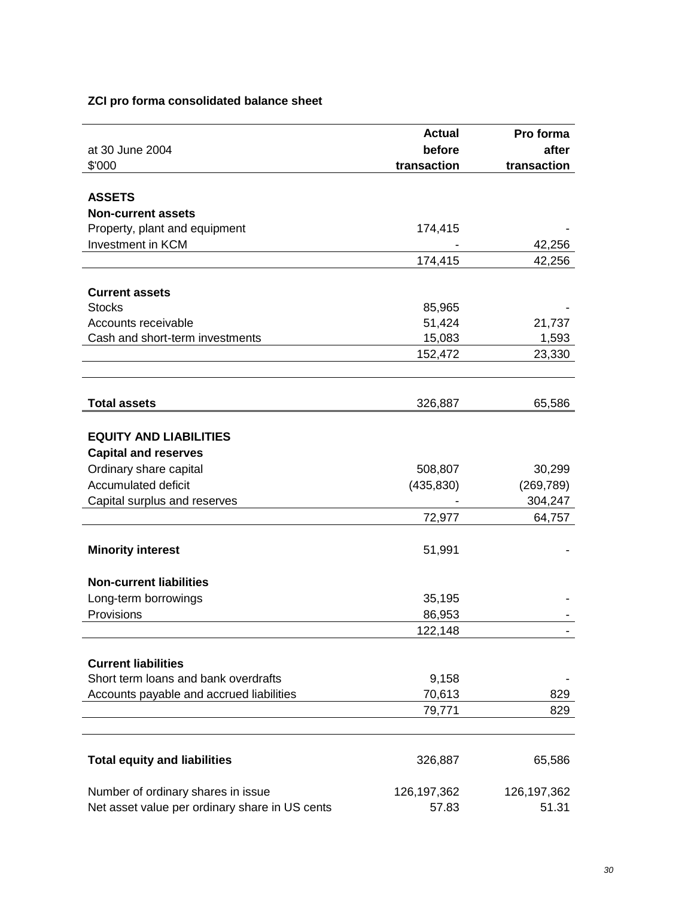**ZCI pro forma consolidated balance sheet**

| at 30 June 2004<br>$'000 | Actual before transaction | Pro forma after transaction |
|---|---|---|
| **ASSETS** | | |
| **Non-current assets** | | |
| Property, plant and equipment | 174,415 | - |
| Investment in KCM | - | 42,256 |
| | 174,415 | 42,256 |
| **Current assets** | | |
| Stocks | 85,965 | - |
| Accounts receivable | 51,424 | 21,737 |
| Cash and short-term investments | 15,083 | 1,593 |
| | 152,472 | 23,330 |
| **Total assets** | 326,887 | 65,586 |
| **EQUITY AND LIABILITIES** | | |
| **Capital and reserves** | | |
| Ordinary share capital | 508,807 | 30,299 |
| Accumulated deficit | (435,830) | (269,789) |
| Capital surplus and reserves | - | 304,247 |
| | 72,977 | 64,757 |
| **Minority interest** | 51,991 | - |
| **Non-current liabilities** | | |
| Long-term borrowings | 35,195 | - |
| Provisions | 86,953 | - |
| | 122,148 | - |
| **Current liabilities** | | |
| Short term loans and bank overdrafts | 9,158 | - |
| Accounts payable and accrued liabilities | 70,613 | 829 |
| | 79,771 | 829 |
| **Total equity and liabilities** | 326,887 | 65,586 |
| Number of ordinary shares in issue | 126,197,362 | 126,197,362 |
| Net asset value per ordinary share in US cents | 57.83 | 51.31 |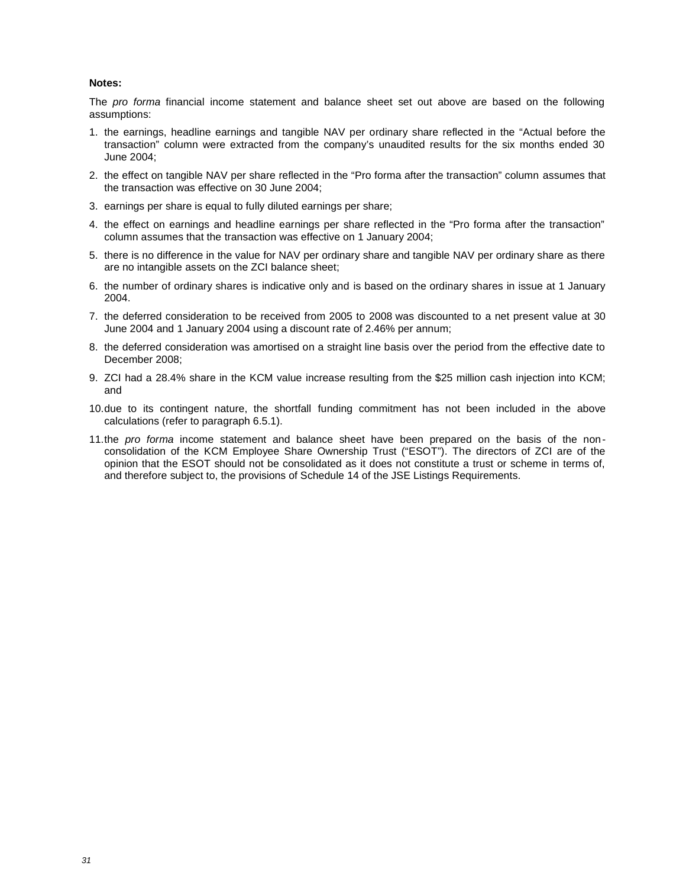**Notes:**

The *pro forma* financial income statement and balance sheet set out above are based on the following assumptions:

1. the earnings, headline earnings and tangible NAV per ordinary share reflected in the "Actual before the transaction" column were extracted from the company's unaudited results for the six months ended 30 June 2004;
2. the effect on tangible NAV per share reflected in the "Pro forma after the transaction" column assumes that the transaction was effective on 30 June 2004;
3. earnings per share is equal to fully diluted earnings per share;
4. the effect on earnings and headline earnings per share reflected in the "Pro forma after the transaction" column assumes that the transaction was effective on 1 January 2004;
5. there is no difference in the value for NAV per ordinary share and tangible NAV per ordinary share as there are no intangible assets on the ZCI balance sheet;
6. the number of ordinary shares is indicative only and is based on the ordinary shares in issue at 1 January 2004.
7. the deferred consideration to be received from 2005 to 2008 was discounted to a net present value at 30 June 2004 and 1 January 2004 using a discount rate of 2.46% per annum;
8. the deferred consideration was amortised on a straight line basis over the period from the effective date to December 2008;
9. ZCI had a 28.4% share in the KCM value increase resulting from the $25 million cash injection into KCM; and
10. due to its contingent nature, the shortfall funding commitment has not been included in the above calculations (refer to paragraph 6.5.1).
11. the *pro forma* income statement and balance sheet have been prepared on the basis of the non-consolidation of the KCM Employee Share Ownership Trust ("ESOT"). The directors of ZCI are of the opinion that the ESOT should not be consolidated as it does not constitute a trust or scheme in terms of, and therefore subject to, the provisions of Schedule 14 of the JSE Listings Requirements.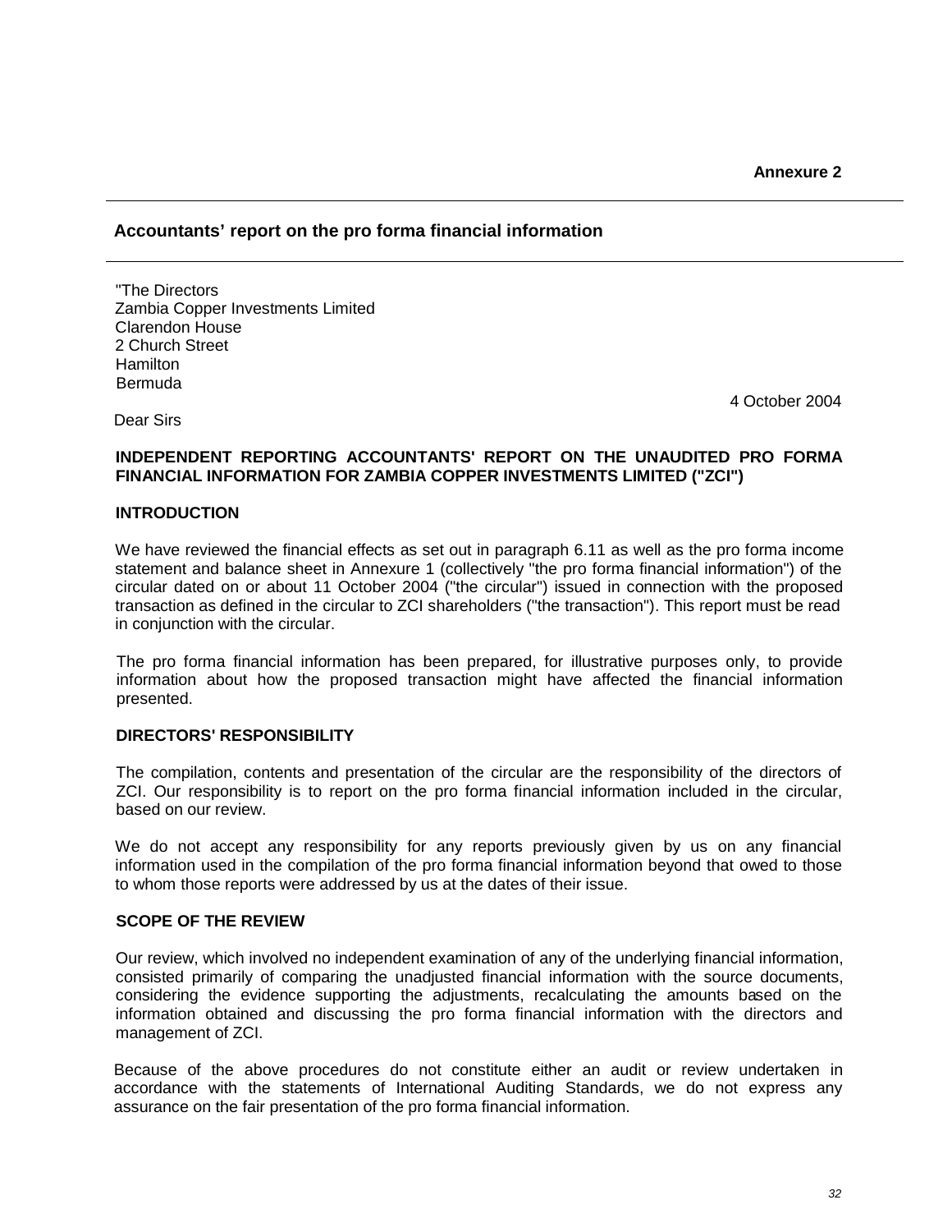**Annexure 2**

## Accountants' report on the pro forma financial information

"The Directors
Zambia Copper Investments Limited
Clarendon House
2 Church Street
Hamilton
Bermuda

4 October 2004

Dear Sirs

**INDEPENDENT REPORTING ACCOUNTANTS' REPORT ON THE UNAUDITED PRO FORMA FINANCIAL INFORMATION FOR ZAMBIA COPPER INVESTMENTS LIMITED ("ZCI")**

**INTRODUCTION**

We have reviewed the financial effects as set out in paragraph 6.11 as well as the pro forma income statement and balance sheet in Annexure 1 (collectively "the pro forma financial information") of the circular dated on or about 11 October 2004 ("the circular") issued in connection with the proposed transaction as defined in the circular to ZCI shareholders ("the transaction"). This report must be read in conjunction with the circular.

The pro forma financial information has been prepared, for illustrative purposes only, to provide information about how the proposed transaction might have affected the financial information presented.

**DIRECTORS' RESPONSIBILITY**

The compilation, contents and presentation of the circular are the responsibility of the directors of ZCI. Our responsibility is to report on the pro forma financial information included in the circular, based on our review.

We do not accept any responsibility for any reports previously given by us on any financial information used in the compilation of the pro forma financial information beyond that owed to those to whom those reports were addressed by us at the dates of their issue.

**SCOPE OF THE REVIEW**

Our review, which involved no independent examination of any of the underlying financial information, consisted primarily of comparing the unadjusted financial information with the source documents, considering the evidence supporting the adjustments, recalculating the amounts based on the information obtained and discussing the pro forma financial information with the directors and management of ZCI.

Because of the above procedures do not constitute either an audit or review undertaken in accordance with the statements of International Auditing Standards, we do not express any assurance on the fair presentation of the pro forma financial information.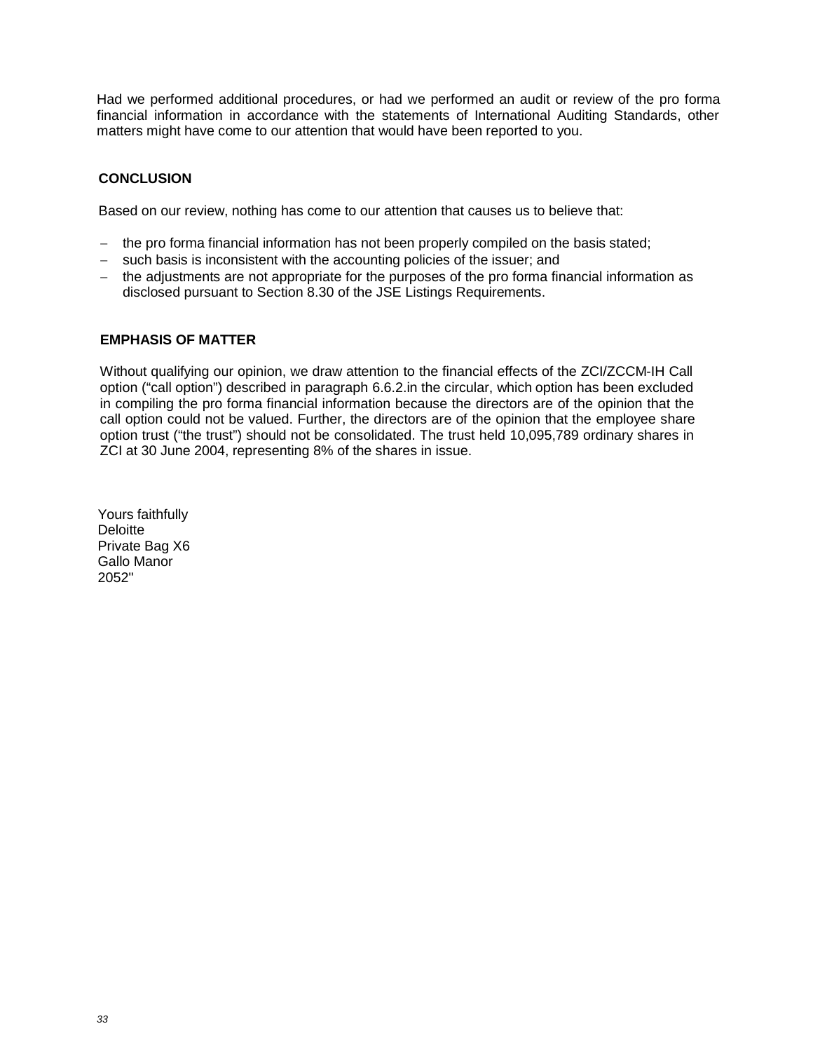Had we performed additional procedures, or had we performed an audit or review of the pro forma financial information in accordance with the statements of International Auditing Standards, other matters might have come to our attention that would have been reported to you.

**CONCLUSION**

Based on our review, nothing has come to our attention that causes us to believe that:

- the pro forma financial information has not been properly compiled on the basis stated;
- such basis is inconsistent with the accounting policies of the issuer; and
- the adjustments are not appropriate for the purposes of the pro forma financial information as disclosed pursuant to Section 8.30 of the JSE Listings Requirements.

**EMPHASIS OF MATTER**

Without qualifying our opinion, we draw attention to the financial effects of the ZCI/ZCCM-IH Call option ("call option") described in paragraph 6.6.2.in the circular, which option has been excluded in compiling the pro forma financial information because the directors are of the opinion that the call option could not be valued. Further, the directors are of the opinion that the employee share option trust ("the trust") should not be consolidated. The trust held 10,095,789 ordinary shares in ZCI at 30 June 2004, representing 8% of the shares in issue.

Yours faithfully
Deloitte
Private Bag X6
Gallo Manor
2052"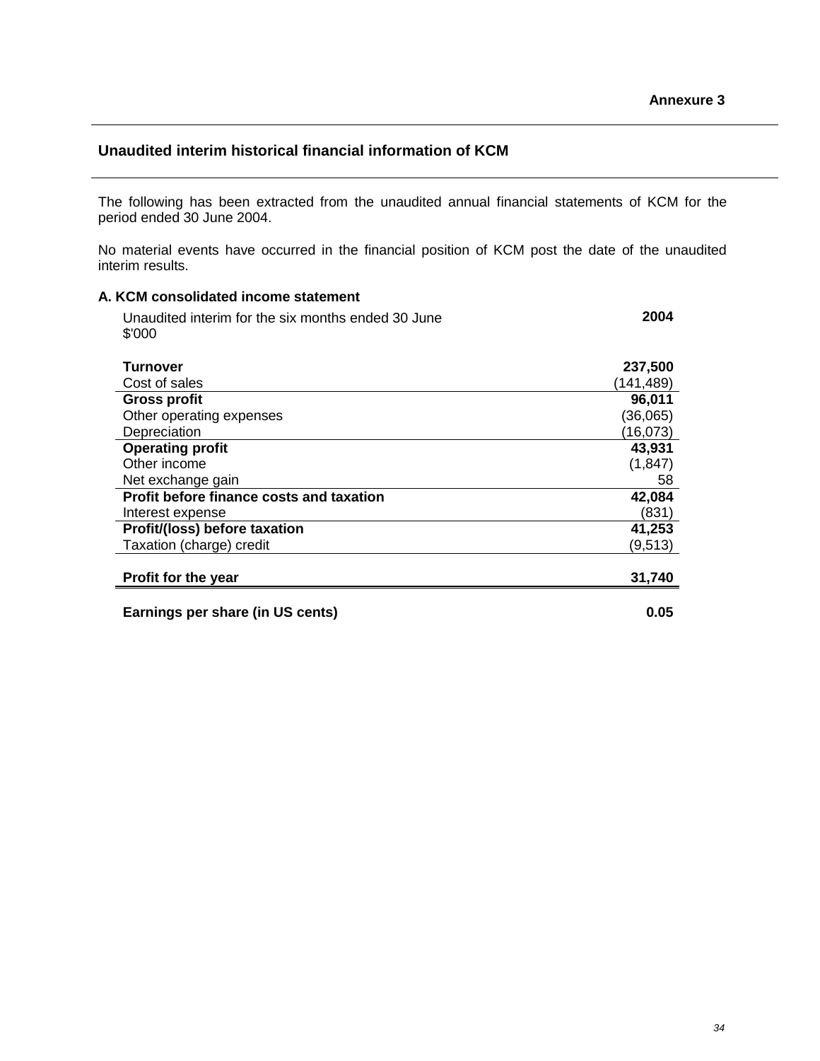**Annexure 3**

## Unaudited interim historical financial information of KCM

The following has been extracted from the unaudited annual financial statements of KCM for the period ended 30 June 2004.

No material events have occurred in the financial position of KCM post the date of the unaudited interim results.

### A. KCM consolidated income statement

| Unaudited interim for the six months ended 30 June<br>$'000 | 2004 |
|---|---|
| **Turnover** | **237,500** |
| Cost of sales | (141,489) |
| **Gross profit** | **96,011** |
| Other operating expenses | (36,065) |
| Depreciation | (16,073) |
| **Operating profit** | **43,931** |
| Other income | (1,847) |
| Net exchange gain | 58 |
| **Profit before finance costs and taxation** | **42,084** |
| Interest expense | (831) |
| **Profit/(loss) before taxation** | **41,253** |
| Taxation (charge) credit | (9,513) |
| **Profit for the year** | **31,740** |
| **Earnings per share (in US cents)** | **0.05** |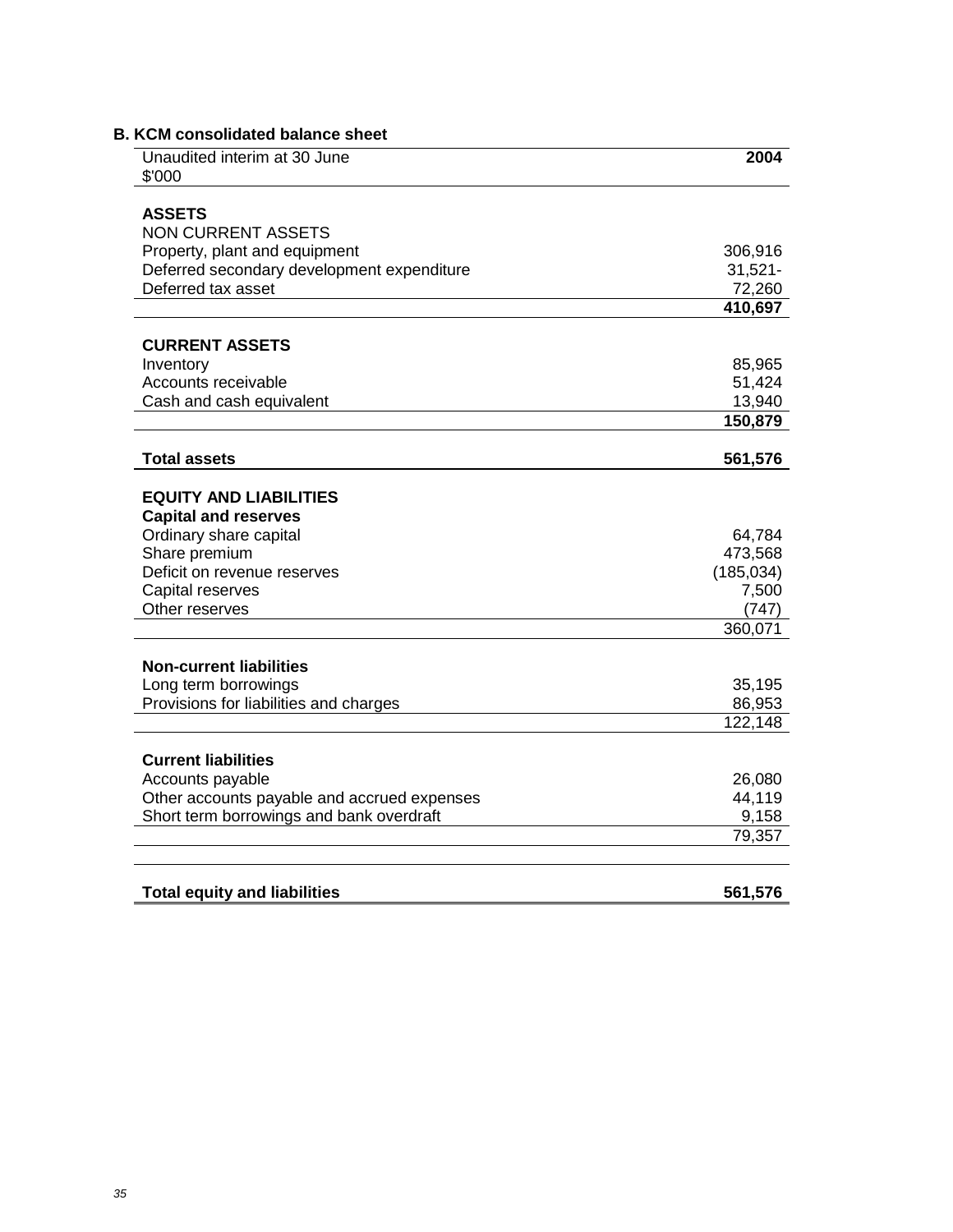### B. KCM consolidated balance sheet

| Unaudited interim at 30 June<br>$'000 | 2004 |
|---|---|
| **ASSETS** | |
| NON CURRENT ASSETS | |
| Property, plant and equipment | 306,916 |
| Deferred secondary development expenditure | 31,521- |
| Deferred tax asset | 72,260 |
| | **410,697** |
| **CURRENT ASSETS** | |
| Inventory | 85,965 |
| Accounts receivable | 51,424 |
| Cash and cash equivalent | 13,940 |
| | **150,879** |
| **Total assets** | **561,576** |
| **EQUITY AND LIABILITIES** | |
| **Capital and reserves** | |
| Ordinary share capital | 64,784 |
| Share premium | 473,568 |
| Deficit on revenue reserves | (185,034) |
| Capital reserves | 7,500 |
| Other reserves | (747) |
| | 360,071 |
| **Non-current liabilities** | |
| Long term borrowings | 35,195 |
| Provisions for liabilities and charges | 86,953 |
| | 122,148 |
| **Current liabilities** | |
| Accounts payable | 26,080 |
| Other accounts payable and accrued expenses | 44,119 |
| Short term borrowings and bank overdraft | 9,158 |
| | 79,357 |
| **Total equity and liabilities** | **561,576** |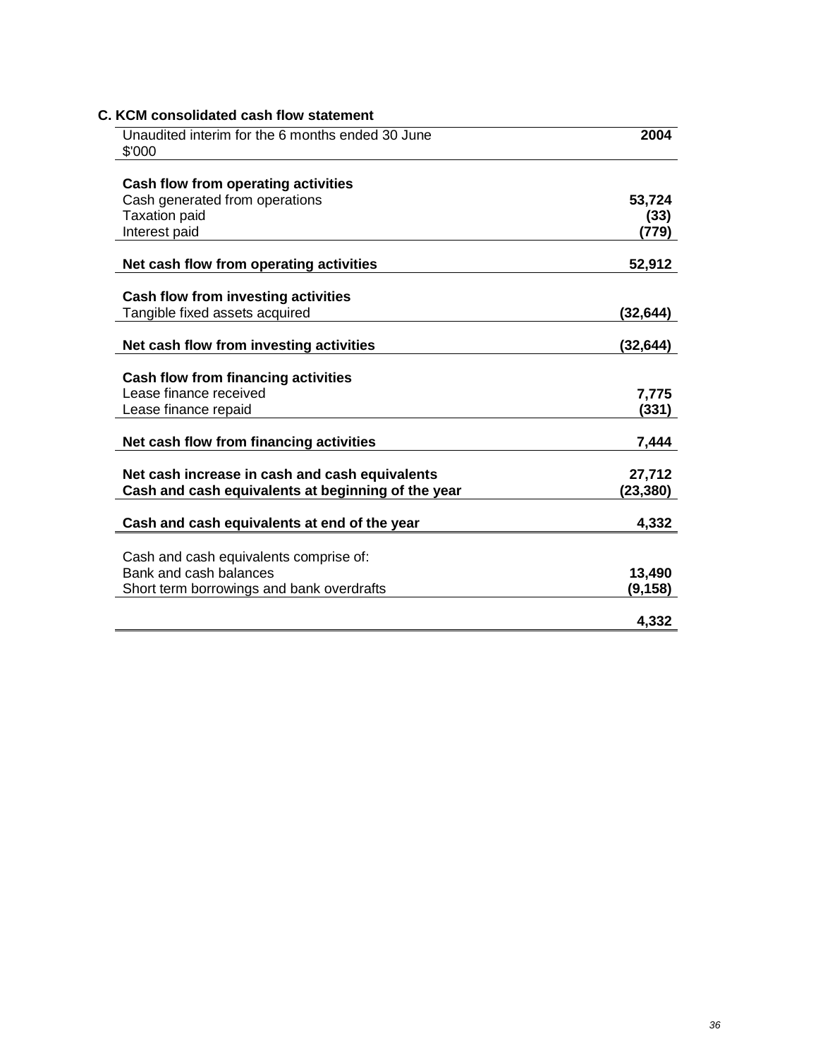### C. KCM consolidated cash flow statement

| Unaudited interim for the 6 months ended 30 June $'000 | 2004 |
|---|---|
| **Cash flow from operating activities** | |
| Cash generated from operations | **53,724** |
| Taxation paid | **(33)** |
| Interest paid | **(779)** |
| **Net cash flow from operating activities** | **52,912** |
| **Cash flow from investing activities** | |
| Tangible fixed assets acquired | **(32,644)** |
| **Net cash flow from investing activities** | **(32,644)** |
| **Cash flow from financing activities** | |
| Lease finance received | **7,775** |
| Lease finance repaid | **(331)** |
| **Net cash flow from financing activities** | **7,444** |
| **Net cash increase in cash and cash equivalents** | **27,712** |
| **Cash and cash equivalents at beginning of the year** | **(23,380)** |
| **Cash and cash equivalents at end of the year** | **4,332** |
| Cash and cash equivalents comprise of: | |
| Bank and cash balances | **13,490** |
| Short term borrowings and bank overdrafts | **(9,158)** |
| | **4,332** |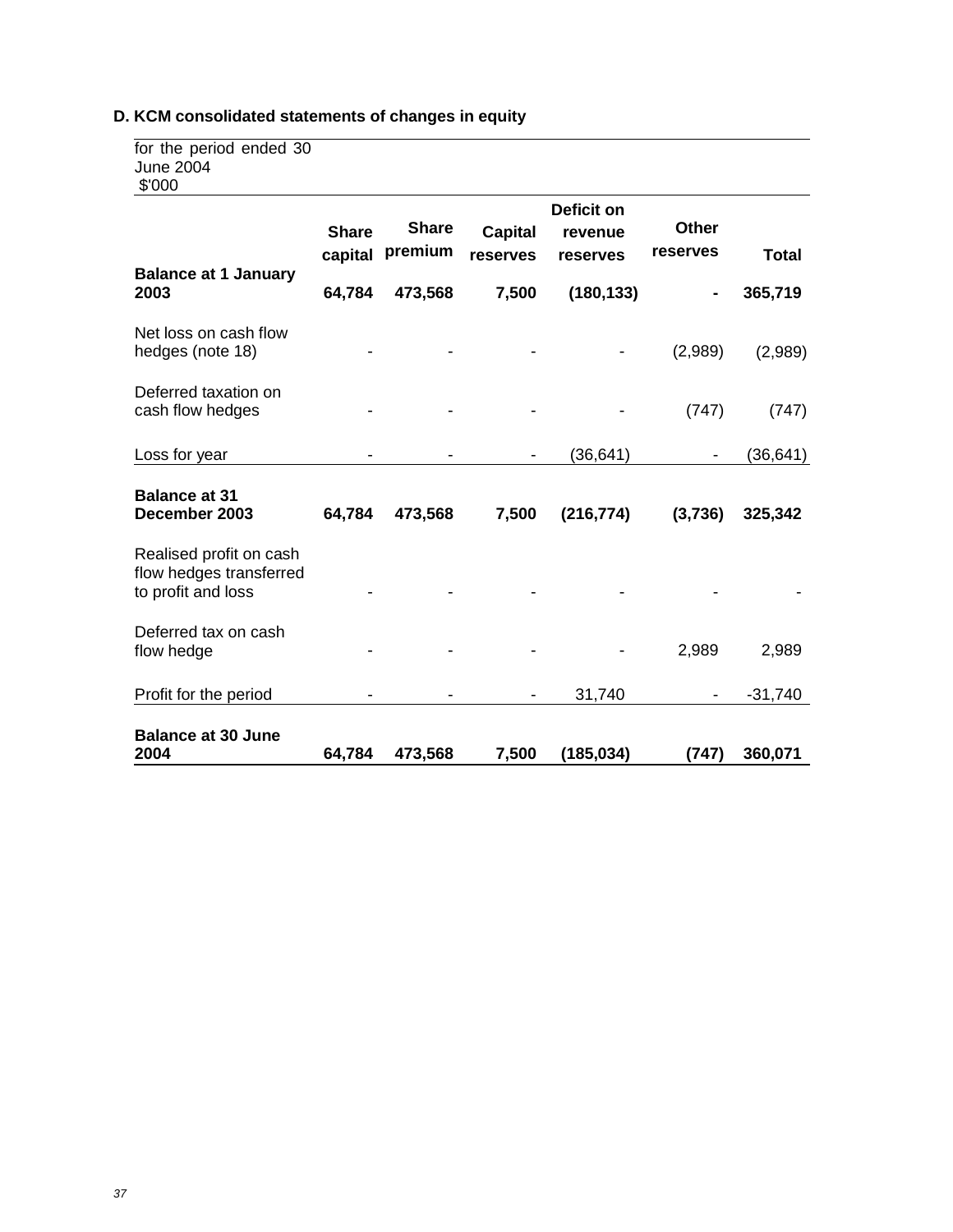**D. KCM consolidated statements of changes in equity**

| for the period ended 30 June 2004 $'000 | Share capital | Share premium | Capital reserves | Deficit on revenue reserves | Other reserves | Total |
|---|---|---|---|---|---|---|
| **Balance at 1 January 2003** | **64,784** | **473,568** | **7,500** | **(180,133)** | **-** | **365,719** |
| Net loss on cash flow hedges (note 18) | - | - | - | - | (2,989) | (2,989) |
| Deferred taxation on cash flow hedges | - | - | - | - | (747) | (747) |
| Loss for year | - | - | - | (36,641) | - | (36,641) |
| **Balance at 31 December 2003** | **64,784** | **473,568** | **7,500** | **(216,774)** | **(3,736)** | **325,342** |
| Realised profit on cash flow hedges transferred to profit and loss | - | - | - | - | - | - |
| Deferred tax on cash flow hedge | - | - | - | - | 2,989 | 2,989 |
| Profit for the period | - | - | - | 31,740 | - | -31,740 |
| **Balance at 30 June 2004** | **64,784** | **473,568** | **7,500** | **(185,034)** | **(747)** | **360,071** |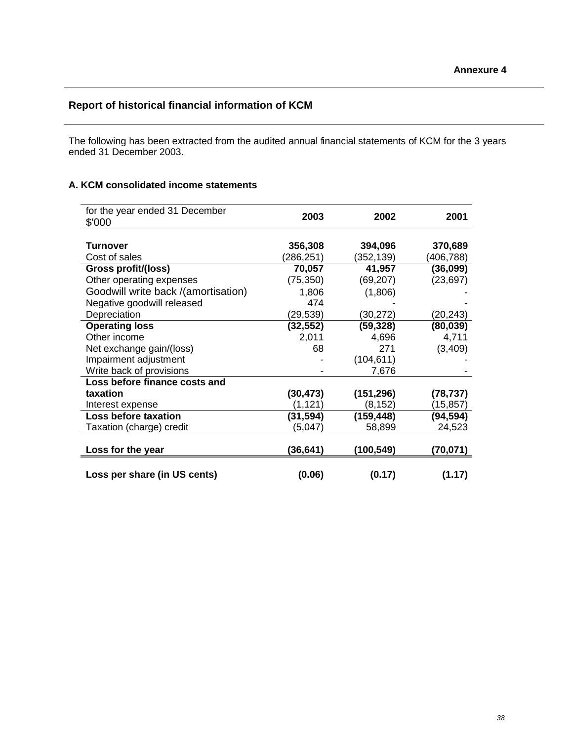**Annexure 4**

## Report of historical financial information of KCM

The following has been extracted from the audited annual financial statements of KCM for the 3 years ended 31 December 2003.

### A. KCM consolidated income statements

| for the year ended 31 December<br>$'000 | 2003 | 2002 | 2001 |
|---|---|---|---|
| **Turnover** | **356,308** | **394,096** | **370,689** |
| Cost of sales | (286,251) | (352,139) | (406,788) |
| **Gross profit/(loss)** | **70,057** | **41,957** | **(36,099)** |
| Other operating expenses | (75,350) | (69,207) | (23,697) |
| Goodwill write back /(amortisation) | 1,806 | (1,806) | - |
| Negative goodwill released | 474 | - | - |
| Depreciation | (29,539) | (30,272) | (20,243) |
| **Operating loss** | **(32,552)** | **(59,328)** | **(80,039)** |
| Other income | 2,011 | 4,696 | 4,711 |
| Net exchange gain/(loss) | 68 | 271 | (3,409) |
| Impairment adjustment | - | (104,611) | - |
| Write back of provisions | - | 7,676 | - |
| **Loss before finance costs and taxation** | **(30,473)** | **(151,296)** | **(78,737)** |
| Interest expense | (1,121) | (8,152) | (15,857) |
| **Loss before taxation** | **(31,594)** | **(159,448)** | **(94,594)** |
| Taxation (charge) credit | (5,047) | 58,899 | 24,523 |
| **Loss for the year** | **(36,641)** | **(100,549)** | **(70,071)** |
| **Loss per share (in US cents)** | **(0.06)** | **(0.17)** | **(1.17)** |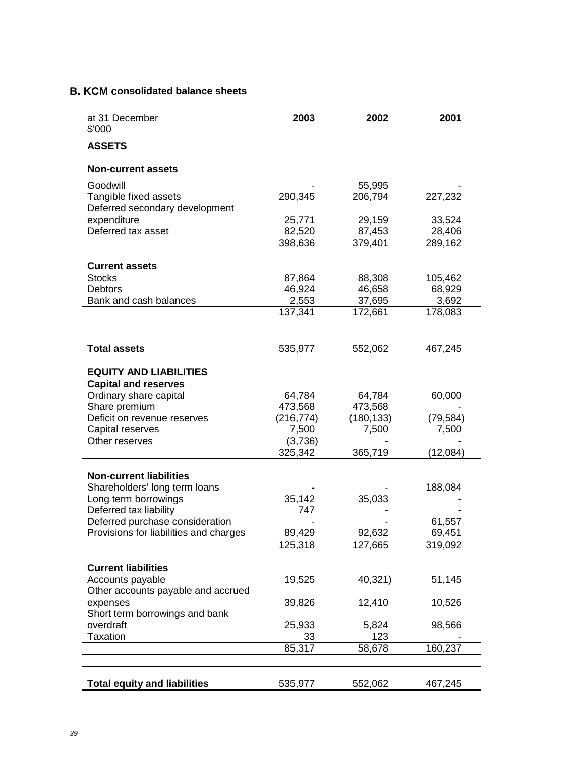### B. KCM consolidated balance sheets

| at 31 December<br>$'000 | 2003 | 2002 | 2001 |
|---|---|---|---|
| **ASSETS** | | | |
| **Non-current assets** | | | |
| Goodwill | - | 55,995 | - |
| Tangible fixed assets | 290,345 | 206,794 | 227,232 |
| Deferred secondary development expenditure | 25,771 | 29,159 | 33,524 |
| Deferred tax asset | 82,520 | 87,453 | 28,406 |
| | 398,636 | 379,401 | 289,162 |
| **Current assets** | | | |
| Stocks | 87,864 | 88,308 | 105,462 |
| Debtors | 46,924 | 46,658 | 68,929 |
| Bank and cash balances | 2,553 | 37,695 | 3,692 |
| | 137,341 | 172,661 | 178,083 |
| **Total assets** | 535,977 | 552,062 | 467,245 |
| **EQUITY AND LIABILITIES** | | | |
| **Capital and reserves** | | | |
| Ordinary share capital | 64,784 | 64,784 | 60,000 |
| Share premium | 473,568 | 473,568 | - |
| Deficit on revenue reserves | (216,774) | (180,133) | (79,584) |
| Capital reserves | 7,500 | 7,500 | 7,500 |
| Other reserves | (3,736) | - | - |
| | 325,342 | 365,719 | (12,084) |
| **Non-current liabilities** | | | |
| Shareholders' long term loans | **-** | - | 188,084 |
| Long term borrowings | 35,142 | 35,033 | - |
| Deferred tax liability | 747 | - | - |
| Deferred purchase consideration | - | - | 61,557 |
| Provisions for liabilities and charges | 89,429 | 92,632 | 69,451 |
| | 125,318 | 127,665 | 319,092 |
| **Current liabilities** | | | |
| Accounts payable | 19,525 | 40,321) | 51,145 |
| Other accounts payable and accrued expenses | 39,826 | 12,410 | 10,526 |
| Short term borrowings and bank overdraft | 25,933 | 5,824 | 98,566 |
| Taxation | 33 | 123 | - |
| | 85,317 | 58,678 | 160,237 |
| **Total equity and liabilities** | 535,977 | 552,062 | 467,245 |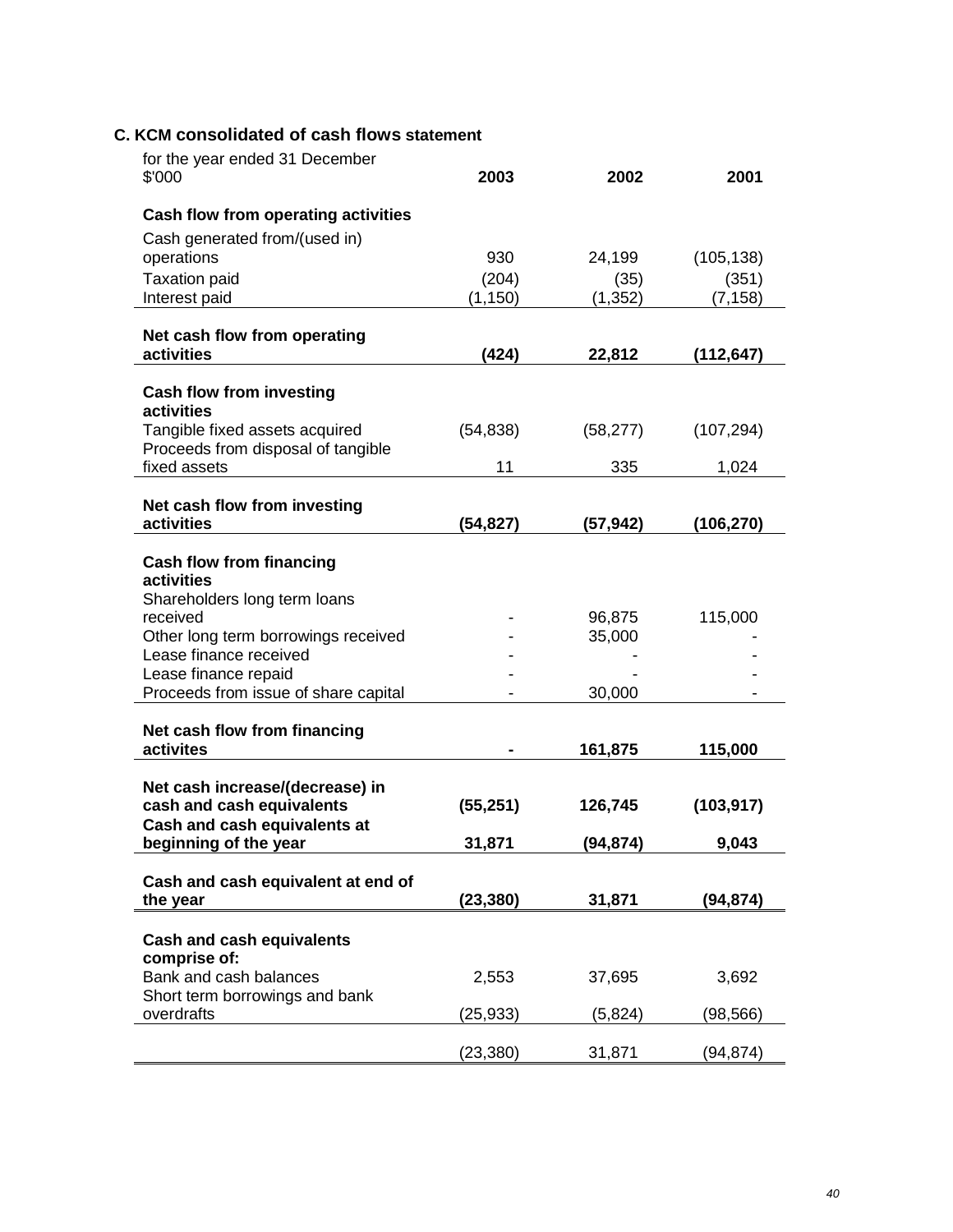### C. KCM consolidated of cash flows statement

| for the year ended 31 December $'000 | 2003 | 2002 | 2001 |
|---|---|---|---|
| **Cash flow from operating activities** | | | |
| Cash generated from/(used in) operations | 930 | 24,199 | (105,138) |
| Taxation paid | (204) | (35) | (351) |
| Interest paid | (1,150) | (1,352) | (7,158) |
| **Net cash flow from operating activities** | **(424)** | **22,812** | **(112,647)** |
| **Cash flow from investing activities** | | | |
| Tangible fixed assets acquired | (54,838) | (58,277) | (107,294) |
| Proceeds from disposal of tangible fixed assets | 11 | 335 | 1,024 |
| **Net cash flow from investing activities** | **(54,827)** | **(57,942)** | **(106,270)** |
| **Cash flow from financing activities** | | | |
| Shareholders long term loans received | - | 96,875 | 115,000 |
| Other long term borrowings received | - | 35,000 | - |
| Lease finance received | - | - | - |
| Lease finance repaid | - | - | - |
| Proceeds from issue of share capital | - | 30,000 | - |
| **Net cash flow from financing activites** | **-** | **161,875** | **115,000** |
| **Net cash increase/(decrease) in cash and cash equivalents** | **(55,251)** | **126,745** | **(103,917)** |
| **Cash and cash equivalents at beginning of the year** | **31,871** | **(94,874)** | **9,043** |
| **Cash and cash equivalent at end of the year** | **(23,380)** | **31,871** | **(94,874)** |
| **Cash and cash equivalents comprise of:** | | | |
| Bank and cash balances | 2,553 | 37,695 | 3,692 |
| Short term borrowings and bank overdrafts | (25,933) | (5,824) | (98,566) |
| | (23,380) | 31,871 | (94,874) |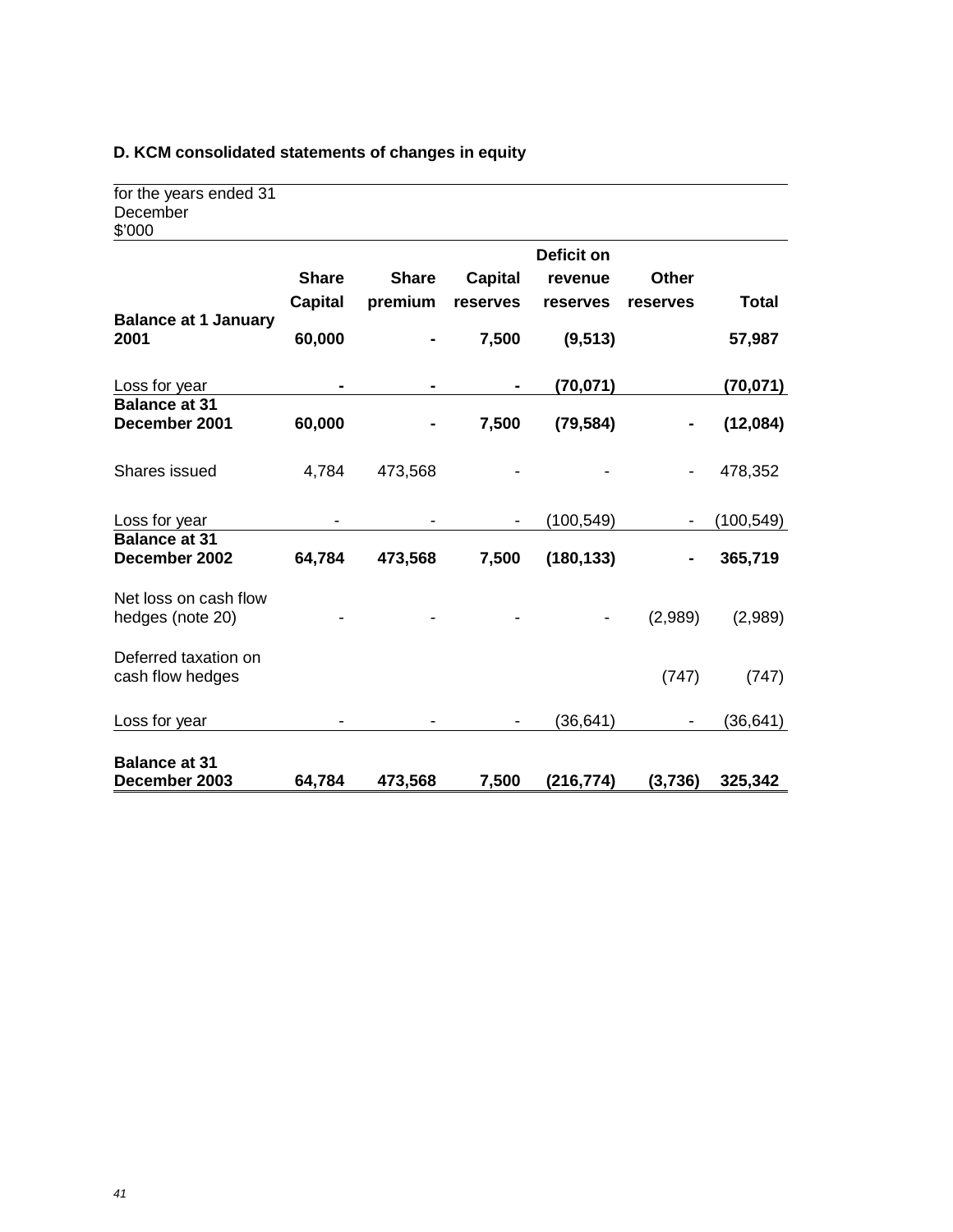### D. KCM consolidated statements of changes in equity

| for the years ended 31 December $'000 | Share Capital | Share premium | Capital reserves | Deficit on revenue reserves | Other reserves | Total |
|---|---|---|---|---|---|---|
| **Balance at 1 January 2001** | **60,000** | **-** | **7,500** | **(9,513)** | | **57,987** |
| Loss for year | **-** | **-** | **-** | **(70,071)** | | **(70,071)** |
| **Balance at 31 December 2001** | **60,000** | **-** | **7,500** | **(79,584)** | **-** | **(12,084)** |
| Shares issued | 4,784 | 473,568 | - | - | - | 478,352 |
| Loss for year | - | - | - | (100,549) | - | (100,549) |
| **Balance at 31 December 2002** | **64,784** | **473,568** | **7,500** | **(180,133)** | **-** | **365,719** |
| Net loss on cash flow hedges (note 20) | - | - | - | - | (2,989) | (2,989) |
| Deferred taxation on cash flow hedges | | | | | (747) | (747) |
| Loss for year | - | - | - | (36,641) | - | (36,641) |
| **Balance at 31 December 2003** | **64,784** | **473,568** | **7,500** | **(216,774)** | **(3,736)** | **325,342** |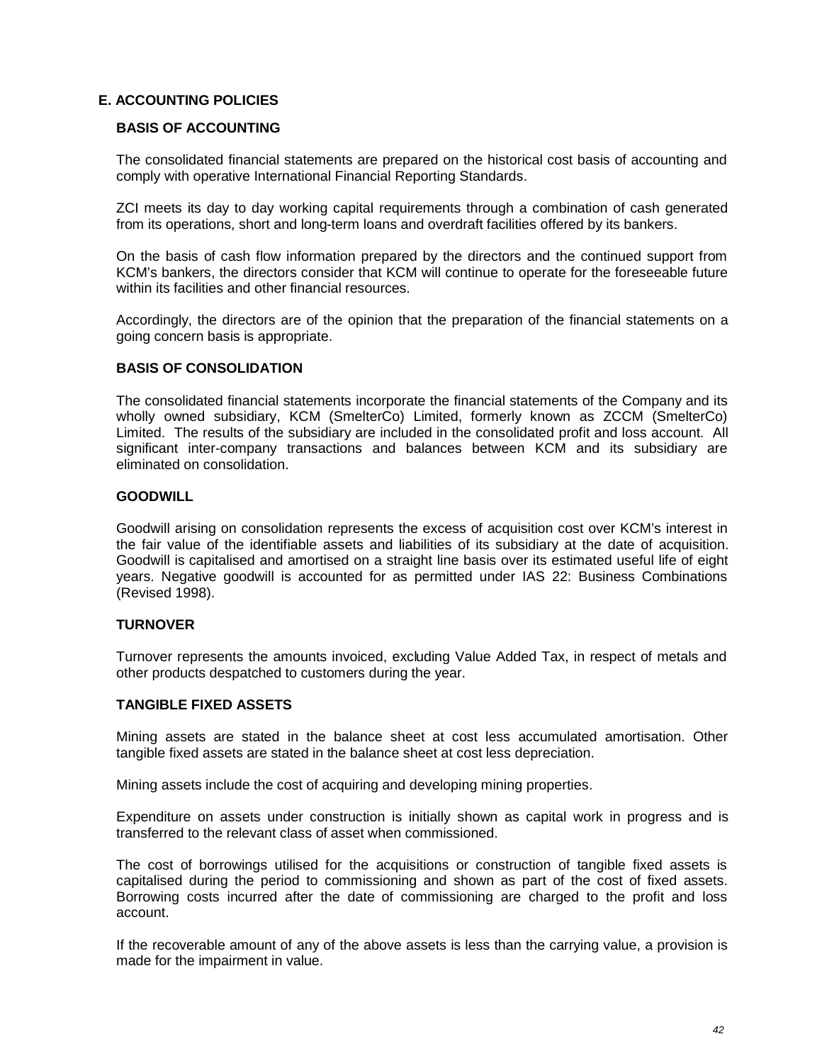## E. ACCOUNTING POLICIES

### BASIS OF ACCOUNTING

The consolidated financial statements are prepared on the historical cost basis of accounting and comply with operative International Financial Reporting Standards.

ZCI meets its day to day working capital requirements through a combination of cash generated from its operations, short and long-term loans and overdraft facilities offered by its bankers.

On the basis of cash flow information prepared by the directors and the continued support from KCM's bankers, the directors consider that KCM will continue to operate for the foreseeable future within its facilities and other financial resources.

Accordingly, the directors are of the opinion that the preparation of the financial statements on a going concern basis is appropriate.

### BASIS OF CONSOLIDATION

The consolidated financial statements incorporate the financial statements of the Company and its wholly owned subsidiary, KCM (SmelterCo) Limited, formerly known as ZCCM (SmelterCo) Limited. The results of the subsidiary are included in the consolidated profit and loss account. All significant inter-company transactions and balances between KCM and its subsidiary are eliminated on consolidation.

### GOODWILL

Goodwill arising on consolidation represents the excess of acquisition cost over KCM's interest in the fair value of the identifiable assets and liabilities of its subsidiary at the date of acquisition. Goodwill is capitalised and amortised on a straight line basis over its estimated useful life of eight years. Negative goodwill is accounted for as permitted under IAS 22: Business Combinations (Revised 1998).

### TURNOVER

Turnover represents the amounts invoiced, excluding Value Added Tax, in respect of metals and other products despatched to customers during the year.

### TANGIBLE FIXED ASSETS

Mining assets are stated in the balance sheet at cost less accumulated amortisation. Other tangible fixed assets are stated in the balance sheet at cost less depreciation.

Mining assets include the cost of acquiring and developing mining properties.

Expenditure on assets under construction is initially shown as capital work in progress and is transferred to the relevant class of asset when commissioned.

The cost of borrowings utilised for the acquisitions or construction of tangible fixed assets is capitalised during the period to commissioning and shown as part of the cost of fixed assets. Borrowing costs incurred after the date of commissioning are charged to the profit and loss account.

If the recoverable amount of any of the above assets is less than the carrying value, a provision is made for the impairment in value.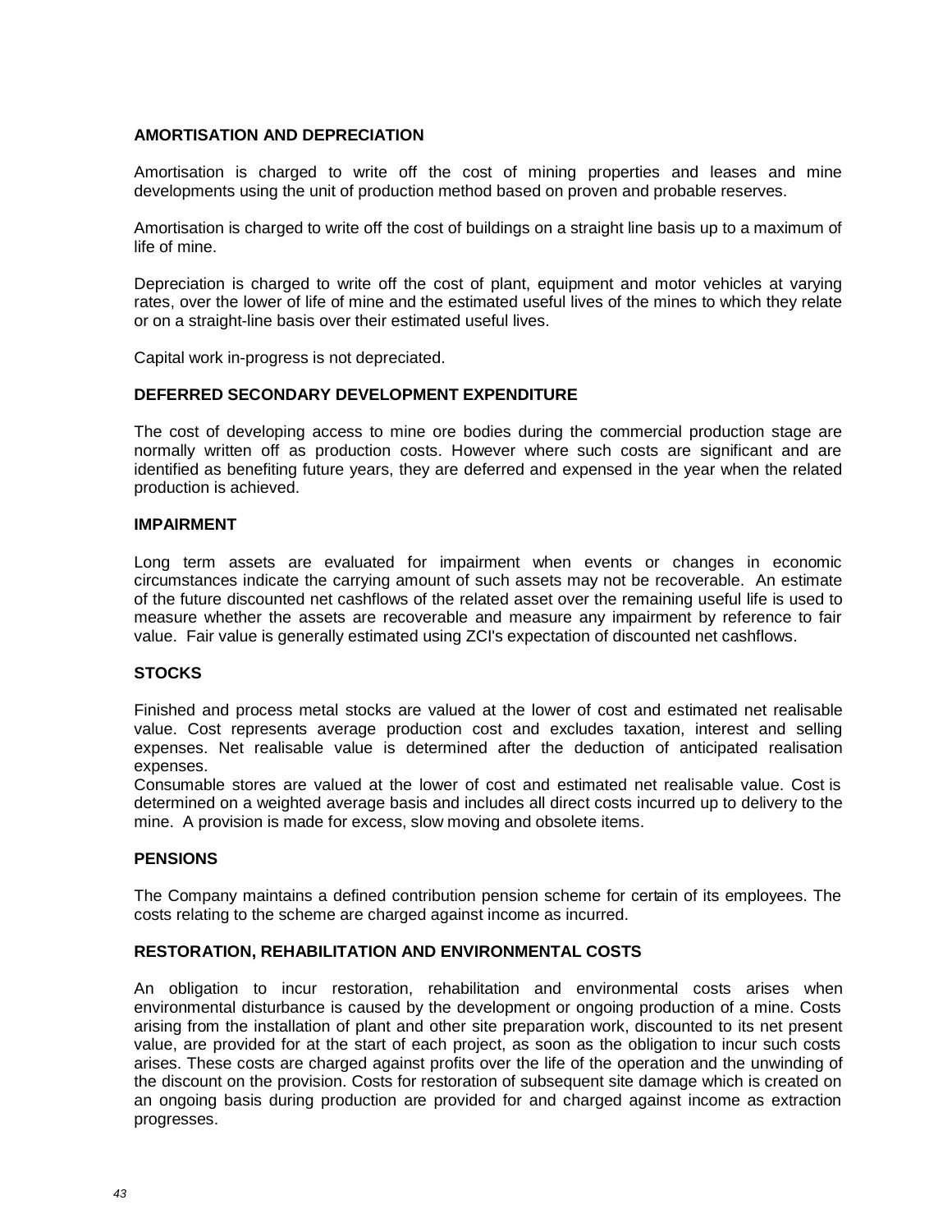## AMORTISATION AND DEPRECIATION

Amortisation is charged to write off the cost of mining properties and leases and mine developments using the unit of production method based on proven and probable reserves.

Amortisation is charged to write off the cost of buildings on a straight line basis up to a maximum of life of mine.

Depreciation is charged to write off the cost of plant, equipment and motor vehicles at varying rates, over the lower of life of mine and the estimated useful lives of the mines to which they relate or on a straight-line basis over their estimated useful lives.

Capital work in-progress is not depreciated.

## DEFERRED SECONDARY DEVELOPMENT EXPENDITURE

The cost of developing access to mine ore bodies during the commercial production stage are normally written off as production costs. However where such costs are significant and are identified as benefiting future years, they are deferred and expensed in the year when the related production is achieved.

## IMPAIRMENT

Long term assets are evaluated for impairment when events or changes in economic circumstances indicate the carrying amount of such assets may not be recoverable. An estimate of the future discounted net cashflows of the related asset over the remaining useful life is used to measure whether the assets are recoverable and measure any impairment by reference to fair value. Fair value is generally estimated using ZCI's expectation of discounted net cashflows.

## STOCKS

Finished and process metal stocks are valued at the lower of cost and estimated net realisable value. Cost represents average production cost and excludes taxation, interest and selling expenses. Net realisable value is determined after the deduction of anticipated realisation expenses.
Consumable stores are valued at the lower of cost and estimated net realisable value. Cost is determined on a weighted average basis and includes all direct costs incurred up to delivery to the mine. A provision is made for excess, slow moving and obsolete items.

## PENSIONS

The Company maintains a defined contribution pension scheme for certain of its employees. The costs relating to the scheme are charged against income as incurred.

## RESTORATION, REHABILITATION AND ENVIRONMENTAL COSTS

An obligation to incur restoration, rehabilitation and environmental costs arises when environmental disturbance is caused by the development or ongoing production of a mine. Costs arising from the installation of plant and other site preparation work, discounted to its net present value, are provided for at the start of each project, as soon as the obligation to incur such costs arises. These costs are charged against profits over the life of the operation and the unwinding of the discount on the provision. Costs for restoration of subsequent site damage which is created on an ongoing basis during production are provided for and charged against income as extraction progresses.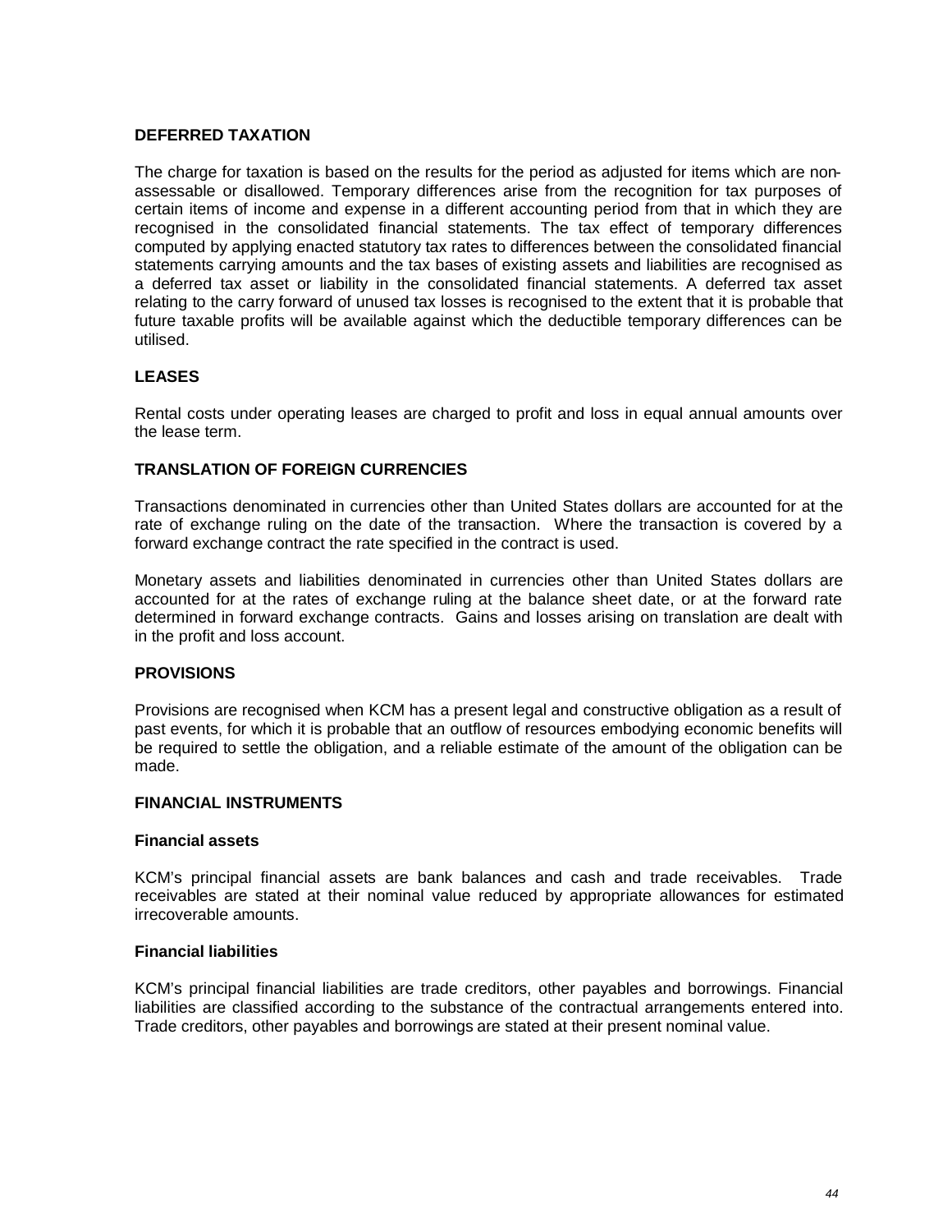## DEFERRED TAXATION

The charge for taxation is based on the results for the period as adjusted for items which are non-assessable or disallowed. Temporary differences arise from the recognition for tax purposes of certain items of income and expense in a different accounting period from that in which they are recognised in the consolidated financial statements. The tax effect of temporary differences computed by applying enacted statutory tax rates to differences between the consolidated financial statements carrying amounts and the tax bases of existing assets and liabilities are recognised as a deferred tax asset or liability in the consolidated financial statements. A deferred tax asset relating to the carry forward of unused tax losses is recognised to the extent that it is probable that future taxable profits will be available against which the deductible temporary differences can be utilised.

## LEASES

Rental costs under operating leases are charged to profit and loss in equal annual amounts over the lease term.

## TRANSLATION OF FOREIGN CURRENCIES

Transactions denominated in currencies other than United States dollars are accounted for at the rate of exchange ruling on the date of the transaction. Where the transaction is covered by a forward exchange contract the rate specified in the contract is used.

Monetary assets and liabilities denominated in currencies other than United States dollars are accounted for at the rates of exchange ruling at the balance sheet date, or at the forward rate determined in forward exchange contracts. Gains and losses arising on translation are dealt with in the profit and loss account.

## PROVISIONS

Provisions are recognised when KCM has a present legal and constructive obligation as a result of past events, for which it is probable that an outflow of resources embodying economic benefits will be required to settle the obligation, and a reliable estimate of the amount of the obligation can be made.

## FINANCIAL INSTRUMENTS

### Financial assets

KCM's principal financial assets are bank balances and cash and trade receivables. Trade receivables are stated at their nominal value reduced by appropriate allowances for estimated irrecoverable amounts.

### Financial liabilities

KCM's principal financial liabilities are trade creditors, other payables and borrowings. Financial liabilities are classified according to the substance of the contractual arrangements entered into. Trade creditors, other payables and borrowings are stated at their present nominal value.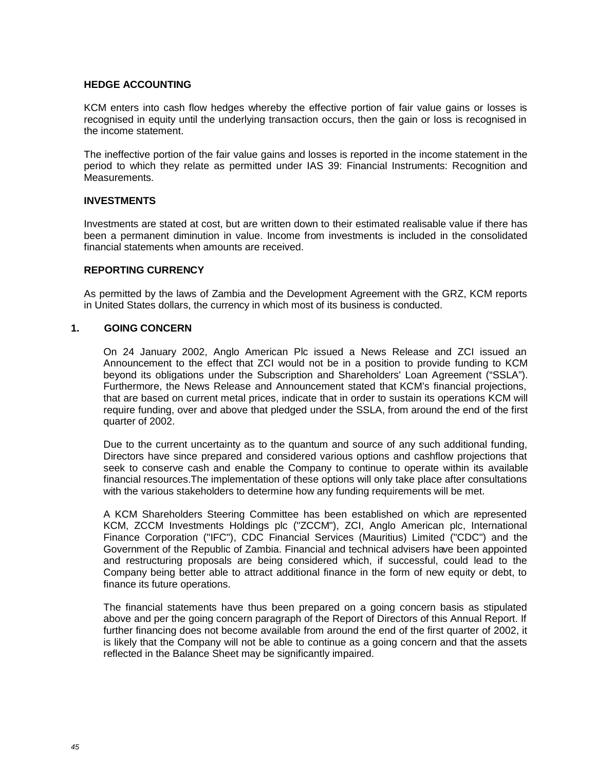### HEDGE ACCOUNTING

KCM enters into cash flow hedges whereby the effective portion of fair value gains or losses is recognised in equity until the underlying transaction occurs, then the gain or loss is recognised in the income statement.

The ineffective portion of the fair value gains and losses is reported in the income statement in the period to which they relate as permitted under IAS 39: Financial Instruments: Recognition and Measurements.

### INVESTMENTS

Investments are stated at cost, but are written down to their estimated realisable value if there has been a permanent diminution in value. Income from investments is included in the consolidated financial statements when amounts are received.

### REPORTING CURRENCY

As permitted by the laws of Zambia and the Development Agreement with the GRZ, KCM reports in United States dollars, the currency in which most of its business is conducted.

## 1. GOING CONCERN

On 24 January 2002, Anglo American Plc issued a News Release and ZCI issued an Announcement to the effect that ZCI would not be in a position to provide funding to KCM beyond its obligations under the Subscription and Shareholders' Loan Agreement ("SSLA"). Furthermore, the News Release and Announcement stated that KCM's financial projections, that are based on current metal prices, indicate that in order to sustain its operations KCM will require funding, over and above that pledged under the SSLA, from around the end of the first quarter of 2002.

Due to the current uncertainty as to the quantum and source of any such additional funding, Directors have since prepared and considered various options and cashflow projections that seek to conserve cash and enable the Company to continue to operate within its available financial resources.The implementation of these options will only take place after consultations with the various stakeholders to determine how any funding requirements will be met.

A KCM Shareholders Steering Committee has been established on which are represented KCM, ZCCM Investments Holdings plc ("ZCCM"), ZCI, Anglo American plc, International Finance Corporation ("IFC"), CDC Financial Services (Mauritius) Limited ("CDC") and the Government of the Republic of Zambia. Financial and technical advisers have been appointed and restructuring proposals are being considered which, if successful, could lead to the Company being better able to attract additional finance in the form of new equity or debt, to finance its future operations.

The financial statements have thus been prepared on a going concern basis as stipulated above and per the going concern paragraph of the Report of Directors of this Annual Report. If further financing does not become available from around the end of the first quarter of 2002, it is likely that the Company will not be able to continue as a going concern and that the assets reflected in the Balance Sheet may be significantly impaired.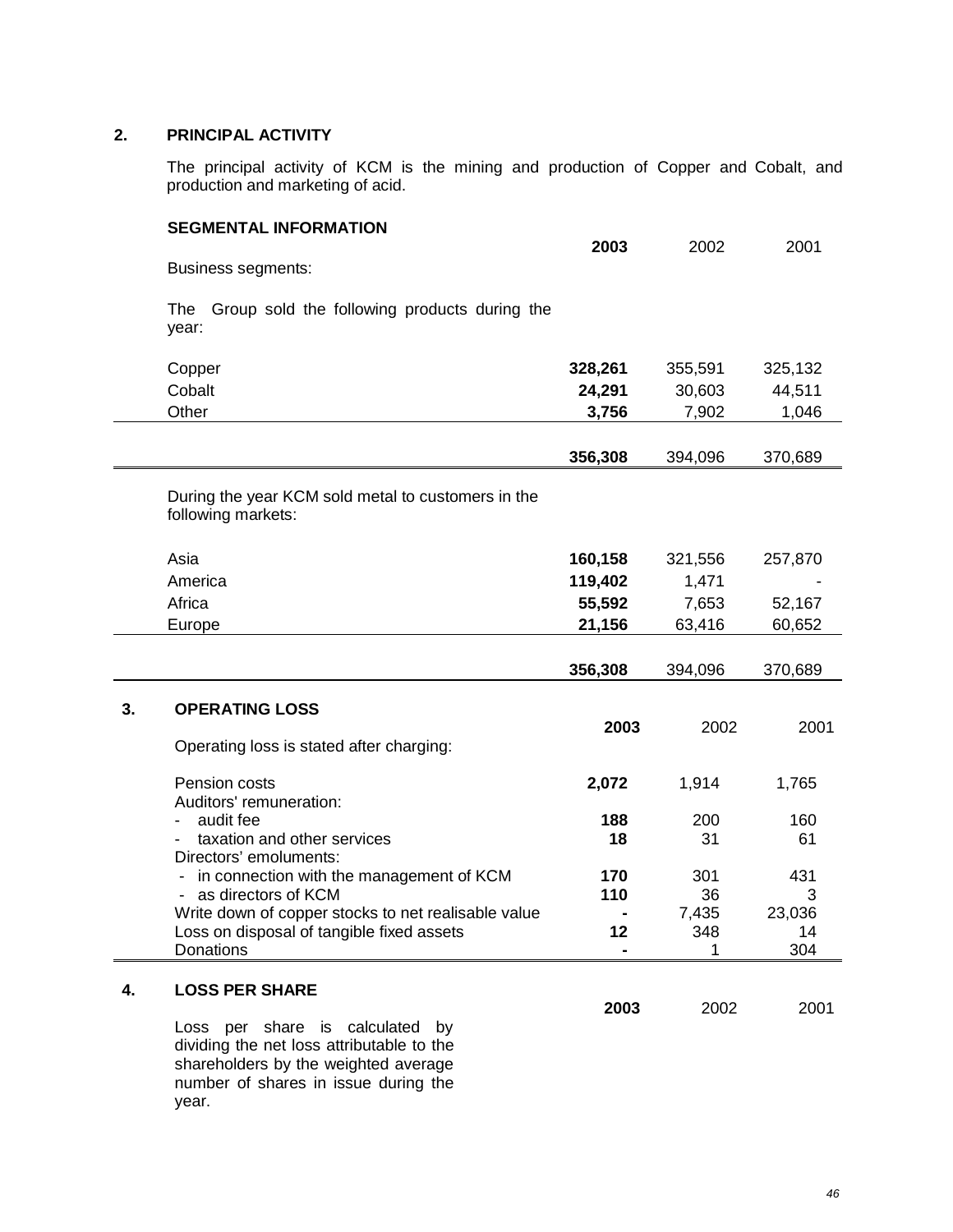## 2. PRINCIPAL ACTIVITY

The principal activity of KCM is the mining and production of Copper and Cobalt, and production and marketing of acid.

### SEGMENTAL INFORMATION

| | **2003** | 2002 | 2001 |
|---|---|---|---|
| Business segments: | | | |
| The Group sold the following products during the year: | | | |
| Copper | **328,261** | 355,591 | 325,132 |
| Cobalt | **24,291** | 30,603 | 44,511 |
| Other | **3,756** | 7,902 | 1,046 |
| | **356,308** | 394,096 | 370,689 |
| During the year KCM sold metal to customers in the following markets: | | | |
| Asia | **160,158** | 321,556 | 257,870 |
| America | **119,402** | 1,471 | - |
| Africa | **55,592** | 7,653 | 52,167 |
| Europe | **21,156** | 63,416 | 60,652 |
| | **356,308** | 394,096 | 370,689 |

## 3. OPERATING LOSS

| | **2003** | 2002 | 2001 |
|---|---|---|---|
| Operating loss is stated after charging: | | | |
| Pension costs | **2,072** | 1,914 | 1,765 |
| Auditors' remuneration: | | | |
| - audit fee | **188** | 200 | 160 |
| - taxation and other services | **18** | 31 | 61 |
| Directors' emoluments: | | | |
| - in connection with the management of KCM | **170** | 301 | 431 |
| - as directors of KCM | **110** | 36 | 3 |
| Write down of copper stocks to net realisable value | **-** | 7,435 | 23,036 |
| Loss on disposal of tangible fixed assets | **12** | 348 | 14 |
| Donations | **-** | 1 | 304 |

## 4. LOSS PER SHARE

| | **2003** | 2002 | 2001 |
|---|---|---|---|
| Loss per share is calculated by dividing the net loss attributable to the shareholders by the weighted average number of shares in issue during the year. | | | |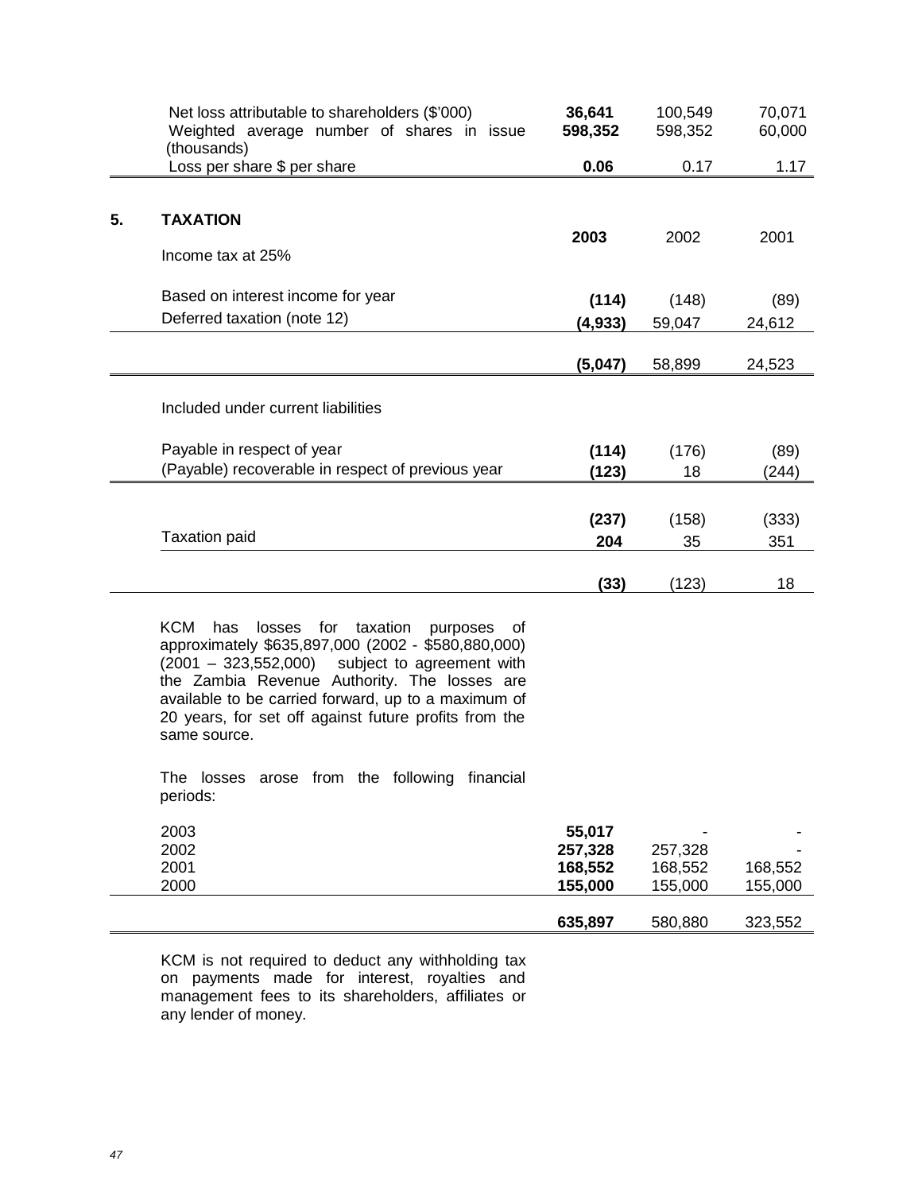| | 2003 | 2002 | 2001 |
|---|---|---|---|
| Net loss attributable to shareholders ($'000) | **36,641** | 100,549 | 70,071 |
| Weighted average number of shares in issue (thousands) | **598,352** | 598,352 | 60,000 |
| Loss per share $ per share | **0.06** | 0.17 | 1.17 |

## 5. TAXATION

| | **2003** | 2002 | 2001 |
|---|---|---|---|
| Income tax at 25% | | | |
| Based on interest income for year | **(114)** | (148) | (89) |
| Deferred taxation (note 12) | **(4,933)** | 59,047 | 24,612 |
| | **(5,047)** | 58,899 | 24,523 |
| Included under current liabilities | | | |
| Payable in respect of year | **(114)** | (176) | (89) |
| (Payable) recoverable in respect of previous year | **(123)** | 18 | (244) |
| | **(237)** | (158) | (333) |
| Taxation paid | **204** | 35 | 351 |
| | **(33)** | (123) | 18 |

KCM has losses for taxation purposes of approximately $635,897,000 (2002 - $580,880,000) (2001 – 323,552,000) subject to agreement with the Zambia Revenue Authority. The losses are available to be carried forward, up to a maximum of 20 years, for set off against future profits from the same source.

The losses arose from the following financial periods:

| | | | |
|---|---|---|---|
| 2003 | **55,017** | - | - |
| 2002 | **257,328** | 257,328 | - |
| 2001 | **168,552** | 168,552 | 168,552 |
| 2000 | **155,000** | 155,000 | 155,000 |
| | **635,897** | 580,880 | 323,552 |

KCM is not required to deduct any withholding tax on payments made for interest, royalties and management fees to its shareholders, affiliates or any lender of money.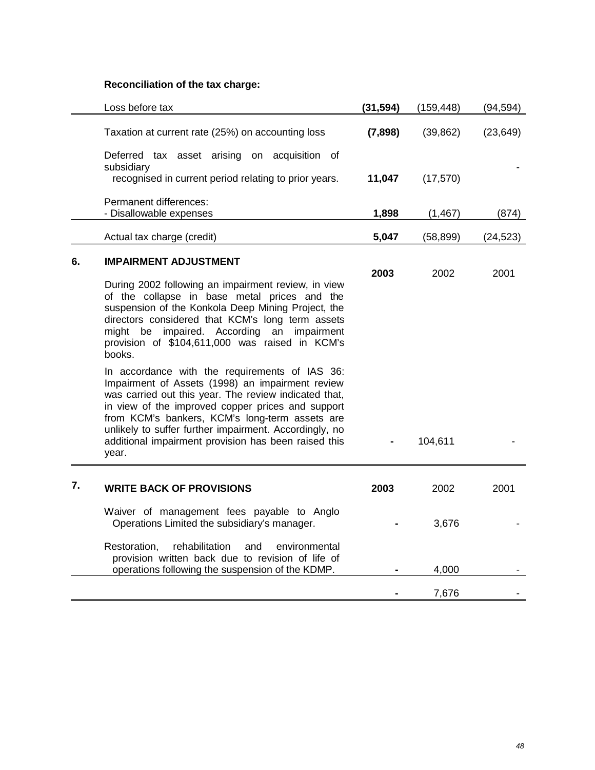**Reconciliation of the tax charge:**

| | | | |
|---|---|---|---|
| Loss before tax | **(31,594)** | (159,448) | (94,594) |
| Taxation at current rate (25%) on accounting loss | **(7,898)** | (39,862) | (23,649) |
| Deferred tax asset arising on acquisition of subsidiary recognised in current period relating to prior years. | **11,047** | (17,570) | - |
| Permanent differences: | | | |
| - Disallowable expenses | **1,898** | (1,467) | (874) |
| Actual tax charge (credit) | **5,047** | (58,899) | (24,523) |

## 6. IMPAIRMENT ADJUSTMENT

| | **2003** | 2002 | 2001 |
|---|---|---|---|
| During 2002 following an impairment review, in view of the collapse in base metal prices and the suspension of the Konkola Deep Mining Project, the directors considered that KCM's long term assets might be impaired. According an impairment provision of $104,611,000 was raised in KCM's books. | | | |
| In accordance with the requirements of IAS 36: Impairment of Assets (1998) an impairment review was carried out this year. The review indicated that, in view of the improved copper prices and support from KCM's bankers, KCM's long-term assets are unlikely to suffer further impairment. Accordingly, no additional impairment provision has been raised this year. | **-** | 104,611 | - |

## 7. WRITE BACK OF PROVISIONS

| | **2003** | 2002 | 2001 |
|---|---|---|---|
| Waiver of management fees payable to Anglo Operations Limited the subsidiary's manager. | **-** | 3,676 | - |
| Restoration, rehabilitation and environmental provision written back due to revision of life of operations following the suspension of the KDMP. | **-** | 4,000 | - |
| | **-** | 7,676 | - |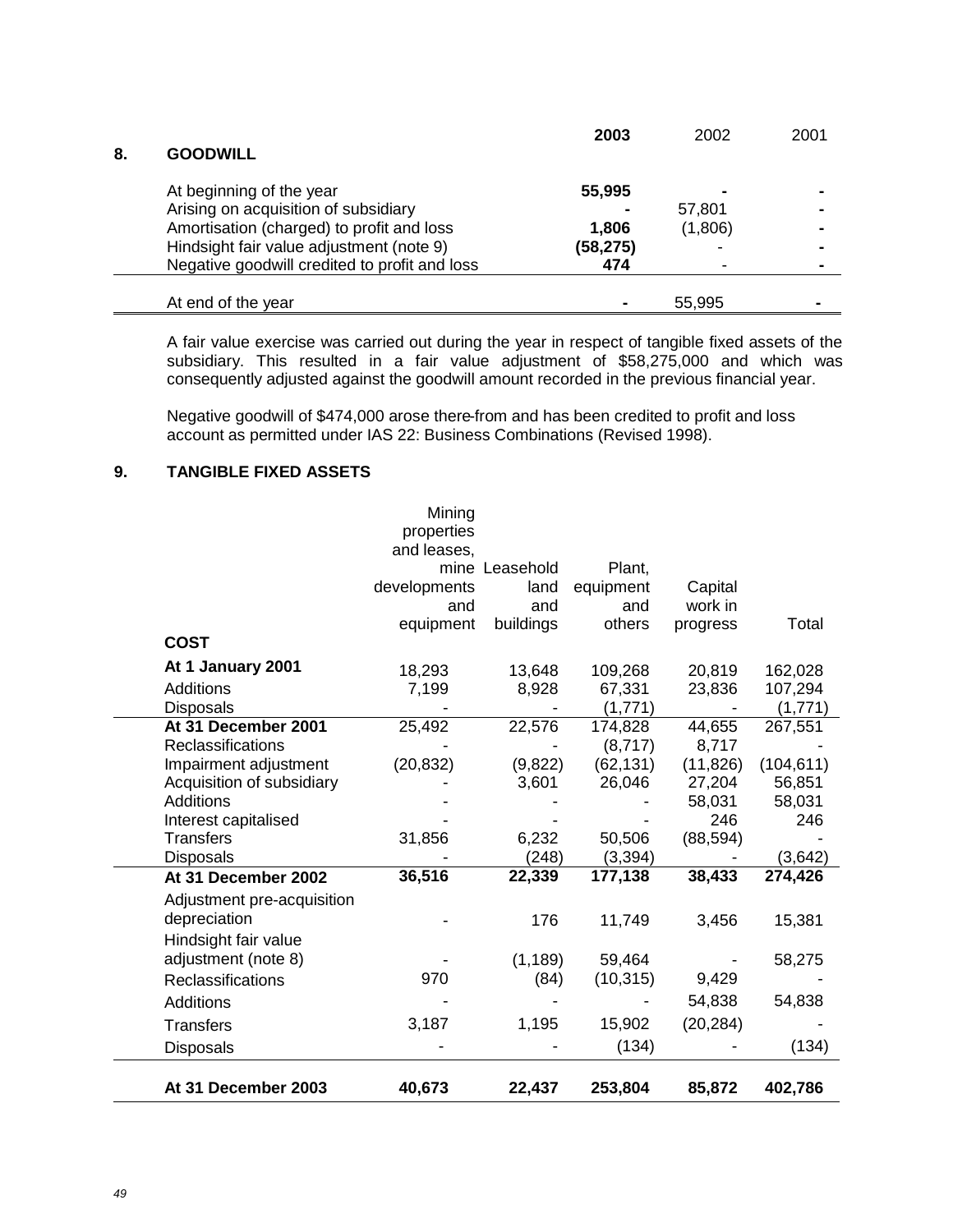## 8. GOODWILL

| | 2003 | 2002 | 2001 |
|---|---|---|---|
| At beginning of the year | **55,995** | - | - |
| Arising on acquisition of subsidiary | **-** | 57,801 | - |
| Amortisation (charged) to profit and loss | **1,806** | (1,806) | - |
| Hindsight fair value adjustment (note 9) | **(58,275)** | - | - |
| Negative goodwill credited to profit and loss | **474** | - | - |
| At end of the year | **-** | 55,995 | - |

A fair value exercise was carried out during the year in respect of tangible fixed assets of the subsidiary. This resulted in a fair value adjustment of $58,275,000 and which was consequently adjusted against the goodwill amount recorded in the previous financial year.

Negative goodwill of $474,000 arose there-from and has been credited to profit and loss account as permitted under IAS 22: Business Combinations (Revised 1998).

## 9. TANGIBLE FIXED ASSETS

| | Mining properties and leases, mine developments and equipment | Leasehold land and buildings | Plant, equipment and others | Capital work in progress | Total |
|---|---|---|---|---|---|
| **COST** | | | | | |
| **At 1 January 2001** | 18,293 | 13,648 | 109,268 | 20,819 | 162,028 |
| Additions | 7,199 | 8,928 | 67,331 | 23,836 | 107,294 |
| Disposals | - | - | (1,771) | - | (1,771) |
| **At 31 December 2001** | 25,492 | 22,576 | 174,828 | 44,655 | 267,551 |
| Reclassifications | - | - | (8,717) | 8,717 | - |
| Impairment adjustment | (20,832) | (9,822) | (62,131) | (11,826) | (104,611) |
| Acquisition of subsidiary | - | 3,601 | 26,046 | 27,204 | 56,851 |
| Additions | - | - | - | 58,031 | 58,031 |
| Interest capitalised | - | - | - | 246 | 246 |
| Transfers | 31,856 | 6,232 | 50,506 | (88,594) | - |
| Disposals | - | (248) | (3,394) | - | (3,642) |
| **At 31 December 2002** | **36,516** | **22,339** | **177,138** | **38,433** | **274,426** |
| Adjustment pre-acquisition depreciation | - | 176 | 11,749 | 3,456 | 15,381 |
| Hindsight fair value adjustment (note 8) | - | (1,189) | 59,464 | - | 58,275 |
| Reclassifications | 970 | (84) | (10,315) | 9,429 | - |
| Additions | - | - | - | 54,838 | 54,838 |
| Transfers | 3,187 | 1,195 | 15,902 | (20,284) | - |
| Disposals | - | - | (134) | - | (134) |
| **At 31 December 2003** | **40,673** | **22,437** | **253,804** | **85,872** | **402,786** |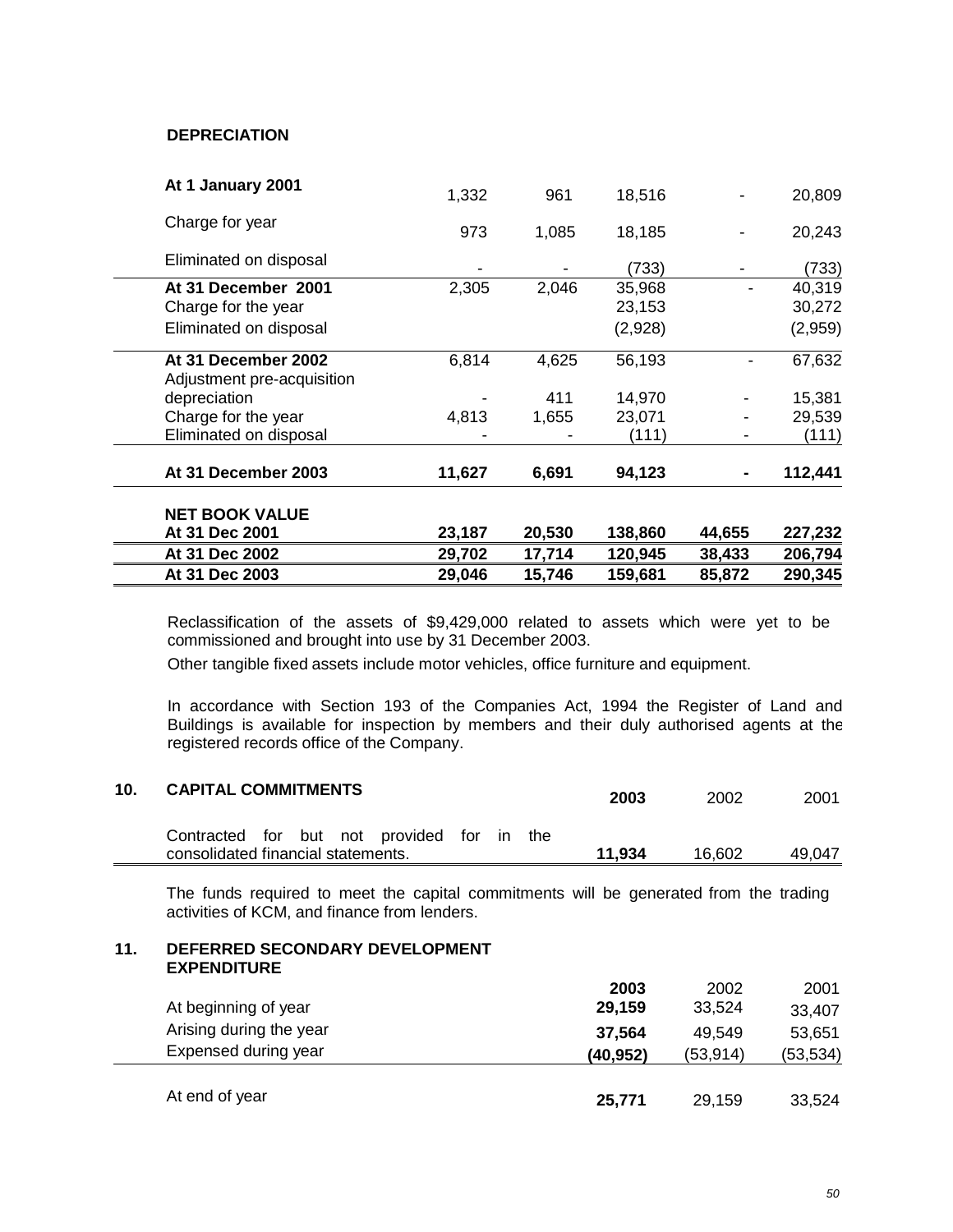**DEPRECIATION**

| | | | | | |
|---|---|---|---|---|---|
| **At 1 January 2001** | 1,332 | 961 | 18,516 | - | 20,809 |
| Charge for year | 973 | 1,085 | 18,185 | - | 20,243 |
| Eliminated on disposal | - | - | (733) | - | (733) |
| **At 31 December 2001** | 2,305 | 2,046 | 35,968 | - | 40,319 |
| Charge for the year | | | 23,153 | | 30,272 |
| Eliminated on disposal | | | (2,928) | | (2,959) |
| **At 31 December 2002** | 6,814 | 4,625 | 56,193 | - | 67,632 |
| Adjustment pre-acquisition depreciation | - | 411 | 14,970 | - | 15,381 |
| Charge for the year | 4,813 | 1,655 | 23,071 | - | 29,539 |
| Eliminated on disposal | - | - | (111) | - | (111) |
| **At 31 December 2003** | **11,627** | **6,691** | **94,123** | **-** | **112,441** |
| **NET BOOK VALUE** | | | | | |
| **At 31 Dec 2001** | **23,187** | **20,530** | **138,860** | **44,655** | **227,232** |
| **At 31 Dec 2002** | **29,702** | **17,714** | **120,945** | **38,433** | **206,794** |
| **At 31 Dec 2003** | **29,046** | **15,746** | **159,681** | **85,872** | **290,345** |

Reclassification of the assets of $9,429,000 related to assets which were yet to be commissioned and brought into use by 31 December 2003.

Other tangible fixed assets include motor vehicles, office furniture and equipment.

In accordance with Section 193 of the Companies Act, 1994 the Register of Land and Buildings is available for inspection by members and their duly authorised agents at the registered records office of the Company.

## 10. CAPITAL COMMITMENTS

| | **2003** | 2002 | 2001 |
|---|---|---|---|
| Contracted for but not provided for in the consolidated financial statements. | **11,934** | 16,602 | 49,047 |

The funds required to meet the capital commitments will be generated from the trading activities of KCM, and finance from lenders.

## 11. DEFERRED SECONDARY DEVELOPMENT EXPENDITURE

| | **2003** | 2002 | 2001 |
|---|---|---|---|
| At beginning of year | **29,159** | 33,524 | 33,407 |
| Arising during the year | **37,564** | 49,549 | 53,651 |
| Expensed during year | **(40,952)** | (53,914) | (53,534) |
| At end of year | **25,771** | 29,159 | 33,524 |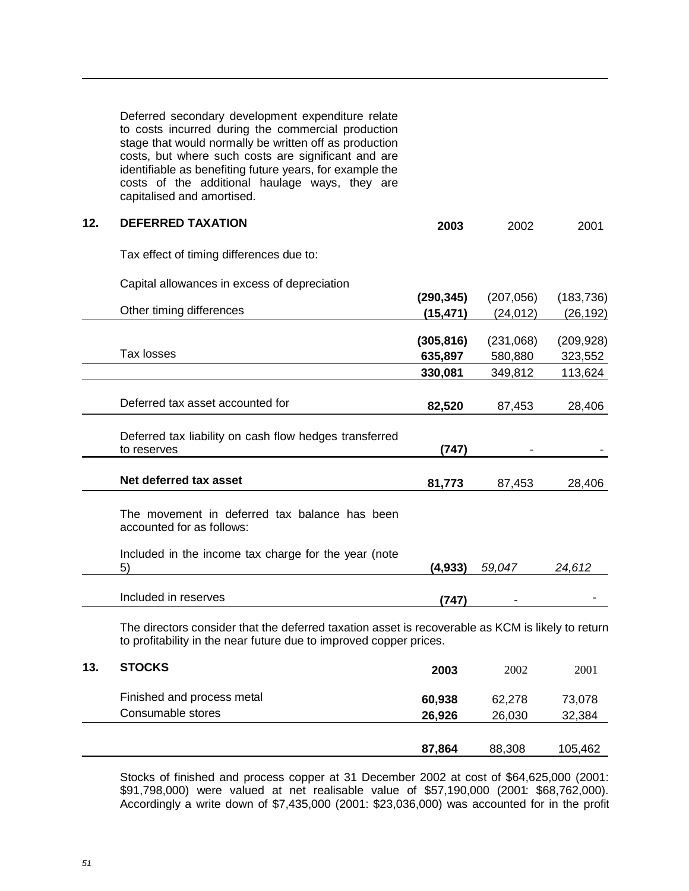Deferred secondary development expenditure relate to costs incurred during the commercial production stage that would normally be written off as production costs, but where such costs are significant and are identifiable as benefiting future years, for example the costs of the additional haulage ways, they are capitalised and amortised.

## 12. DEFERRED TAXATION

| | **2003** | 2002 | 2001 |
|---|---|---|---|
| Tax effect of timing differences due to: | | | |
| Capital allowances in excess of depreciation | **(290,345)** | (207,056) | (183,736) |
| Other timing differences | **(15,471)** | (24,012) | (26,192) |
| | **(305,816)** | (231,068) | (209,928) |
| Tax losses | **635,897** | 580,880 | 323,552 |
| | **330,081** | 349,812 | 113,624 |
| Deferred tax asset accounted for | **82,520** | 87,453 | 28,406 |
| Deferred tax liability on cash flow hedges transferred to reserves | **(747)** | - | - |
| **Net deferred tax asset** | **81,773** | 87,453 | 28,406 |
| The movement in deferred tax balance has been accounted for as follows: | | | |
| Included in the income tax charge for the year (note 5) | **(4,933)** | *59,047* | *24,612* |
| Included in reserves | **(747)** | - | - |

The directors consider that the deferred taxation asset is recoverable as KCM is likely to return to profitability in the near future due to improved copper prices.

## 13. STOCKS

| | **2003** | 2002 | 2001 |
|---|---|---|---|
| Finished and process metal | **60,938** | 62,278 | 73,078 |
| Consumable stores | **26,926** | 26,030 | 32,384 |
| | **87,864** | 88,308 | 105,462 |

Stocks of finished and process copper at 31 December 2002 at cost of $64,625,000 (2001: $91,798,000) were valued at net realisable value of $57,190,000 (2001: $68,762,000). Accordingly a write down of $7,435,000 (2001: $23,036,000) was accounted for in the profit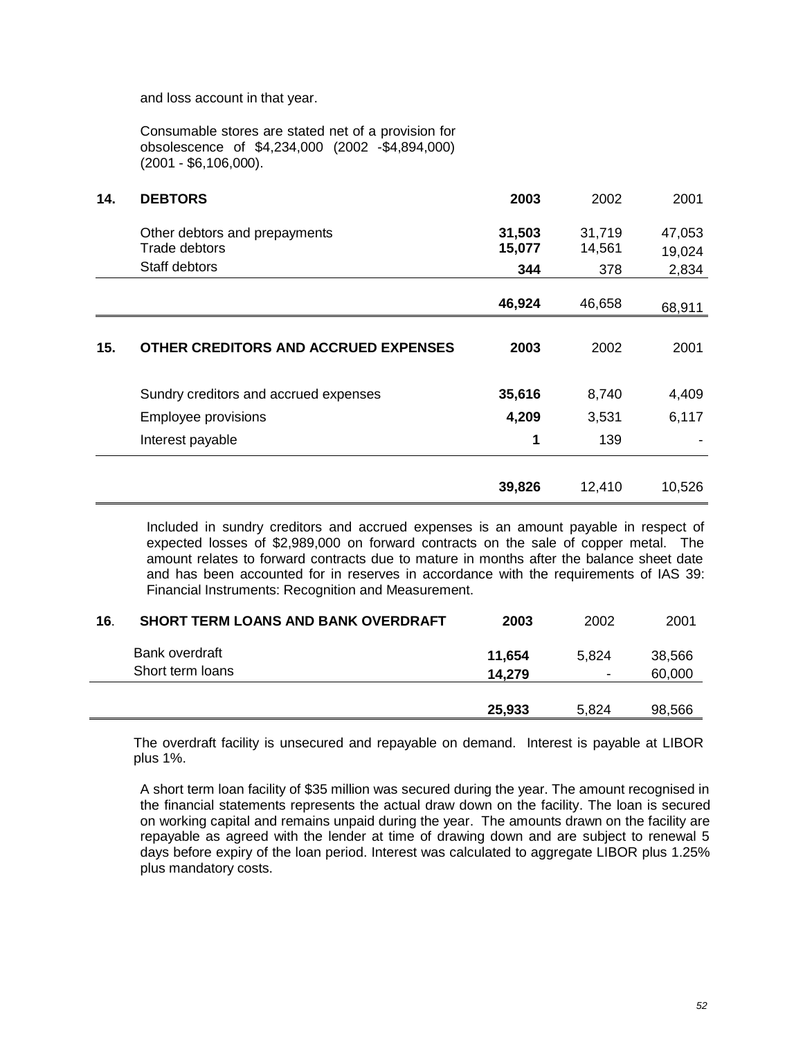and loss account in that year.

Consumable stores are stated net of a provision for obsolescence of $4,234,000 (2002 -$4,894,000) (2001 - $6,106,000).

| 14. | DEBTORS | 2003 | 2002 | 2001 |
|---|---|---|---|---|
| | Other debtors and prepayments | **31,503** | 31,719 | 47,053 |
| | Trade debtors | **15,077** | 14,561 | 19,024 |
| | Staff debtors | **344** | 378 | 2,834 |
| | | **46,924** | 46,658 | 68,911 |

| 15. | OTHER CREDITORS AND ACCRUED EXPENSES | 2003 | 2002 | 2001 |
|---|---|---|---|---|
| | Sundry creditors and accrued expenses | **35,616** | 8,740 | 4,409 |
| | Employee provisions | **4,209** | 3,531 | 6,117 |
| | Interest payable | **1** | 139 | - |
| | | **39,826** | 12,410 | 10,526 |

Included in sundry creditors and accrued expenses is an amount payable in respect of expected losses of $2,989,000 on forward contracts on the sale of copper metal. The amount relates to forward contracts due to mature in months after the balance sheet date and has been accounted for in reserves in accordance with the requirements of IAS 39: Financial Instruments: Recognition and Measurement.

| 16. | SHORT TERM LOANS AND BANK OVERDRAFT | 2003 | 2002 | 2001 |
|---|---|---|---|---|
| | Bank overdraft | **11,654** | 5,824 | 38,566 |
| | Short term loans | **14,279** | - | 60,000 |
| | | **25,933** | 5,824 | 98,566 |

The overdraft facility is unsecured and repayable on demand. Interest is payable at LIBOR plus 1%.

A short term loan facility of $35 million was secured during the year. The amount recognised in the financial statements represents the actual draw down on the facility. The loan is secured on working capital and remains unpaid during the year. The amounts drawn on the facility are repayable as agreed with the lender at time of drawing down and are subject to renewal 5 days before expiry of the loan period. Interest was calculated to aggregate LIBOR plus 1.25% plus mandatory costs.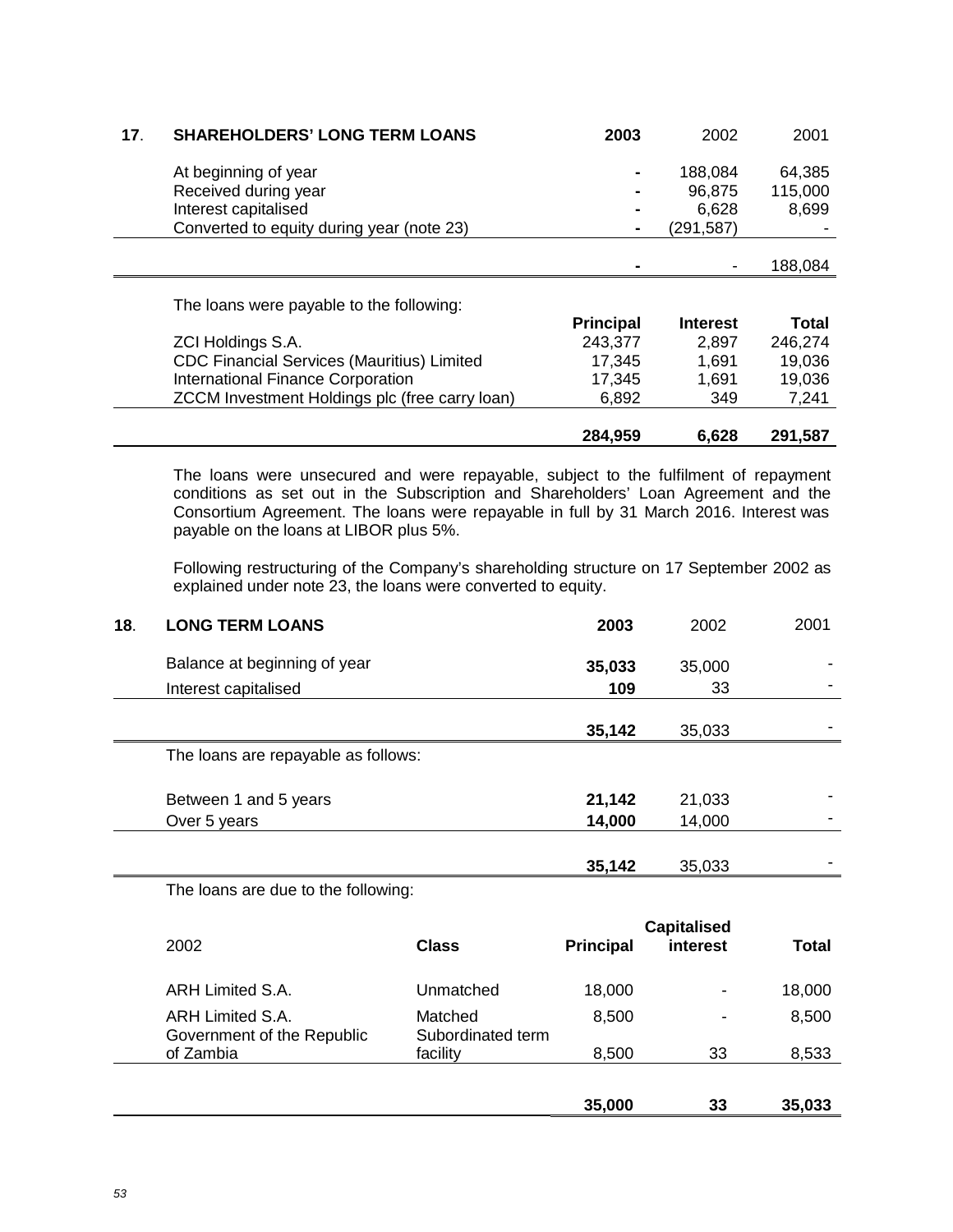## 17. SHAREHOLDERS' LONG TERM LOANS

| | **2003** | 2002 | 2001 |
|---|---|---|---|
| At beginning of year | **-** | 188,084 | 64,385 |
| Received during year | **-** | 96,875 | 115,000 |
| Interest capitalised | **-** | 6,628 | 8,699 |
| Converted to equity during year (note 23) | **-** | (291,587) | - |
| | **-** | - | 188,084 |

The loans were payable to the following:

| | **Principal** | **Interest** | **Total** |
|---|---|---|---|
| ZCI Holdings S.A. | 243,377 | 2,897 | 246,274 |
| CDC Financial Services (Mauritius) Limited | 17,345 | 1,691 | 19,036 |
| International Finance Corporation | 17,345 | 1,691 | 19,036 |
| ZCCM Investment Holdings plc (free carry loan) | 6,892 | 349 | 7,241 |
| | **284,959** | **6,628** | **291,587** |

The loans were unsecured and were repayable, subject to the fulfilment of repayment conditions as set out in the Subscription and Shareholders' Loan Agreement and the Consortium Agreement. The loans were repayable in full by 31 March 2016. Interest was payable on the loans at LIBOR plus 5%.

Following restructuring of the Company's shareholding structure on 17 September 2002 as explained under note 23, the loans were converted to equity.

## 18. LONG TERM LOANS

| | **2003** | 2002 | 2001 |
|---|---|---|---|
| Balance at beginning of year | **35,033** | 35,000 | - |
| Interest capitalised | **109** | 33 | - |
| | **35,142** | 35,033 | - |

The loans are repayable as follows:

| | **2003** | 2002 | 2001 |
|---|---|---|---|
| Between 1 and 5 years | **21,142** | 21,033 | - |
| Over 5 years | **14,000** | 14,000 | - |
| | **35,142** | 35,033 | - |

The loans are due to the following:

| 2002 | **Class** | **Principal** | **Capitalised interest** | **Total** |
|---|---|---|---|---|
| ARH Limited S.A. | Unmatched | 18,000 | - | 18,000 |
| ARH Limited S.A. | Matched | 8,500 | - | 8,500 |
| Government of the Republic of Zambia | Subordinated term facility | 8,500 | 33 | 8,533 |
| | | **35,000** | **33** | **35,033** |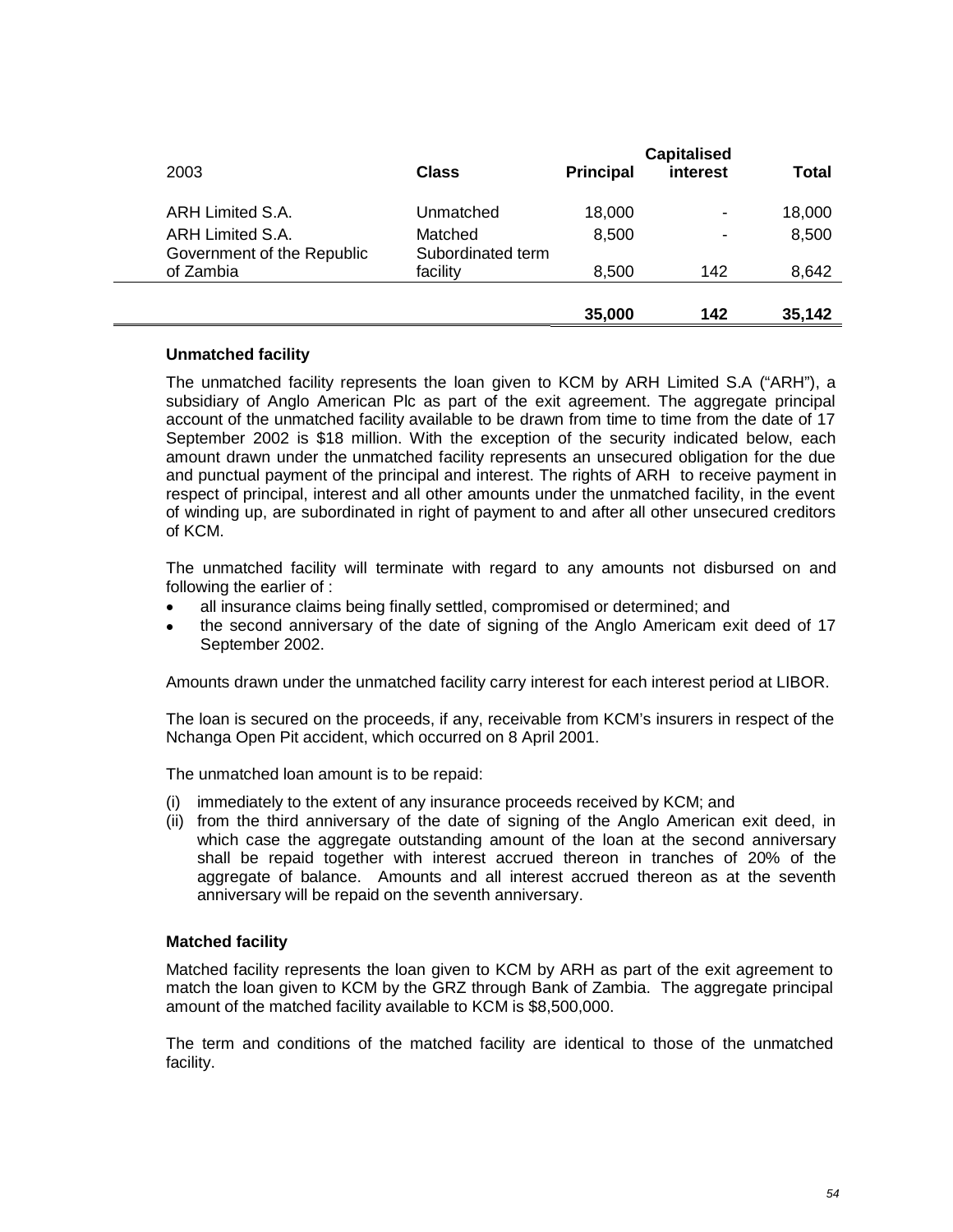| 2003 | Class | Principal | Capitalised interest | Total |
|---|---|---|---|---|
| ARH Limited S.A. | Unmatched | 18,000 | - | 18,000 |
| ARH Limited S.A. | Matched | 8,500 | - | 8,500 |
| Government of the Republic of Zambia | Subordinated term facility | 8,500 | 142 | 8,642 |
| | | 35,000 | 142 | 35,142 |

**Unmatched facility**

The unmatched facility represents the loan given to KCM by ARH Limited S.A ("ARH"), a subsidiary of Anglo American Plc as part of the exit agreement. The aggregate principal account of the unmatched facility available to be drawn from time to time from the date of 17 September 2002 is $18 million. With the exception of the security indicated below, each amount drawn under the unmatched facility represents an unsecured obligation for the due and punctual payment of the principal and interest. The rights of ARH to receive payment in respect of principal, interest and all other amounts under the unmatched facility, in the event of winding up, are subordinated in right of payment to and after all other unsecured creditors of KCM.

The unmatched facility will terminate with regard to any amounts not disbursed on and following the earlier of :

- all insurance claims being finally settled, compromised or determined; and
- the second anniversary of the date of signing of the Anglo Americam exit deed of 17 September 2002.

Amounts drawn under the unmatched facility carry interest for each interest period at LIBOR.

The loan is secured on the proceeds, if any, receivable from KCM's insurers in respect of the Nchanga Open Pit accident, which occurred on 8 April 2001.

The unmatched loan amount is to be repaid:

(i) immediately to the extent of any insurance proceeds received by KCM; and
(ii) from the third anniversary of the date of signing of the Anglo American exit deed, in which case the aggregate outstanding amount of the loan at the second anniversary shall be repaid together with interest accrued thereon in tranches of 20% of the aggregate of balance. Amounts and all interest accrued thereon as at the seventh anniversary will be repaid on the seventh anniversary.

**Matched facility**

Matched facility represents the loan given to KCM by ARH as part of the exit agreement to match the loan given to KCM by the GRZ through Bank of Zambia. The aggregate principal amount of the matched facility available to KCM is $8,500,000.

The term and conditions of the matched facility are identical to those of the unmatched facility.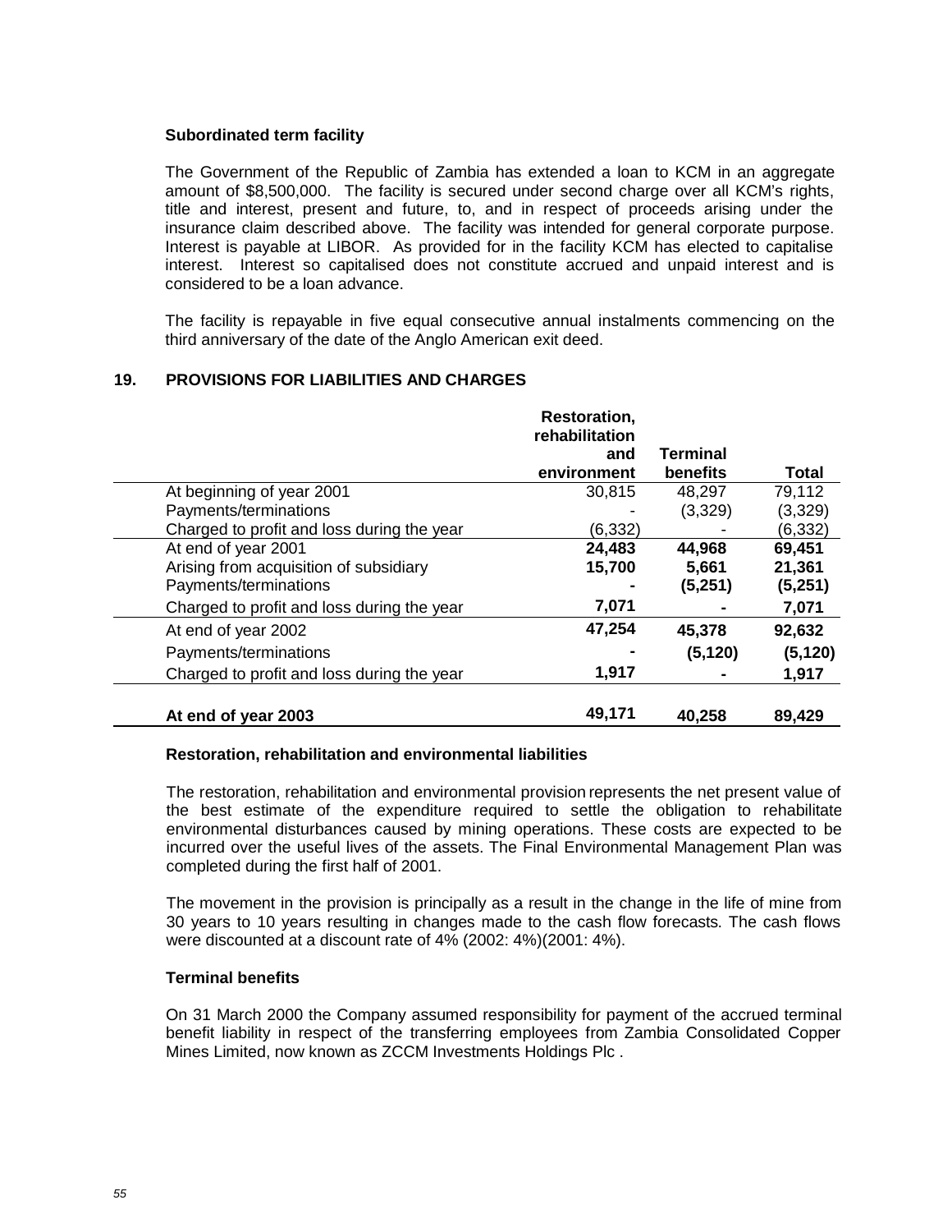**Subordinated term facility**

The Government of the Republic of Zambia has extended a loan to KCM in an aggregate amount of \$8,500,000. The facility is secured under second charge over all KCM's rights, title and interest, present and future, to, and in respect of proceeds arising under the insurance claim described above. The facility was intended for general corporate purpose. Interest is payable at LIBOR. As provided for in the facility KCM has elected to capitalise interest. Interest so capitalised does not constitute accrued and unpaid interest and is considered to be a loan advance.

The facility is repayable in five equal consecutive annual instalments commencing on the third anniversary of the date of the Anglo American exit deed.

## 19. PROVISIONS FOR LIABILITIES AND CHARGES

| | Restoration, rehabilitation and environment | Terminal benefits | Total |
|---|---|---|---|
| At beginning of year 2001 | 30,815 | 48,297 | 79,112 |
| Payments/terminations | - | (3,329) | (3,329) |
| Charged to profit and loss during the year | (6,332) | - | (6,332) |
| At end of year 2001 | **24,483** | **44,968** | **69,451** |
| Arising from acquisition of subsidiary | **15,700** | **5,661** | **21,361** |
| Payments/terminations | **-** | **(5,251)** | **(5,251)** |
| Charged to profit and loss during the year | **7,071** | **-** | **7,071** |
| At end of year 2002 | **47,254** | **45,378** | **92,632** |
| Payments/terminations | **-** | **(5,120)** | **(5,120)** |
| Charged to profit and loss during the year | **1,917** | **-** | **1,917** |
| **At end of year 2003** | **49,171** | **40,258** | **89,429** |

**Restoration, rehabilitation and environmental liabilities**

The restoration, rehabilitation and environmental provision represents the net present value of the best estimate of the expenditure required to settle the obligation to rehabilitate environmental disturbances caused by mining operations. These costs are expected to be incurred over the useful lives of the assets. The Final Environmental Management Plan was completed during the first half of 2001.

The movement in the provision is principally as a result in the change in the life of mine from 30 years to 10 years resulting in changes made to the cash flow forecasts. The cash flows were discounted at a discount rate of 4% (2002: 4%)(2001: 4%).

**Terminal benefits**

On 31 March 2000 the Company assumed responsibility for payment of the accrued terminal benefit liability in respect of the transferring employees from Zambia Consolidated Copper Mines Limited, now known as ZCCM Investments Holdings Plc .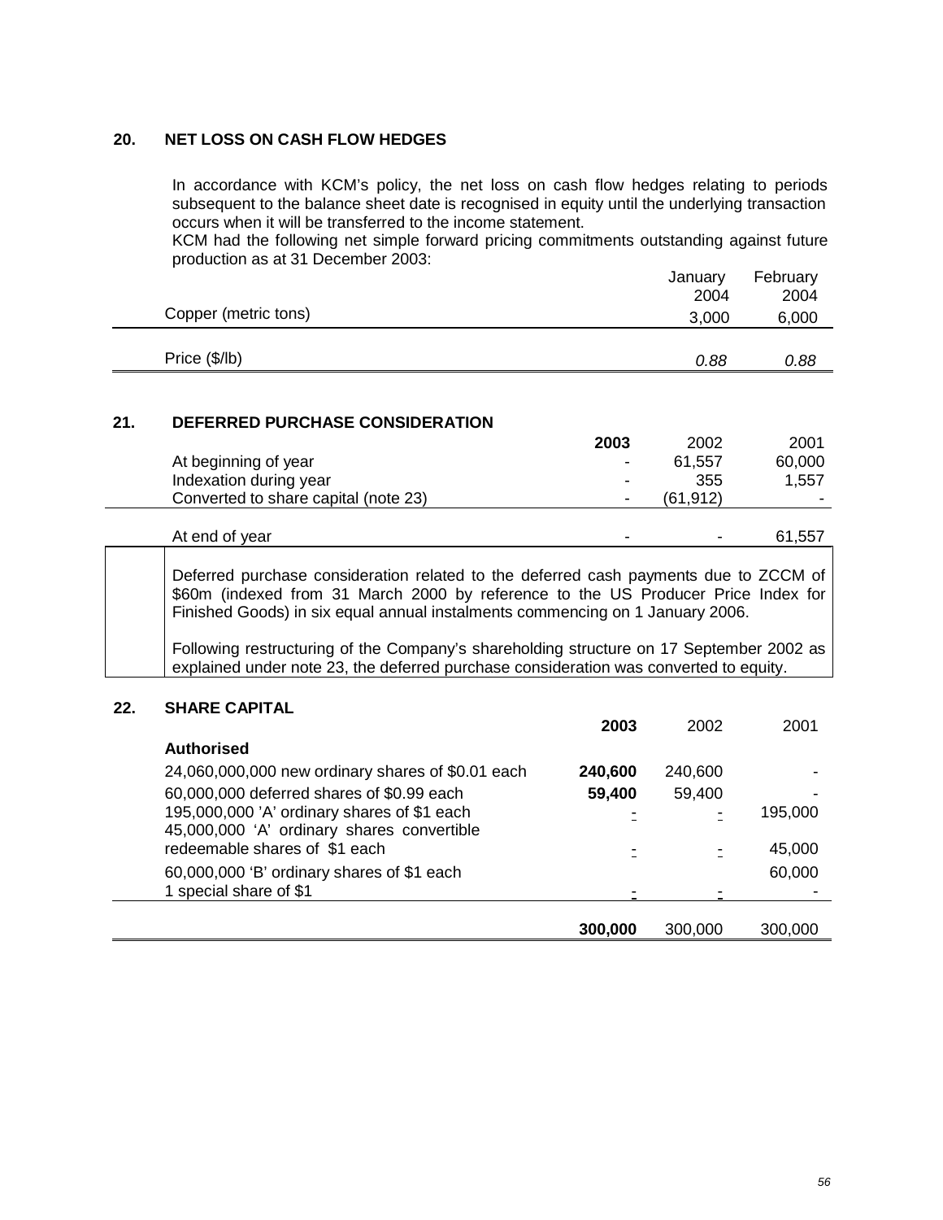## 20. NET LOSS ON CASH FLOW HEDGES

In accordance with KCM's policy, the net loss on cash flow hedges relating to periods subsequent to the balance sheet date is recognised in equity until the underlying transaction occurs when it will be transferred to the income statement.

KCM had the following net simple forward pricing commitments outstanding against future production as at 31 December 2003:

| | January 2004 | February 2004 |
|---|---|---|
| Copper (metric tons) | 3,000 | 6,000 |
| Price ($/lb) | *0.88* | *0.88* |

## 21. DEFERRED PURCHASE CONSIDERATION

| | **2003** | 2002 | 2001 |
|---|---|---|---|
| At beginning of year | - | 61,557 | 60,000 |
| Indexation during year | - | 355 | 1,557 |
| Converted to share capital (note 23) | - | (61,912) | - |
| At end of year | - | - | 61,557 |

Deferred purchase consideration related to the deferred cash payments due to ZCCM of $60m (indexed from 31 March 2000 by reference to the US Producer Price Index for Finished Goods) in six equal annual instalments commencing on 1 January 2006.

Following restructuring of the Company's shareholding structure on 17 September 2002 as explained under note 23, the deferred purchase consideration was converted to equity.

## 22. SHARE CAPITAL

| | **2003** | 2002 | 2001 |
|---|---|---|---|
| **Authorised** | | | |
| 24,060,000,000 new ordinary shares of $0.01 each | **240,600** | 240,600 | - |
| 60,000,000 deferred shares of $0.99 each | **59,400** | 59,400 | - |
| 195,000,000 'A' ordinary shares of $1 each | - | - | 195,000 |
| 45,000,000 'A' ordinary shares convertible redeemable shares of $1 each | - | - | 45,000 |
| 60,000,000 'B' ordinary shares of $1 each | | | 60,000 |
| 1 special share of $1 | - | - | - |
| | **300,000** | 300,000 | 300,000 |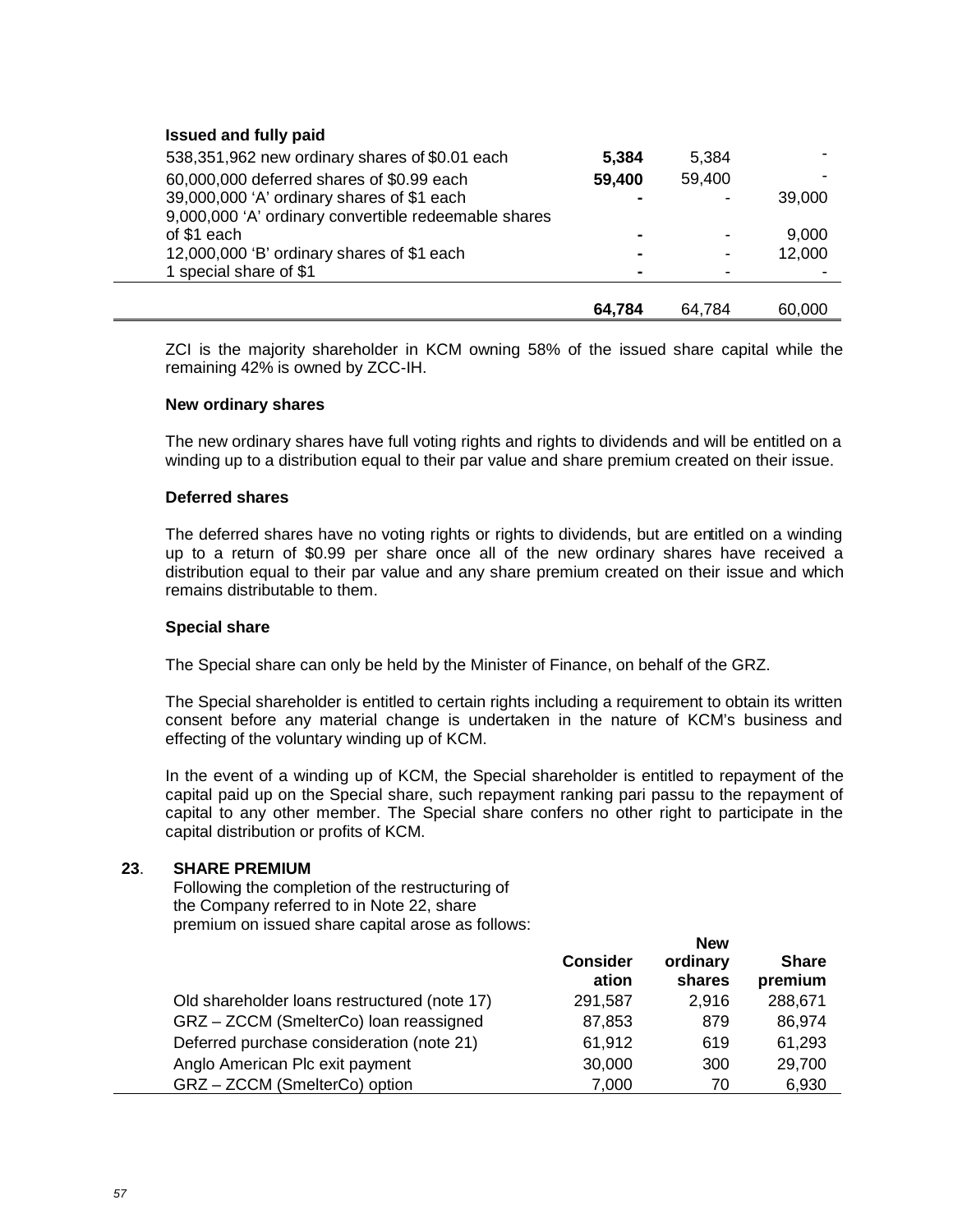| Issued and fully paid | | | |
|---|---|---|---|
| 538,351,962 new ordinary shares of $0.01 each | **5,384** | 5,384 | - |
| 60,000,000 deferred shares of $0.99 each | **59,400** | 59,400 | - |
| 39,000,000 'A' ordinary shares of $1 each | **-** | - | 39,000 |
| 9,000,000 'A' ordinary convertible redeemable shares of $1 each | **-** | - | 9,000 |
| 12,000,000 'B' ordinary shares of $1 each | **-** | - | 12,000 |
| 1 special share of $1 | **-** | - | - |
| | **64,784** | 64,784 | 60,000 |

ZCI is the majority shareholder in KCM owning 58% of the issued share capital while the remaining 42% is owned by ZCC-IH.

**New ordinary shares**

The new ordinary shares have full voting rights and rights to dividends and will be entitled on a winding up to a distribution equal to their par value and share premium created on their issue.

**Deferred shares**

The deferred shares have no voting rights or rights to dividends, but are entitled on a winding up to a return of $0.99 per share once all of the new ordinary shares have received a distribution equal to their par value and any share premium created on their issue and which remains distributable to them.

**Special share**

The Special share can only be held by the Minister of Finance, on behalf of the GRZ.

The Special shareholder is entitled to certain rights including a requirement to obtain its written consent before any material change is undertaken in the nature of KCM's business and effecting of the voluntary winding up of KCM.

In the event of a winding up of KCM, the Special shareholder is entitled to repayment of the capital paid up on the Special share, such repayment ranking pari passu to the repayment of capital to any other member. The Special share confers no other right to participate in the capital distribution or profits of KCM.

## 23. SHARE PREMIUM

Following the completion of the restructuring of the Company referred to in Note 22, share premium on issued share capital arose as follows:

| | Consideration | New ordinary shares | Share premium |
|---|---|---|---|
| Old shareholder loans restructured (note 17) | 291,587 | 2,916 | 288,671 |
| GRZ – ZCCM (SmelterCo) loan reassigned | 87,853 | 879 | 86,974 |
| Deferred purchase consideration (note 21) | 61,912 | 619 | 61,293 |
| Anglo American Plc exit payment | 30,000 | 300 | 29,700 |
| GRZ – ZCCM (SmelterCo) option | 7,000 | 70 | 6,930 |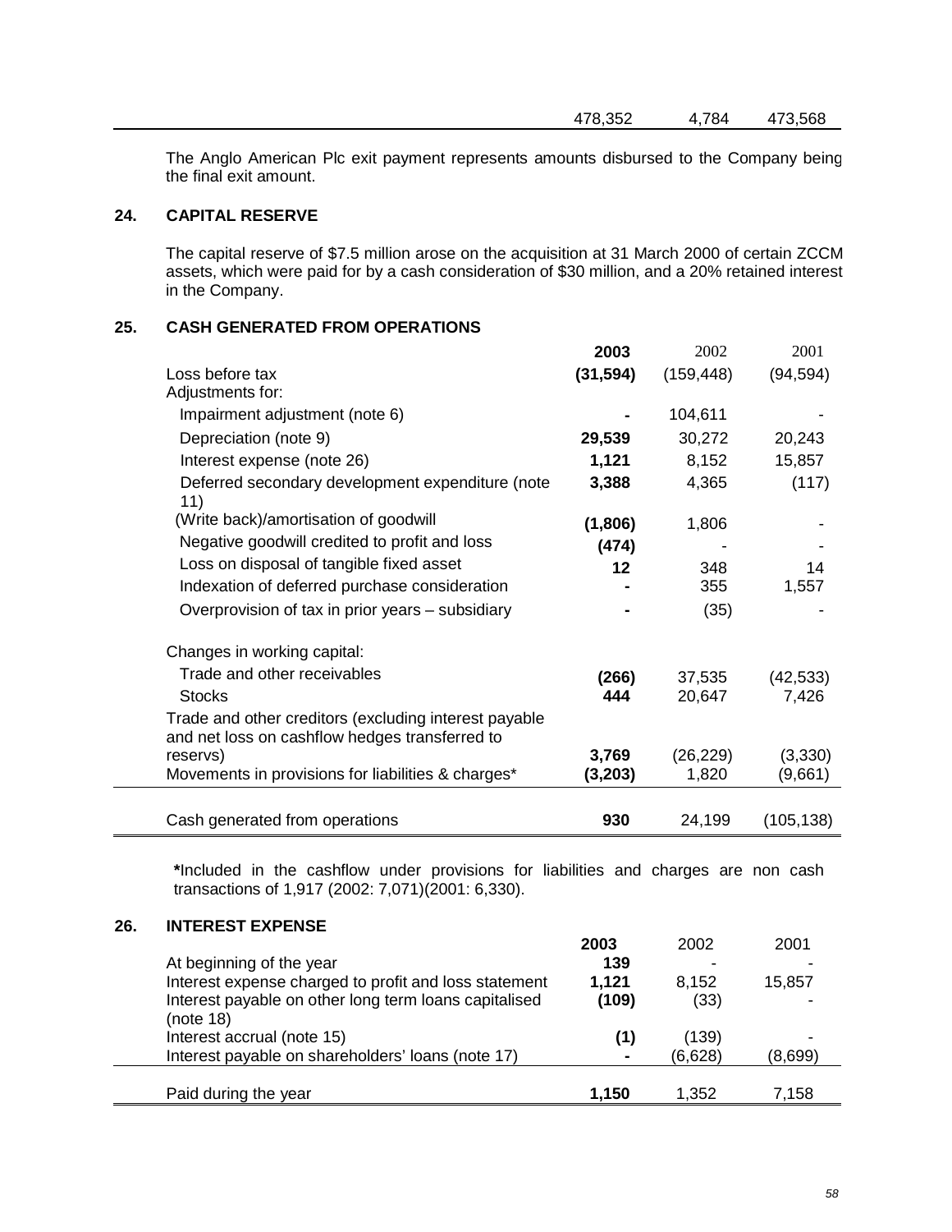| | | | |
|---|---|---|---|
| | 478,352 | 4,784 | 473,568 |

The Anglo American Plc exit payment represents amounts disbursed to the Company being the final exit amount.

## 24. CAPITAL RESERVE

The capital reserve of $7.5 million arose on the acquisition at 31 March 2000 of certain ZCCM assets, which were paid for by a cash consideration of $30 million, and a 20% retained interest in the Company.

## 25. CASH GENERATED FROM OPERATIONS

| | **2003** | 2002 | 2001 |
|---|---|---|---|
| Loss before tax | **(31,594)** | (159,448) | (94,594) |
| Adjustments for: | | | |
| Impairment adjustment (note 6) | **-** | 104,611 | - |
| Depreciation (note 9) | **29,539** | 30,272 | 20,243 |
| Interest expense (note 26) | **1,121** | 8,152 | 15,857 |
| Deferred secondary development expenditure (note 11) | **3,388** | 4,365 | (117) |
| (Write back)/amortisation of goodwill | **(1,806)** | 1,806 | - |
| Negative goodwill credited to profit and loss | **(474)** | - | - |
| Loss on disposal of tangible fixed asset | **12** | 348 | 14 |
| Indexation of deferred purchase consideration | **-** | 355 | 1,557 |
| Overprovision of tax in prior years – subsidiary | **-** | (35) | - |
| Changes in working capital: | | | |
| Trade and other receivables | **(266)** | 37,535 | (42,533) |
| Stocks | **444** | 20,647 | 7,426 |
| Trade and other creditors (excluding interest payable and net loss on cashflow hedges transferred to reservs) | **3,769** | (26,229) | (3,330) |
| Movements in provisions for liabilities & charges* | **(3,203)** | 1,820 | (9,661) |
| Cash generated from operations | **930** | 24,199 | (105,138) |

***Included in the cashflow under provisions for liabilities and charges are non cash transactions of 1,917 (2002: 7,071)(2001: 6,330).

## 26. INTEREST EXPENSE

| | **2003** | 2002 | 2001 |
|---|---|---|---|
| At beginning of the year | **139** | - | - |
| Interest expense charged to profit and loss statement | **1,121** | 8,152 | 15,857 |
| Interest payable on other long term loans capitalised (note 18) | **(109)** | (33) | - |
| Interest accrual (note 15) | **(1)** | (139) | - |
| Interest payable on shareholders' loans (note 17) | **-** | (6,628) | (8,699) |
| Paid during the year | **1,150** | 1,352 | 7,158 |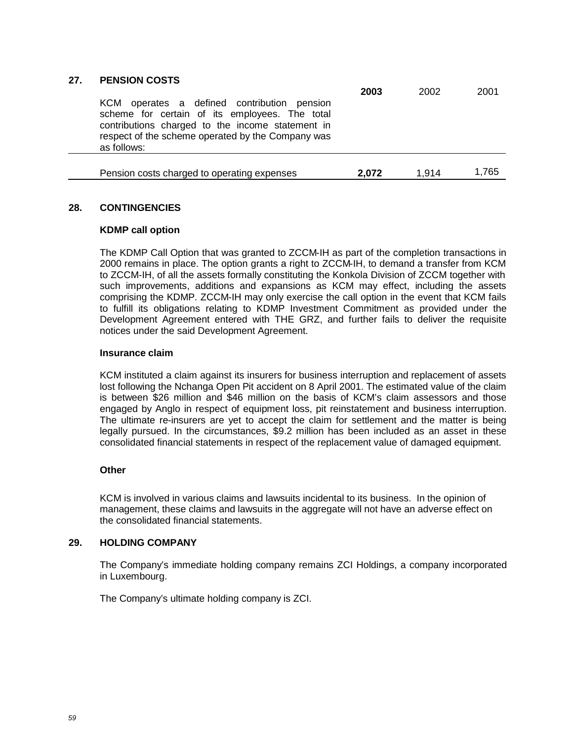## 27. PENSION COSTS

| KCM operates a defined contribution pension scheme for certain of its employees. The total contributions charged to the income statement in respect of the scheme operated by the Company was as follows: | **2003** | 2002 | 2001 |
|---|---|---|---|
| Pension costs charged to operating expenses | **2,072** | 1,914 | 1,765 |

## 28. CONTINGENCIES

### KDMP call option

The KDMP Call Option that was granted to ZCCM-IH as part of the completion transactions in 2000 remains in place. The option grants a right to ZCCM-IH, to demand a transfer from KCM to ZCCM-IH, of all the assets formally constituting the Konkola Division of ZCCM together with such improvements, additions and expansions as KCM may effect, including the assets comprising the KDMP. ZCCM-IH may only exercise the call option in the event that KCM fails to fulfill its obligations relating to KDMP Investment Commitment as provided under the Development Agreement entered with THE GRZ, and further fails to deliver the requisite notices under the said Development Agreement.

### Insurance claim

KCM instituted a claim against its insurers for business interruption and replacement of assets lost following the Nchanga Open Pit accident on 8 April 2001. The estimated value of the claim is between $26 million and $46 million on the basis of KCM's claim assessors and those engaged by Anglo in respect of equipment loss, pit reinstatement and business interruption. The ultimate re-insurers are yet to accept the claim for settlement and the matter is being legally pursued. In the circumstances, $9.2 million has been included as an asset in these consolidated financial statements in respect of the replacement value of damaged equipment.

### Other

KCM is involved in various claims and lawsuits incidental to its business. In the opinion of management, these claims and lawsuits in the aggregate will not have an adverse effect on the consolidated financial statements.

## 29. HOLDING COMPANY

The Company's immediate holding company remains ZCI Holdings, a company incorporated in Luxembourg.

The Company's ultimate holding company is ZCI.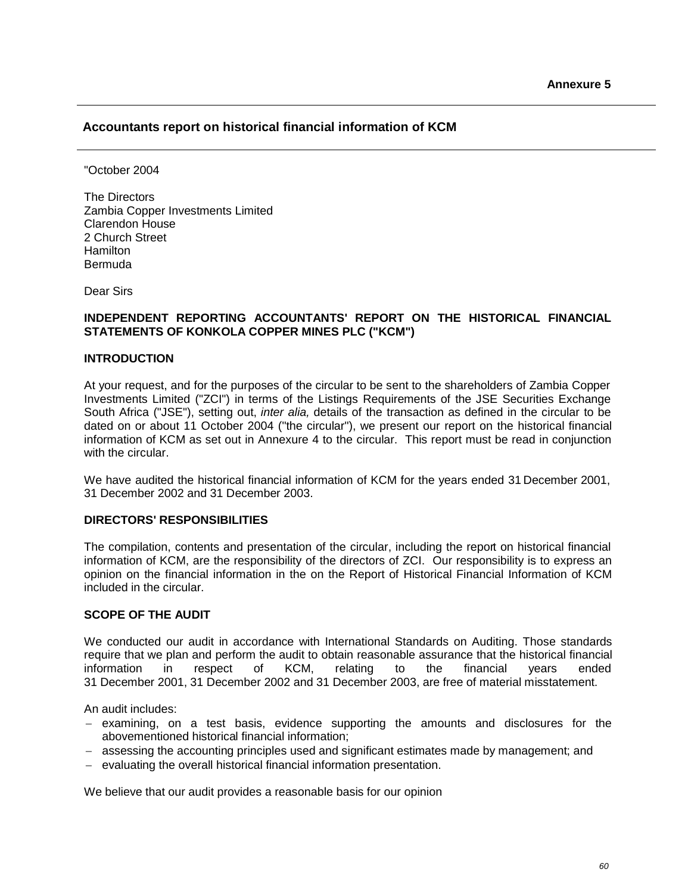**Annexure 5**

## Accountants report on historical financial information of KCM

"October 2004

The Directors
Zambia Copper Investments Limited
Clarendon House
2 Church Street
Hamilton
Bermuda

Dear Sirs

**INDEPENDENT REPORTING ACCOUNTANTS' REPORT ON THE HISTORICAL FINANCIAL STATEMENTS OF KONKOLA COPPER MINES PLC ("KCM")**

**INTRODUCTION**

At your request, and for the purposes of the circular to be sent to the shareholders of Zambia Copper Investments Limited ("ZCI") in terms of the Listings Requirements of the JSE Securities Exchange South Africa ("JSE"), setting out, *inter alia,* details of the transaction as defined in the circular to be dated on or about 11 October 2004 ("the circular"), we present our report on the historical financial information of KCM as set out in Annexure 4 to the circular. This report must be read in conjunction with the circular.

We have audited the historical financial information of KCM for the years ended 31 December 2001, 31 December 2002 and 31 December 2003.

**DIRECTORS' RESPONSIBILITIES**

The compilation, contents and presentation of the circular, including the report on historical financial information of KCM, are the responsibility of the directors of ZCI. Our responsibility is to express an opinion on the financial information in the on the Report of Historical Financial Information of KCM included in the circular.

**SCOPE OF THE AUDIT**

We conducted our audit in accordance with International Standards on Auditing. Those standards require that we plan and perform the audit to obtain reasonable assurance that the historical financial information in respect of KCM, relating to the financial years ended 31 December 2001, 31 December 2002 and 31 December 2003, are free of material misstatement.

An audit includes:

- examining, on a test basis, evidence supporting the amounts and disclosures for the abovementioned historical financial information;
- assessing the accounting principles used and significant estimates made by management; and
- evaluating the overall historical financial information presentation.

We believe that our audit provides a reasonable basis for our opinion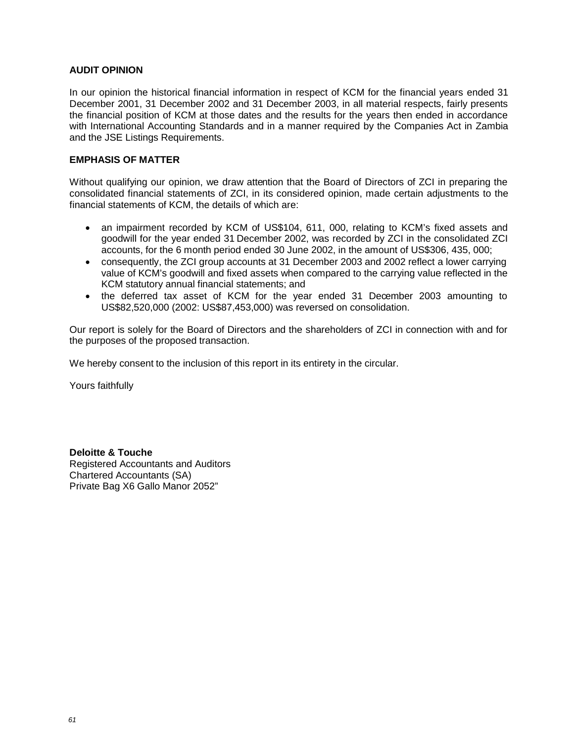**AUDIT OPINION**

In our opinion the historical financial information in respect of KCM for the financial years ended 31 December 2001, 31 December 2002 and 31 December 2003, in all material respects, fairly presents the financial position of KCM at those dates and the results for the years then ended in accordance with International Accounting Standards and in a manner required by the Companies Act in Zambia and the JSE Listings Requirements.

**EMPHASIS OF MATTER**

Without qualifying our opinion, we draw attention that the Board of Directors of ZCI in preparing the consolidated financial statements of ZCI, in its considered opinion, made certain adjustments to the financial statements of KCM, the details of which are:

- an impairment recorded by KCM of US$104, 611, 000, relating to KCM's fixed assets and goodwill for the year ended 31 December 2002, was recorded by ZCI in the consolidated ZCI accounts, for the 6 month period ended 30 June 2002, in the amount of US$306, 435, 000;
- consequently, the ZCI group accounts at 31 December 2003 and 2002 reflect a lower carrying value of KCM's goodwill and fixed assets when compared to the carrying value reflected in the KCM statutory annual financial statements; and
- the deferred tax asset of KCM for the year ended 31 December 2003 amounting to US$82,520,000 (2002: US$87,453,000) was reversed on consolidation.

Our report is solely for the Board of Directors and the shareholders of ZCI in connection with and for the purposes of the proposed transaction.

We hereby consent to the inclusion of this report in its entirety in the circular.

Yours faithfully

**Deloitte & Touche**
Registered Accountants and Auditors
Chartered Accountants (SA)
Private Bag X6 Gallo Manor 2052"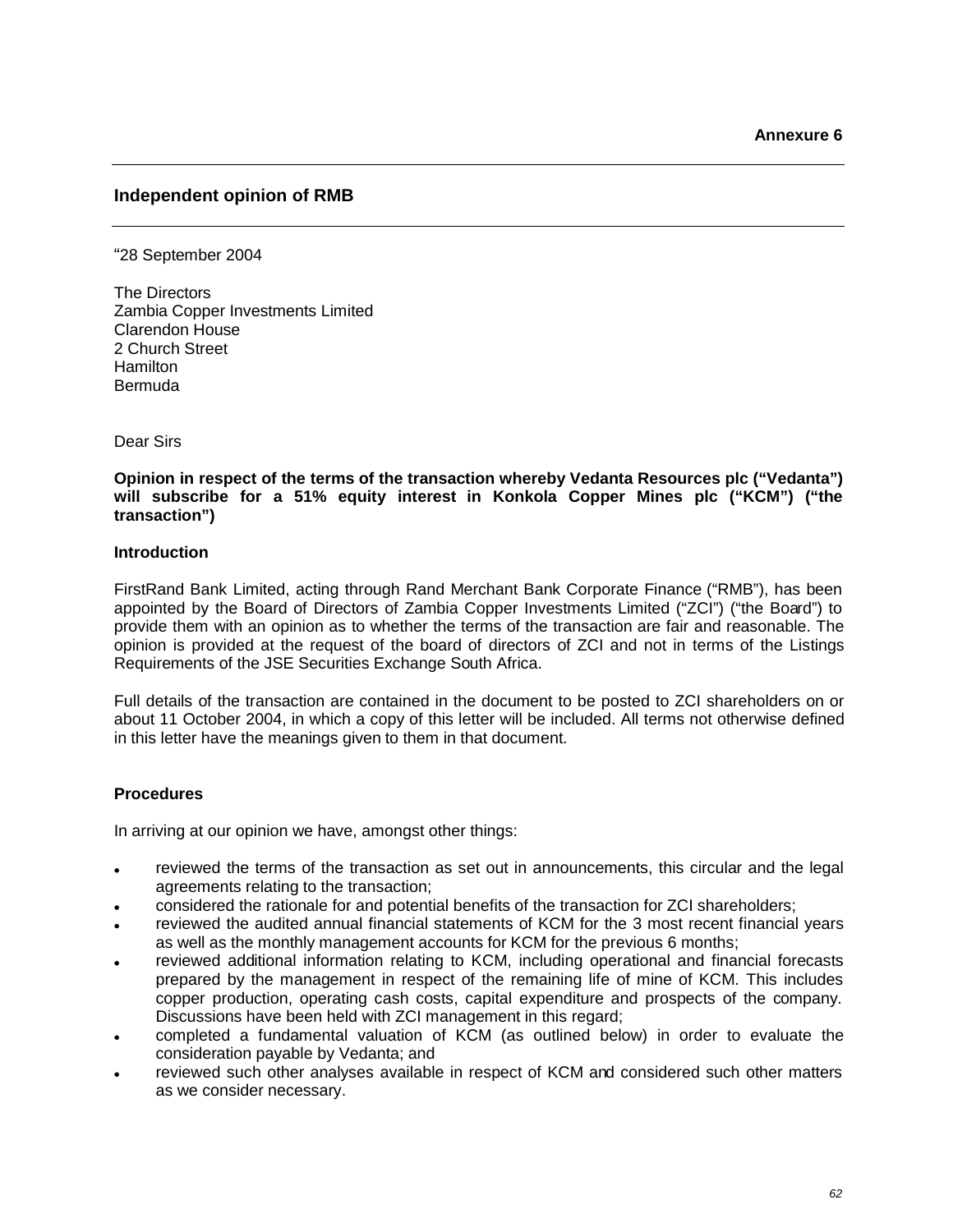**Annexure 6**

## Independent opinion of RMB

"28 September 2004

The Directors
Zambia Copper Investments Limited
Clarendon House
2 Church Street
Hamilton
Bermuda

Dear Sirs

**Opinion in respect of the terms of the transaction whereby Vedanta Resources plc ("Vedanta") will subscribe for a 51% equity interest in Konkola Copper Mines plc ("KCM") ("the transaction")**

### Introduction

FirstRand Bank Limited, acting through Rand Merchant Bank Corporate Finance ("RMB"), has been appointed by the Board of Directors of Zambia Copper Investments Limited ("ZCI") ("the Board") to provide them with an opinion as to whether the terms of the transaction are fair and reasonable. The opinion is provided at the request of the board of directors of ZCI and not in terms of the Listings Requirements of the JSE Securities Exchange South Africa.

Full details of the transaction are contained in the document to be posted to ZCI shareholders on or about 11 October 2004, in which a copy of this letter will be included. All terms not otherwise defined in this letter have the meanings given to them in that document.

### Procedures

In arriving at our opinion we have, amongst other things:

- reviewed the terms of the transaction as set out in announcements, this circular and the legal agreements relating to the transaction;
- considered the rationale for and potential benefits of the transaction for ZCI shareholders;
- reviewed the audited annual financial statements of KCM for the 3 most recent financial years as well as the monthly management accounts for KCM for the previous 6 months;
- reviewed additional information relating to KCM, including operational and financial forecasts prepared by the management in respect of the remaining life of mine of KCM. This includes copper production, operating cash costs, capital expenditure and prospects of the company. Discussions have been held with ZCI management in this regard;
- completed a fundamental valuation of KCM (as outlined below) in order to evaluate the consideration payable by Vedanta; and
- reviewed such other analyses available in respect of KCM and considered such other matters as we consider necessary.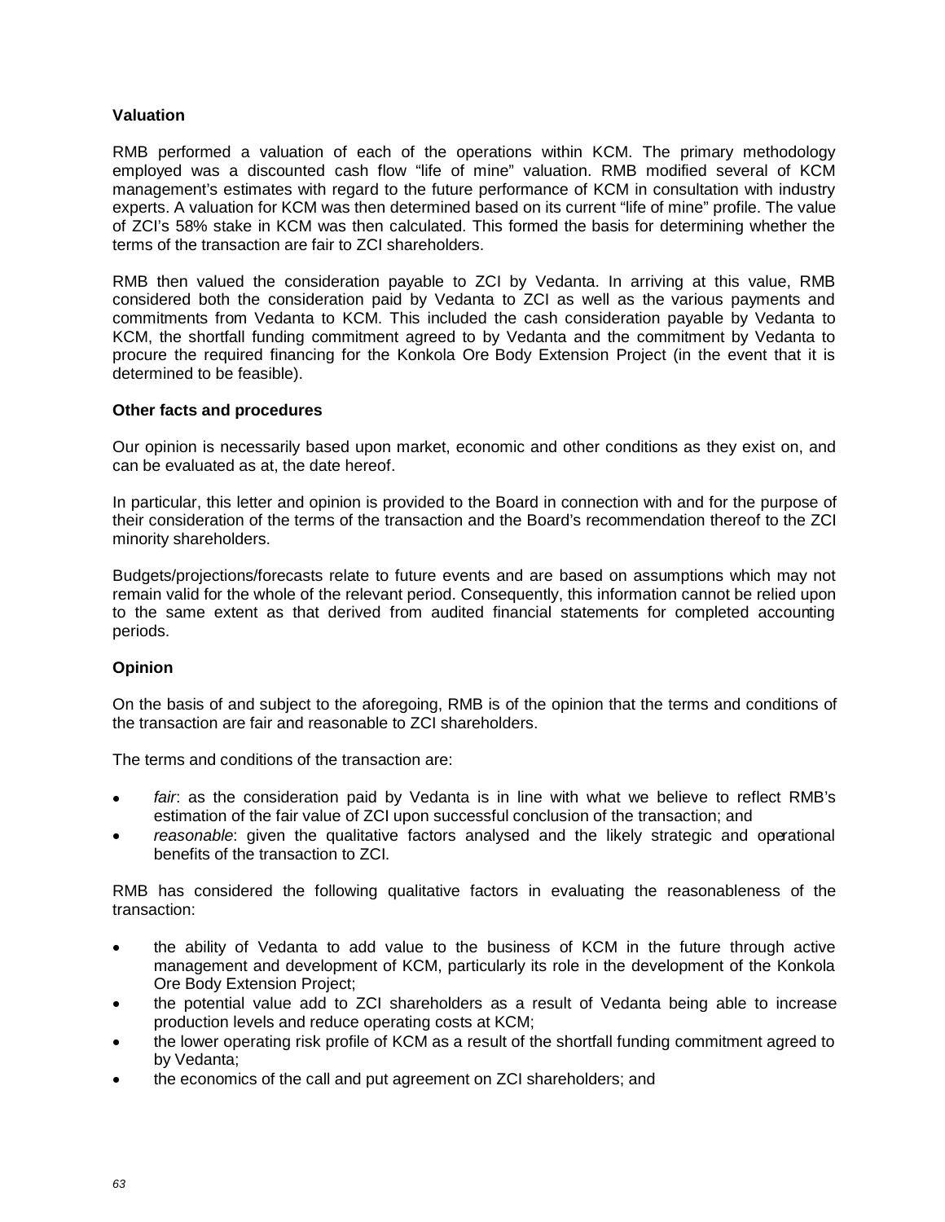**Valuation**

RMB performed a valuation of each of the operations within KCM. The primary methodology employed was a discounted cash flow "life of mine" valuation. RMB modified several of KCM management's estimates with regard to the future performance of KCM in consultation with industry experts. A valuation for KCM was then determined based on its current "life of mine" profile. The value of ZCI's 58% stake in KCM was then calculated. This formed the basis for determining whether the terms of the transaction are fair to ZCI shareholders.

RMB then valued the consideration payable to ZCI by Vedanta. In arriving at this value, RMB considered both the consideration paid by Vedanta to ZCI as well as the various payments and commitments from Vedanta to KCM. This included the cash consideration payable by Vedanta to KCM, the shortfall funding commitment agreed to by Vedanta and the commitment by Vedanta to procure the required financing for the Konkola Ore Body Extension Project (in the event that it is determined to be feasible).

**Other facts and procedures**

Our opinion is necessarily based upon market, economic and other conditions as they exist on, and can be evaluated as at, the date hereof.

In particular, this letter and opinion is provided to the Board in connection with and for the purpose of their consideration of the terms of the transaction and the Board's recommendation thereof to the ZCI minority shareholders.

Budgets/projections/forecasts relate to future events and are based on assumptions which may not remain valid for the whole of the relevant period. Consequently, this information cannot be relied upon to the same extent as that derived from audited financial statements for completed accounting periods.

**Opinion**

On the basis of and subject to the aforegoing, RMB is of the opinion that the terms and conditions of the transaction are fair and reasonable to ZCI shareholders.

The terms and conditions of the transaction are:

- *fair*: as the consideration paid by Vedanta is in line with what we believe to reflect RMB's estimation of the fair value of ZCI upon successful conclusion of the transaction; and
- *reasonable*: given the qualitative factors analysed and the likely strategic and operational benefits of the transaction to ZCI.

RMB has considered the following qualitative factors in evaluating the reasonableness of the transaction:

- the ability of Vedanta to add value to the business of KCM in the future through active management and development of KCM, particularly its role in the development of the Konkola Ore Body Extension Project;
- the potential value add to ZCI shareholders as a result of Vedanta being able to increase production levels and reduce operating costs at KCM;
- the lower operating risk profile of KCM as a result of the shortfall funding commitment agreed to by Vedanta;
- the economics of the call and put agreement on ZCI shareholders; and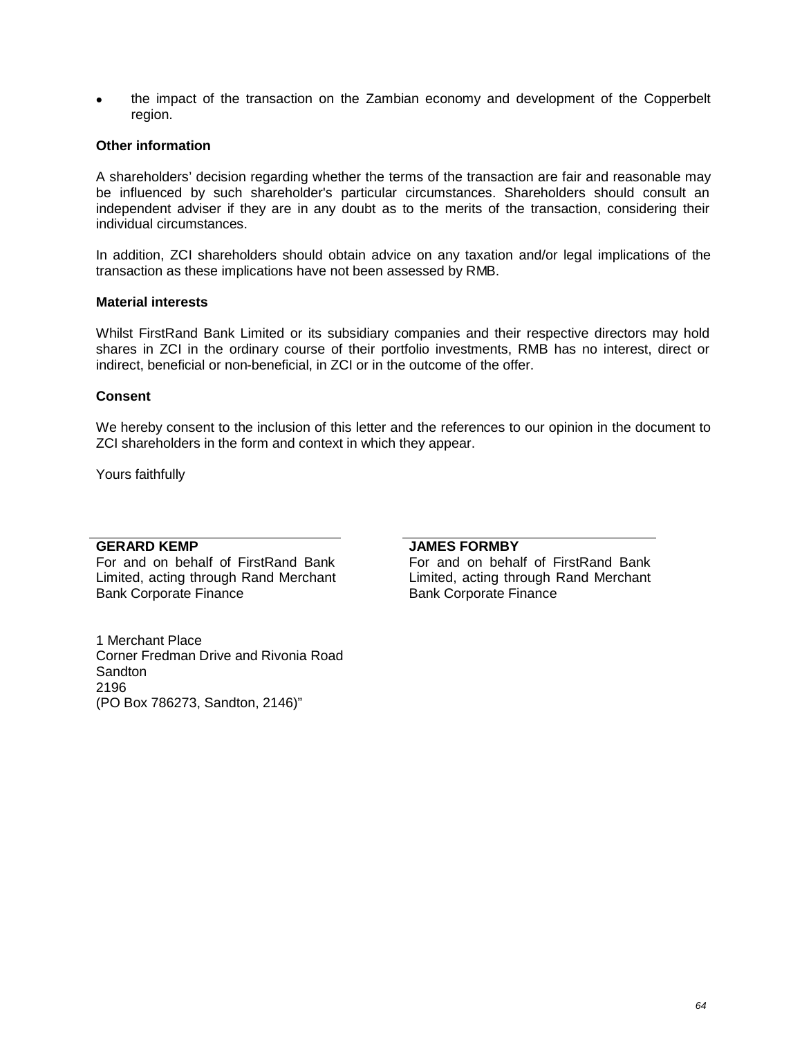- the impact of the transaction on the Zambian economy and development of the Copperbelt region.

**Other information**

A shareholders' decision regarding whether the terms of the transaction are fair and reasonable may be influenced by such shareholder's particular circumstances. Shareholders should consult an independent adviser if they are in any doubt as to the merits of the transaction, considering their individual circumstances.

In addition, ZCI shareholders should obtain advice on any taxation and/or legal implications of the transaction as these implications have not been assessed by RMB.

**Material interests**

Whilst FirstRand Bank Limited or its subsidiary companies and their respective directors may hold shares in ZCI in the ordinary course of their portfolio investments, RMB has no interest, direct or indirect, beneficial or non-beneficial, in ZCI or in the outcome of the offer.

**Consent**

We hereby consent to the inclusion of this letter and the references to our opinion in the document to ZCI shareholders in the form and context in which they appear.

Yours faithfully

**GERARD KEMP**
For and on behalf of FirstRand Bank Limited, acting through Rand Merchant Bank Corporate Finance

**JAMES FORMBY**
For and on behalf of FirstRand Bank Limited, acting through Rand Merchant Bank Corporate Finance

1 Merchant Place
Corner Fredman Drive and Rivonia Road
Sandton
2196
(PO Box 786273, Sandton, 2146)"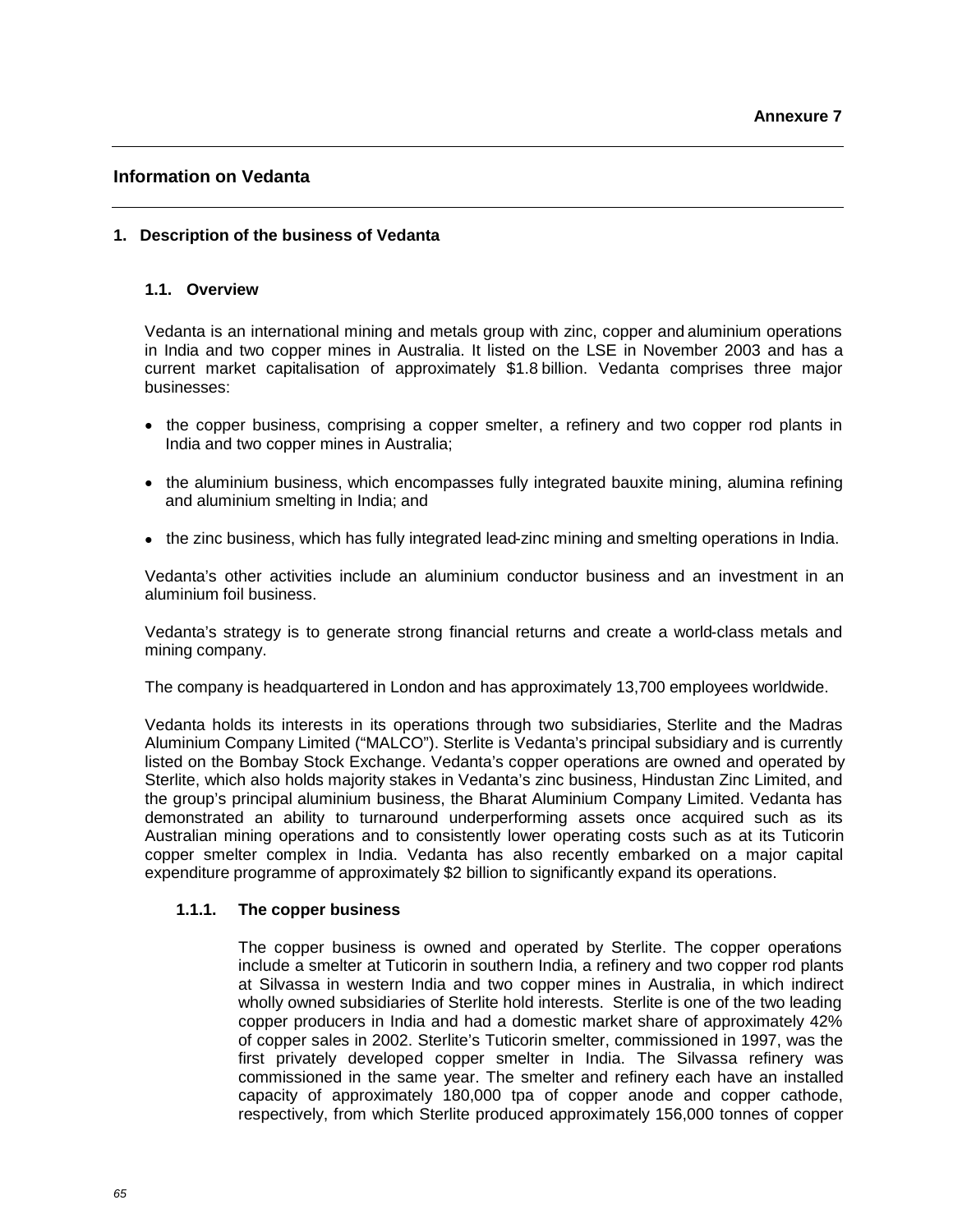**Annexure 7**

## Information on Vedanta

### 1. Description of the business of Vedanta

#### 1.1. Overview

Vedanta is an international mining and metals group with zinc, copper and aluminium operations in India and two copper mines in Australia. It listed on the LSE in November 2003 and has a current market capitalisation of approximately $1.8 billion. Vedanta comprises three major businesses:

- the copper business, comprising a copper smelter, a refinery and two copper rod plants in India and two copper mines in Australia;
- the aluminium business, which encompasses fully integrated bauxite mining, alumina refining and aluminium smelting in India; and
- the zinc business, which has fully integrated lead-zinc mining and smelting operations in India.

Vedanta's other activities include an aluminium conductor business and an investment in an aluminium foil business.

Vedanta's strategy is to generate strong financial returns and create a world-class metals and mining company.

The company is headquartered in London and has approximately 13,700 employees worldwide.

Vedanta holds its interests in its operations through two subsidiaries, Sterlite and the Madras Aluminium Company Limited ("MALCO"). Sterlite is Vedanta's principal subsidiary and is currently listed on the Bombay Stock Exchange. Vedanta's copper operations are owned and operated by Sterlite, which also holds majority stakes in Vedanta's zinc business, Hindustan Zinc Limited, and the group's principal aluminium business, the Bharat Aluminium Company Limited. Vedanta has demonstrated an ability to turnaround underperforming assets once acquired such as its Australian mining operations and to consistently lower operating costs such as at its Tuticorin copper smelter complex in India. Vedanta has also recently embarked on a major capital expenditure programme of approximately $2 billion to significantly expand its operations.

##### 1.1.1. The copper business

The copper business is owned and operated by Sterlite. The copper operations include a smelter at Tuticorin in southern India, a refinery and two copper rod plants at Silvassa in western India and two copper mines in Australia, in which indirect wholly owned subsidiaries of Sterlite hold interests. Sterlite is one of the two leading copper producers in India and had a domestic market share of approximately 42% of copper sales in 2002. Sterlite's Tuticorin smelter, commissioned in 1997, was the first privately developed copper smelter in India. The Silvassa refinery was commissioned in the same year. The smelter and refinery each have an installed capacity of approximately 180,000 tpa of copper anode and copper cathode, respectively, from which Sterlite produced approximately 156,000 tonnes of copper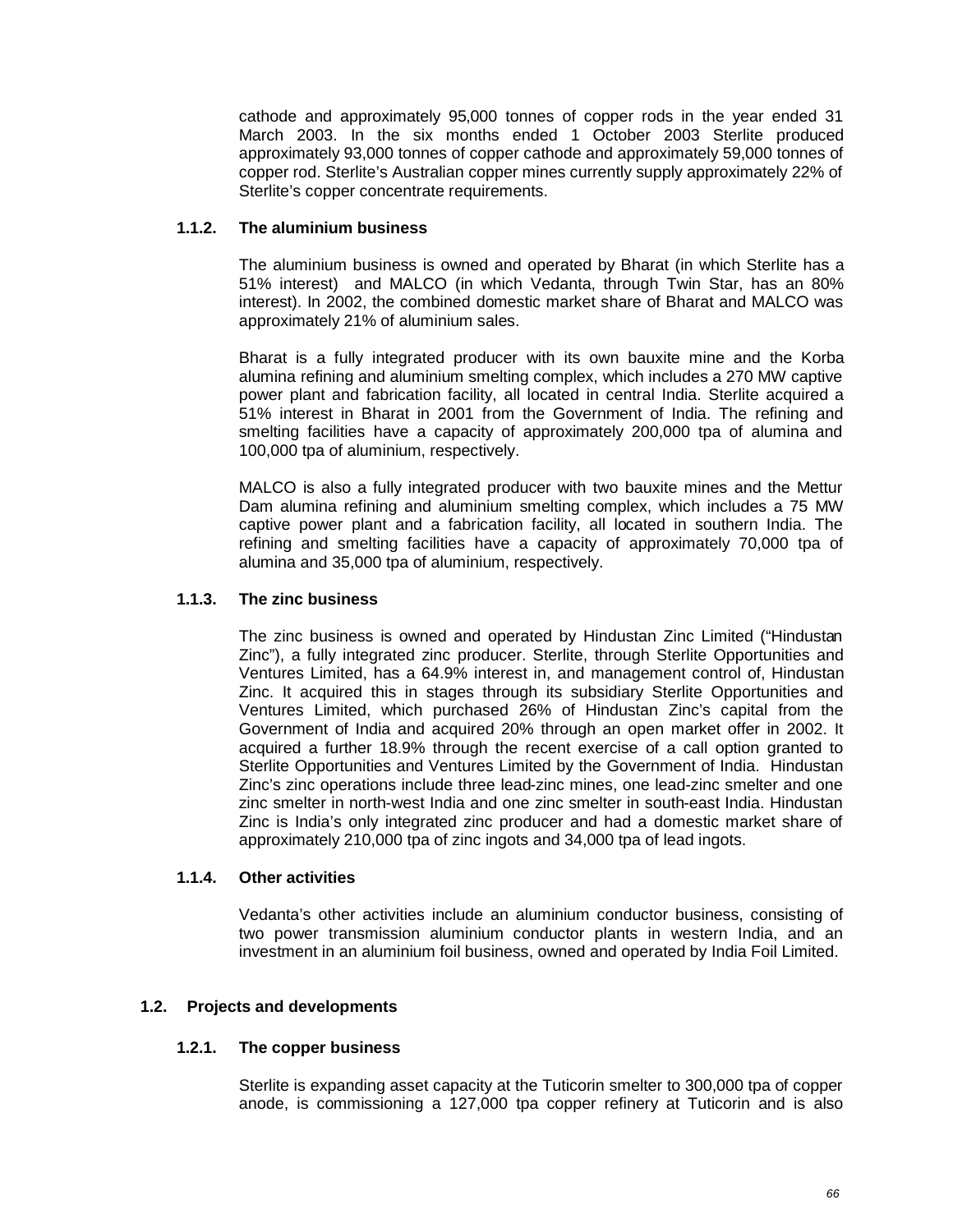cathode and approximately 95,000 tonnes of copper rods in the year ended 31 March 2003. In the six months ended 1 October 2003 Sterlite produced approximately 93,000 tonnes of copper cathode and approximately 59,000 tonnes of copper rod. Sterlite's Australian copper mines currently supply approximately 22% of Sterlite's copper concentrate requirements.

#### 1.1.2. The aluminium business

The aluminium business is owned and operated by Bharat (in which Sterlite has a 51% interest) and MALCO (in which Vedanta, through Twin Star, has an 80% interest). In 2002, the combined domestic market share of Bharat and MALCO was approximately 21% of aluminium sales.

Bharat is a fully integrated producer with its own bauxite mine and the Korba alumina refining and aluminium smelting complex, which includes a 270 MW captive power plant and fabrication facility, all located in central India. Sterlite acquired a 51% interest in Bharat in 2001 from the Government of India. The refining and smelting facilities have a capacity of approximately 200,000 tpa of alumina and 100,000 tpa of aluminium, respectively.

MALCO is also a fully integrated producer with two bauxite mines and the Mettur Dam alumina refining and aluminium smelting complex, which includes a 75 MW captive power plant and a fabrication facility, all located in southern India. The refining and smelting facilities have a capacity of approximately 70,000 tpa of alumina and 35,000 tpa of aluminium, respectively.

#### 1.1.3. The zinc business

The zinc business is owned and operated by Hindustan Zinc Limited ("Hindustan Zinc"), a fully integrated zinc producer. Sterlite, through Sterlite Opportunities and Ventures Limited, has a 64.9% interest in, and management control of, Hindustan Zinc. It acquired this in stages through its subsidiary Sterlite Opportunities and Ventures Limited, which purchased 26% of Hindustan Zinc's capital from the Government of India and acquired 20% through an open market offer in 2002. It acquired a further 18.9% through the recent exercise of a call option granted to Sterlite Opportunities and Ventures Limited by the Government of India. Hindustan Zinc's zinc operations include three lead-zinc mines, one lead-zinc smelter and one zinc smelter in north-west India and one zinc smelter in south-east India. Hindustan Zinc is India's only integrated zinc producer and had a domestic market share of approximately 210,000 tpa of zinc ingots and 34,000 tpa of lead ingots.

#### 1.1.4. Other activities

Vedanta's other activities include an aluminium conductor business, consisting of two power transmission aluminium conductor plants in western India, and an investment in an aluminium foil business, owned and operated by India Foil Limited.

### 1.2. Projects and developments

#### 1.2.1. The copper business

Sterlite is expanding asset capacity at the Tuticorin smelter to 300,000 tpa of copper anode, is commissioning a 127,000 tpa copper refinery at Tuticorin and is also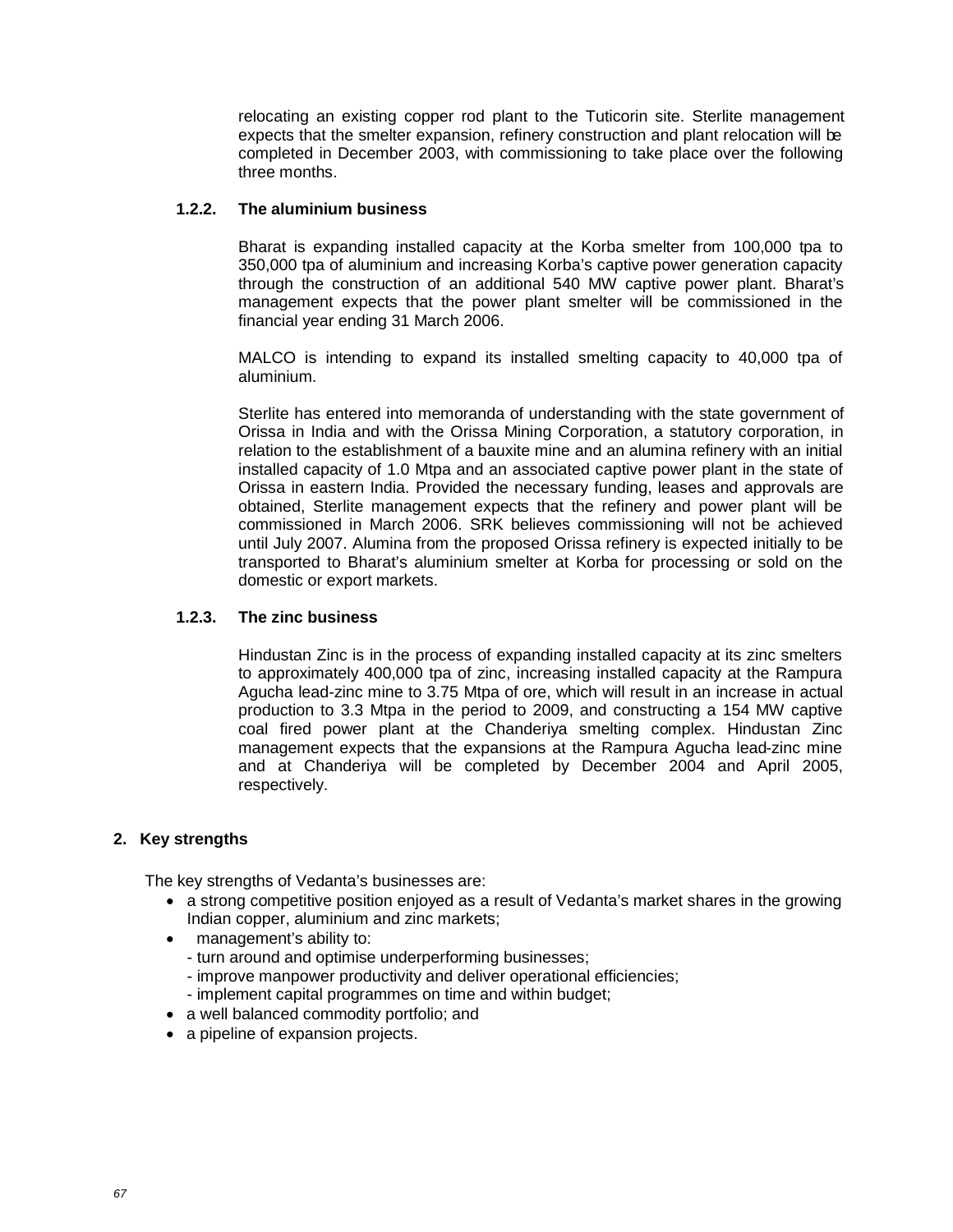relocating an existing copper rod plant to the Tuticorin site. Sterlite management expects that the smelter expansion, refinery construction and plant relocation will be completed in December 2003, with commissioning to take place over the following three months.

#### 1.2.2. The aluminium business

Bharat is expanding installed capacity at the Korba smelter from 100,000 tpa to 350,000 tpa of aluminium and increasing Korba's captive power generation capacity through the construction of an additional 540 MW captive power plant. Bharat's management expects that the power plant smelter will be commissioned in the financial year ending 31 March 2006.

MALCO is intending to expand its installed smelting capacity to 40,000 tpa of aluminium.

Sterlite has entered into memoranda of understanding with the state government of Orissa in India and with the Orissa Mining Corporation, a statutory corporation, in relation to the establishment of a bauxite mine and an alumina refinery with an initial installed capacity of 1.0 Mtpa and an associated captive power plant in the state of Orissa in eastern India. Provided the necessary funding, leases and approvals are obtained, Sterlite management expects that the refinery and power plant will be commissioned in March 2006. SRK believes commissioning will not be achieved until July 2007. Alumina from the proposed Orissa refinery is expected initially to be transported to Bharat's aluminium smelter at Korba for processing or sold on the domestic or export markets.

#### 1.2.3. The zinc business

Hindustan Zinc is in the process of expanding installed capacity at its zinc smelters to approximately 400,000 tpa of zinc, increasing installed capacity at the Rampura Agucha lead-zinc mine to 3.75 Mtpa of ore, which will result in an increase in actual production to 3.3 Mtpa in the period to 2009, and constructing a 154 MW captive coal fired power plant at the Chanderiya smelting complex. Hindustan Zinc management expects that the expansions at the Rampura Agucha lead-zinc mine and at Chanderiya will be completed by December 2004 and April 2005, respectively.

## 2. Key strengths

The key strengths of Vedanta's businesses are:

- a strong competitive position enjoyed as a result of Vedanta's market shares in the growing Indian copper, aluminium and zinc markets;
- management's ability to:
  - turn around and optimise underperforming businesses;
  - improve manpower productivity and deliver operational efficiencies;
  - implement capital programmes on time and within budget;
- a well balanced commodity portfolio; and
- a pipeline of expansion projects.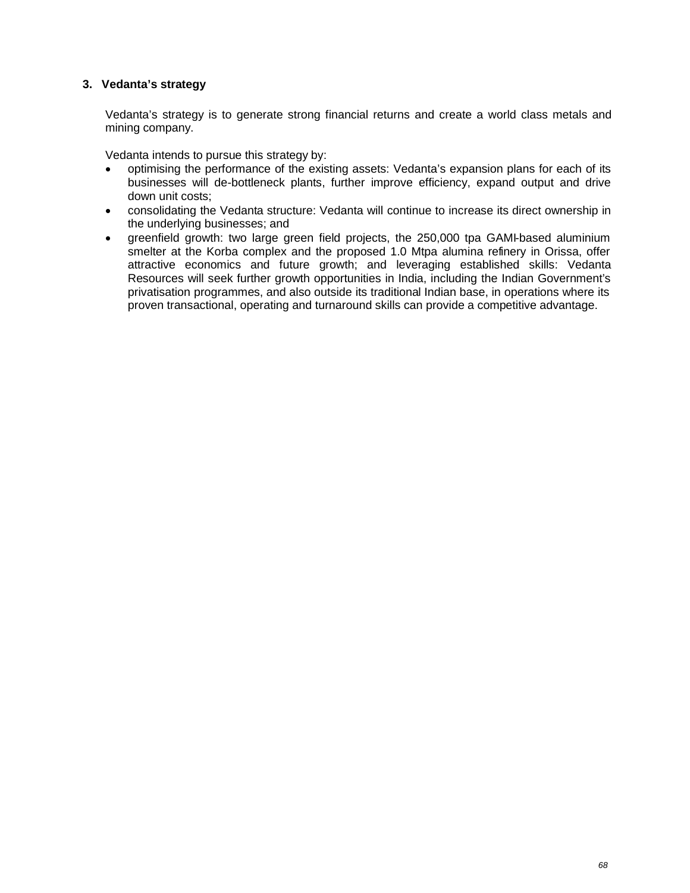### 3. Vedanta's strategy

Vedanta's strategy is to generate strong financial returns and create a world class metals and mining company.

Vedanta intends to pursue this strategy by:

- optimising the performance of the existing assets: Vedanta's expansion plans for each of its businesses will de-bottleneck plants, further improve efficiency, expand output and drive down unit costs;
- consolidating the Vedanta structure: Vedanta will continue to increase its direct ownership in the underlying businesses; and
- greenfield growth: two large green field projects, the 250,000 tpa GAMI-based aluminium smelter at the Korba complex and the proposed 1.0 Mtpa alumina refinery in Orissa, offer attractive economics and future growth; and leveraging established skills: Vedanta Resources will seek further growth opportunities in India, including the Indian Government's privatisation programmes, and also outside its traditional Indian base, in operations where its proven transactional, operating and turnaround skills can provide a competitive advantage.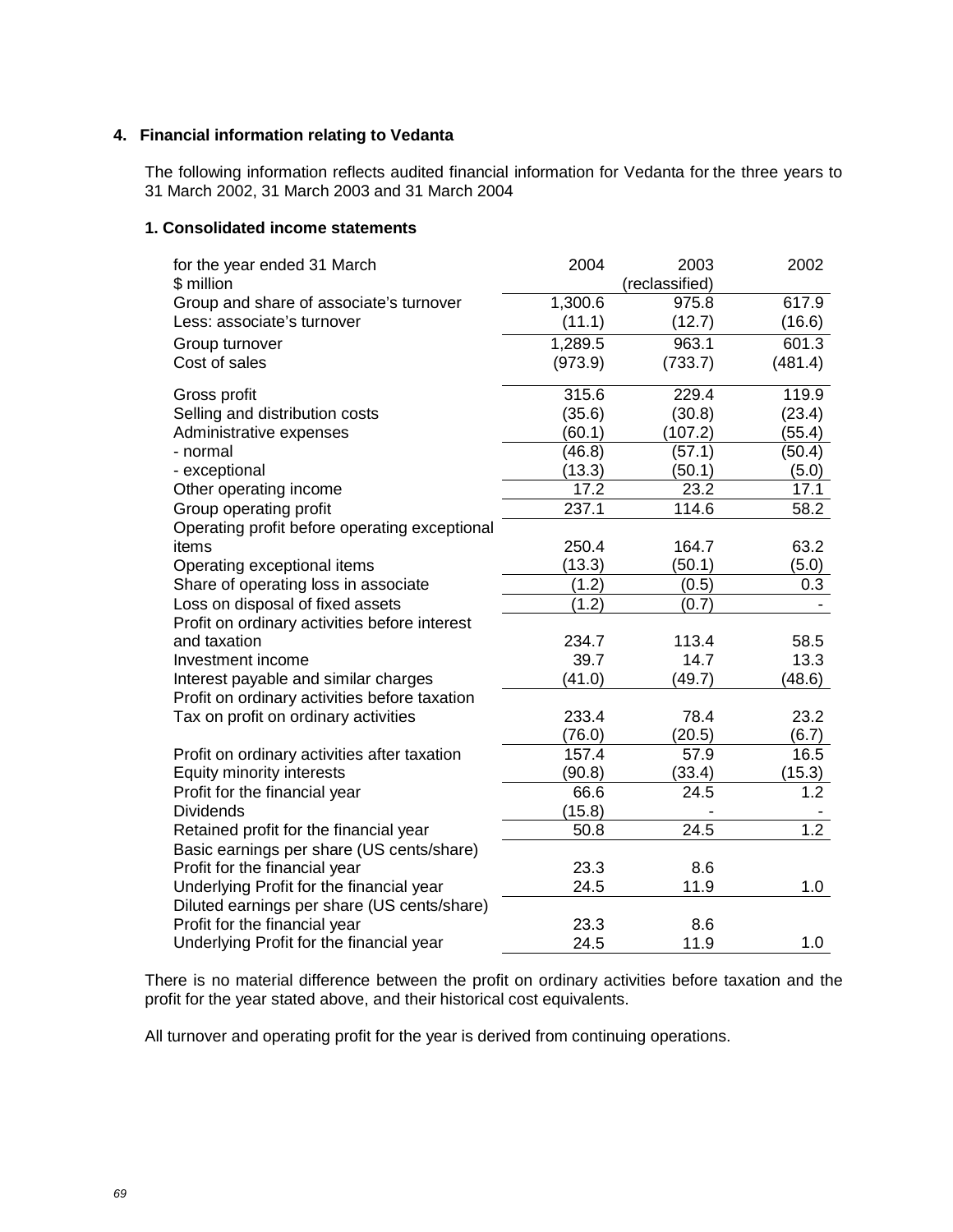## 4. Financial information relating to Vedanta

The following information reflects audited financial information for Vedanta for the three years to 31 March 2002, 31 March 2003 and 31 March 2004

### 1. Consolidated income statements

| for the year ended 31 March<br>$ million | 2004 | 2003<br>(reclassified) | 2002 |
|---|---|---|---|
| Group and share of associate's turnover | 1,300.6 | 975.8 | 617.9 |
| Less: associate's turnover | (11.1) | (12.7) | (16.6) |
| Group turnover | 1,289.5 | 963.1 | 601.3 |
| Cost of sales | (973.9) | (733.7) | (481.4) |
| Gross profit | 315.6 | 229.4 | 119.9 |
| Selling and distribution costs | (35.6) | (30.8) | (23.4) |
| Administrative expenses | (60.1) | (107.2) | (55.4) |
| - normal | (46.8) | (57.1) | (50.4) |
| - exceptional | (13.3) | (50.1) | (5.0) |
| Other operating income | 17.2 | 23.2 | 17.1 |
| Group operating profit | 237.1 | 114.6 | 58.2 |
| Operating profit before operating exceptional items | 250.4 | 164.7 | 63.2 |
| Operating exceptional items | (13.3) | (50.1) | (5.0) |
| Share of operating loss in associate | (1.2) | (0.5) | 0.3 |
| Loss on disposal of fixed assets | (1.2) | (0.7) | - |
| Profit on ordinary activities before interest and taxation | 234.7 | 113.4 | 58.5 |
| Investment income | 39.7 | 14.7 | 13.3 |
| Interest payable and similar charges | (41.0) | (49.7) | (48.6) |
| Profit on ordinary activities before taxation | 233.4 | 78.4 | 23.2 |
| Tax on profit on ordinary activities | (76.0) | (20.5) | (6.7) |
| Profit on ordinary activities after taxation | 157.4 | 57.9 | 16.5 |
| Equity minority interests | (90.8) | (33.4) | (15.3) |
| Profit for the financial year | 66.6 | 24.5 | 1.2 |
| Dividends | (15.8) | - | - |
| Retained profit for the financial year | 50.8 | 24.5 | 1.2 |
| Basic earnings per share (US cents/share) | | | |
| Profit for the financial year | 23.3 | 8.6 | |
| Underlying Profit for the financial year | 24.5 | 11.9 | 1.0 |
| Diluted earnings per share (US cents/share) | | | |
| Profit for the financial year | 23.3 | 8.6 | |
| Underlying Profit for the financial year | 24.5 | 11.9 | 1.0 |

There is no material difference between the profit on ordinary activities before taxation and the profit for the year stated above, and their historical cost equivalents.

All turnover and operating profit for the year is derived from continuing operations.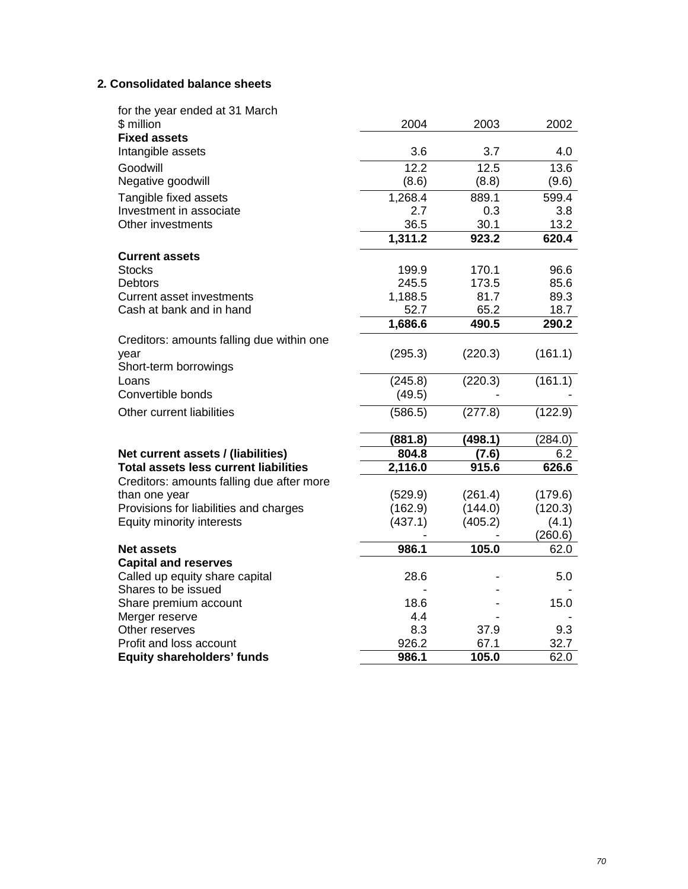## 2. Consolidated balance sheets

| for the year ended at 31 March<br>$ million | 2004 | 2003 | 2002 |
|---|---|---|---|
| **Fixed assets** | | | |
| Intangible assets | 3.6 | 3.7 | 4.0 |
| Goodwill | 12.2 | 12.5 | 13.6 |
| Negative goodwill | (8.6) | (8.8) | (9.6) |
| Tangible fixed assets | 1,268.4 | 889.1 | 599.4 |
| Investment in associate | 2.7 | 0.3 | 3.8 |
| Other investments | 36.5 | 30.1 | 13.2 |
| | **1,311.2** | **923.2** | **620.4** |
| **Current assets** | | | |
| Stocks | 199.9 | 170.1 | 96.6 |
| Debtors | 245.5 | 173.5 | 85.6 |
| Current asset investments | 1,188.5 | 81.7 | 89.3 |
| Cash at bank and in hand | 52.7 | 65.2 | 18.7 |
| | **1,686.6** | **490.5** | **290.2** |
| Creditors: amounts falling due within one year | (295.3) | (220.3) | (161.1) |
| Short-term borrowings | | | |
| Loans | (245.8) | (220.3) | (161.1) |
| Convertible bonds | (49.5) | - | - |
| Other current liabilities | (586.5) | (277.8) | (122.9) |
| | **(881.8)** | **(498.1)** | (284.0) |
| **Net current assets / (liabilities)** | **804.8** | **(7.6)** | 6.2 |
| **Total assets less current liabilities** | **2,116.0** | **915.6** | **626.6** |
| Creditors: amounts falling due after more than one year | (529.9) | (261.4) | (179.6) |
| Provisions for liabilities and charges | (162.9) | (144.0) | (120.3) |
| Equity minority interests | (437.1) | (405.2) | (4.1) |
| | - | - | (260.6) |
| **Net assets** | **986.1** | **105.0** | 62.0 |
| **Capital and reserves** | | | |
| Called up equity share capital | 28.6 | - | 5.0 |
| Shares to be issued | - | - | - |
| Share premium account | 18.6 | - | 15.0 |
| Merger reserve | 4.4 | - | - |
| Other reserves | 8.3 | 37.9 | 9.3 |
| Profit and loss account | 926.2 | 67.1 | 32.7 |
| **Equity shareholders' funds** | **986.1** | **105.0** | 62.0 |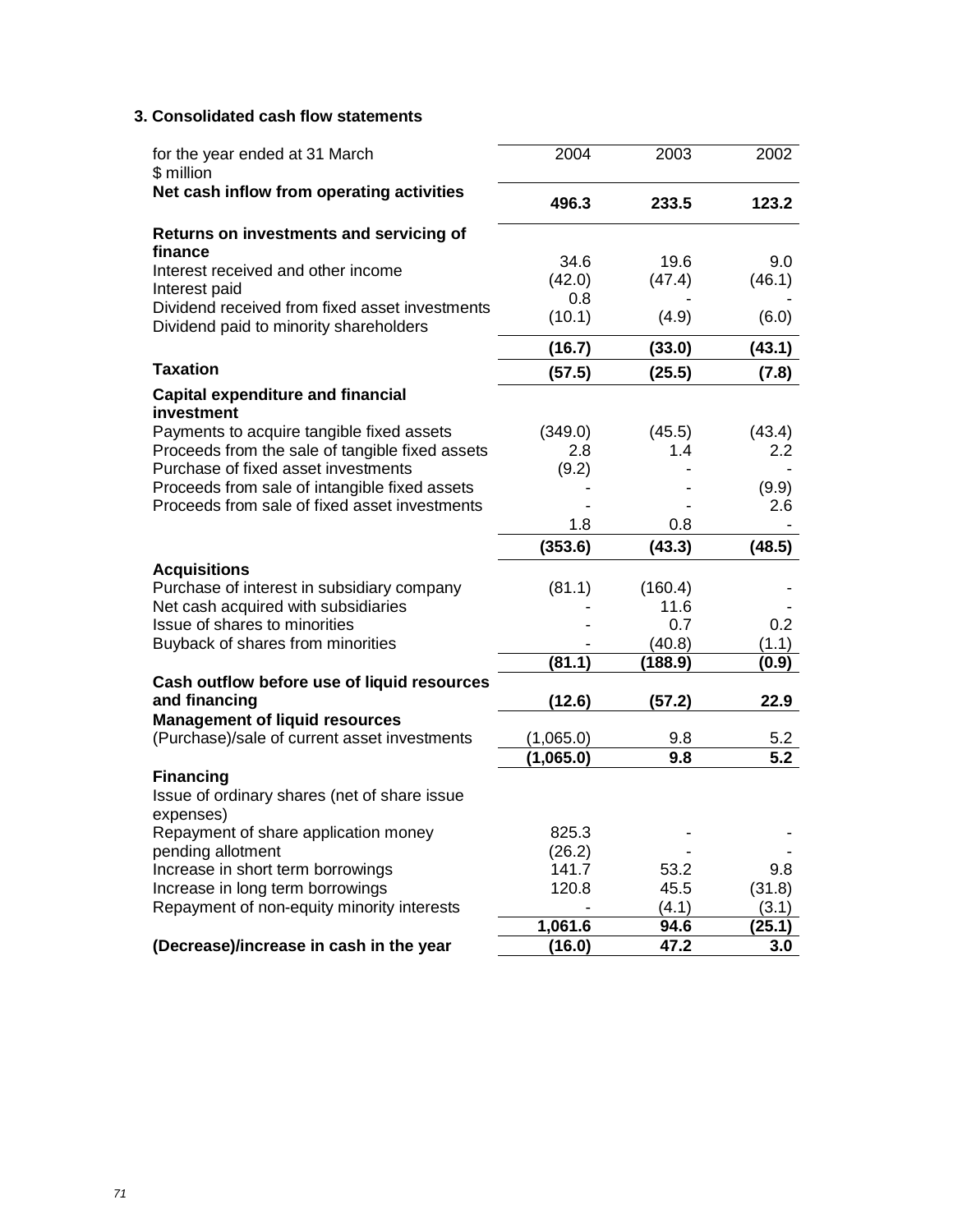### 3. Consolidated cash flow statements

| for the year ended at 31 March<br>$ million | 2004 | 2003 | 2002 |
|---|---|---|---|
| **Net cash inflow from operating activities** | **496.3** | **233.5** | **123.2** |
| **Returns on investments and servicing of finance** | | | |
| Interest received and other income | 34.6 | 19.6 | 9.0 |
| Interest paid | (42.0) | (47.4) | (46.1) |
| Dividend received from fixed asset investments | 0.8 | - | - |
| Dividend paid to minority shareholders | (10.1) | (4.9) | (6.0) |
| | **(16.7)** | **(33.0)** | **(43.1)** |
| **Taxation** | **(57.5)** | **(25.5)** | **(7.8)** |
| **Capital expenditure and financial investment** | | | |
| Payments to acquire tangible fixed assets | (349.0) | (45.5) | (43.4) |
| Proceeds from the sale of tangible fixed assets | 2.8 | 1.4 | 2.2 |
| Purchase of fixed asset investments | (9.2) | - | - |
| Proceeds from sale of intangible fixed assets | - | - | (9.9) |
| Proceeds from sale of fixed asset investments | - | - | 2.6 |
| | 1.8 | 0.8 | - |
| | **(353.6)** | **(43.3)** | **(48.5)** |
| **Acquisitions** | | | |
| Purchase of interest in subsidiary company | (81.1) | (160.4) | - |
| Net cash acquired with subsidiaries | - | 11.6 | - |
| Issue of shares to minorities | - | 0.7 | 0.2 |
| Buyback of shares from minorities | - | (40.8) | (1.1) |
| | **(81.1)** | **(188.9)** | **(0.9)** |
| **Cash outflow before use of liquid resources and financing** | **(12.6)** | **(57.2)** | **22.9** |
| **Management of liquid resources** | | | |
| (Purchase)/sale of current asset investments | (1,065.0) | 9.8 | 5.2 |
| | **(1,065.0)** | **9.8** | **5.2** |
| **Financing** | | | |
| Issue of ordinary shares (net of share issue expenses) | 825.3 | - | - |
| Repayment of share application money pending allotment | (26.2) | - | - |
| Increase in short term borrowings | 141.7 | 53.2 | 9.8 |
| Increase in long term borrowings | 120.8 | 45.5 | (31.8) |
| Repayment of non-equity minority interests | - | (4.1) | (3.1) |
| | **1,061.6** | **94.6** | **(25.1)** |
| **(Decrease)/increase in cash in the year** | **(16.0)** | **47.2** | **3.0** |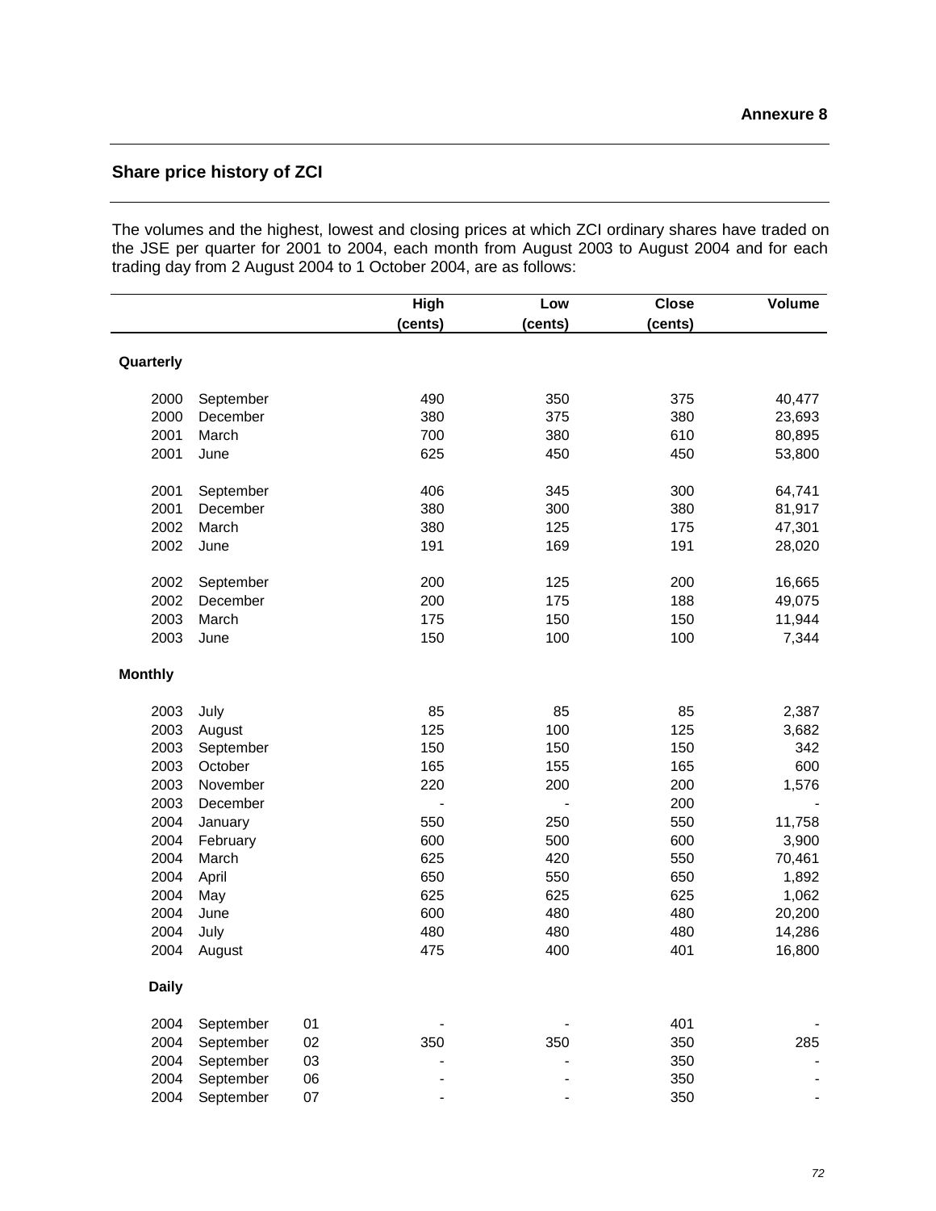**Annexure 8**

## Share price history of ZCI

The volumes and the highest, lowest and closing prices at which ZCI ordinary shares have traded on the JSE per quarter for 2001 to 2004, each month from August 2003 to August 2004 and for each trading day from 2 August 2004 to 1 October 2004, are as follows:

| | | | High (cents) | Low (cents) | Close (cents) | Volume |
|---|---|---|---|---|---|---|
| **Quarterly** | | | | | | |
| 2000 | September | | 490 | 350 | 375 | 40,477 |
| 2000 | December | | 380 | 375 | 380 | 23,693 |
| 2001 | March | | 700 | 380 | 610 | 80,895 |
| 2001 | June | | 625 | 450 | 450 | 53,800 |
| 2001 | September | | 406 | 345 | 300 | 64,741 |
| 2001 | December | | 380 | 300 | 380 | 81,917 |
| 2002 | March | | 380 | 125 | 175 | 47,301 |
| 2002 | June | | 191 | 169 | 191 | 28,020 |
| 2002 | September | | 200 | 125 | 200 | 16,665 |
| 2002 | December | | 200 | 175 | 188 | 49,075 |
| 2003 | March | | 175 | 150 | 150 | 11,944 |
| 2003 | June | | 150 | 100 | 100 | 7,344 |
| **Monthly** | | | | | | |
| 2003 | July | | 85 | 85 | 85 | 2,387 |
| 2003 | August | | 125 | 100 | 125 | 3,682 |
| 2003 | September | | 150 | 150 | 150 | 342 |
| 2003 | October | | 165 | 155 | 165 | 600 |
| 2003 | November | | 220 | 200 | 200 | 1,576 |
| 2003 | December | | - | - | 200 | - |
| 2004 | January | | 550 | 250 | 550 | 11,758 |
| 2004 | February | | 600 | 500 | 600 | 3,900 |
| 2004 | March | | 625 | 420 | 550 | 70,461 |
| 2004 | April | | 650 | 550 | 650 | 1,892 |
| 2004 | May | | 625 | 625 | 625 | 1,062 |
| 2004 | June | | 600 | 480 | 480 | 20,200 |
| 2004 | July | | 480 | 480 | 480 | 14,286 |
| 2004 | August | | 475 | 400 | 401 | 16,800 |
| **Daily** | | | | | | |
| 2004 | September | 01 | - | - | 401 | - |
| 2004 | September | 02 | 350 | 350 | 350 | 285 |
| 2004 | September | 03 | - | - | 350 | - |
| 2004 | September | 06 | - | - | 350 | - |
| 2004 | September | 07 | - | - | 350 | - |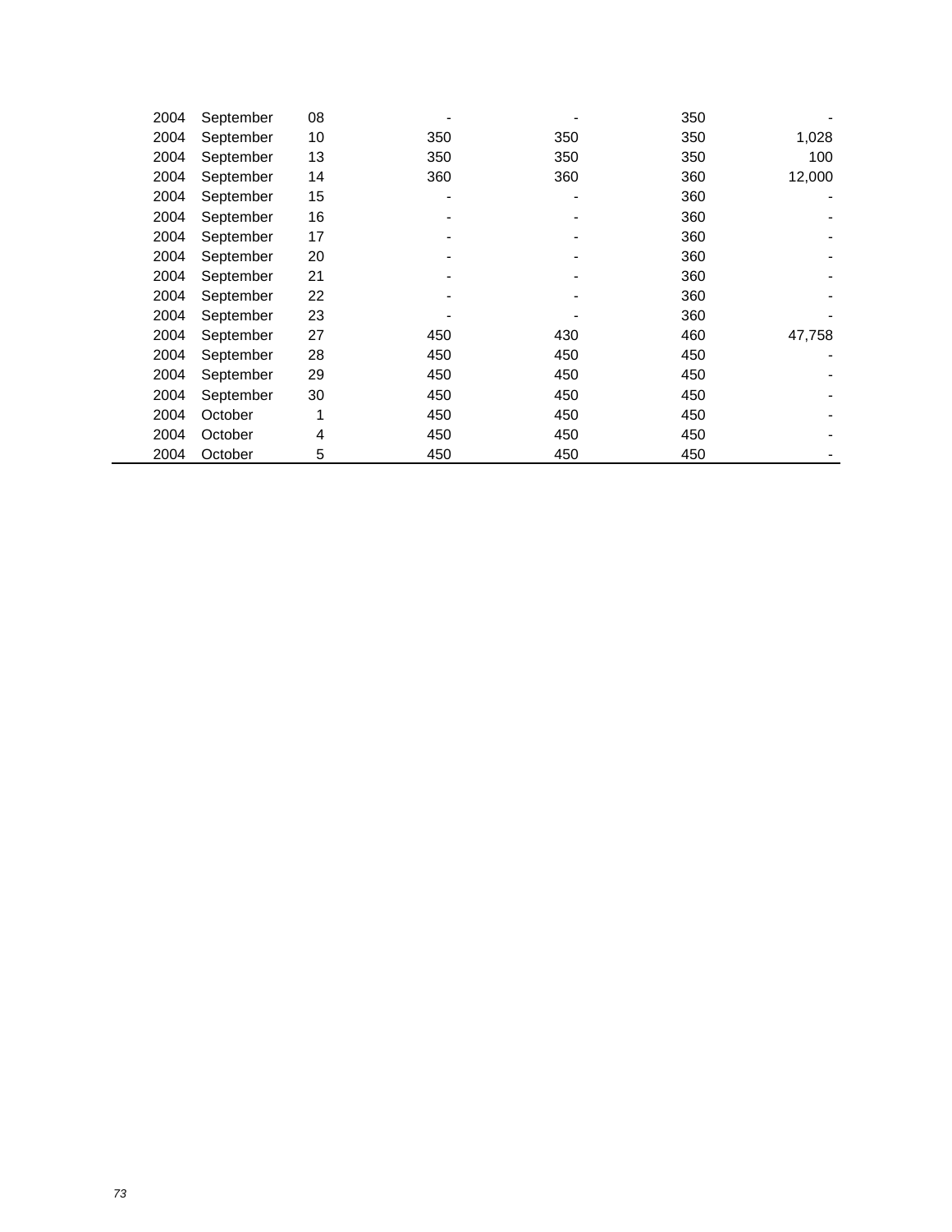| | | | | | | |
|---|---|---|---|---|---|---|
| 2004 | September | 08 | - | - | 350 | - |
| 2004 | September | 10 | 350 | 350 | 350 | 1,028 |
| 2004 | September | 13 | 350 | 350 | 350 | 100 |
| 2004 | September | 14 | 360 | 360 | 360 | 12,000 |
| 2004 | September | 15 | - | - | 360 | - |
| 2004 | September | 16 | - | - | 360 | - |
| 2004 | September | 17 | - | - | 360 | - |
| 2004 | September | 20 | - | - | 360 | - |
| 2004 | September | 21 | - | - | 360 | - |
| 2004 | September | 22 | - | - | 360 | - |
| 2004 | September | 23 | - | - | 360 | - |
| 2004 | September | 27 | 450 | 430 | 460 | 47,758 |
| 2004 | September | 28 | 450 | 450 | 450 | - |
| 2004 | September | 29 | 450 | 450 | 450 | - |
| 2004 | September | 30 | 450 | 450 | 450 | - |
| 2004 | October | 1 | 450 | 450 | 450 | - |
| 2004 | October | 4 | 450 | 450 | 450 | - |
| 2004 | October | 5 | 450 | 450 | 450 | - |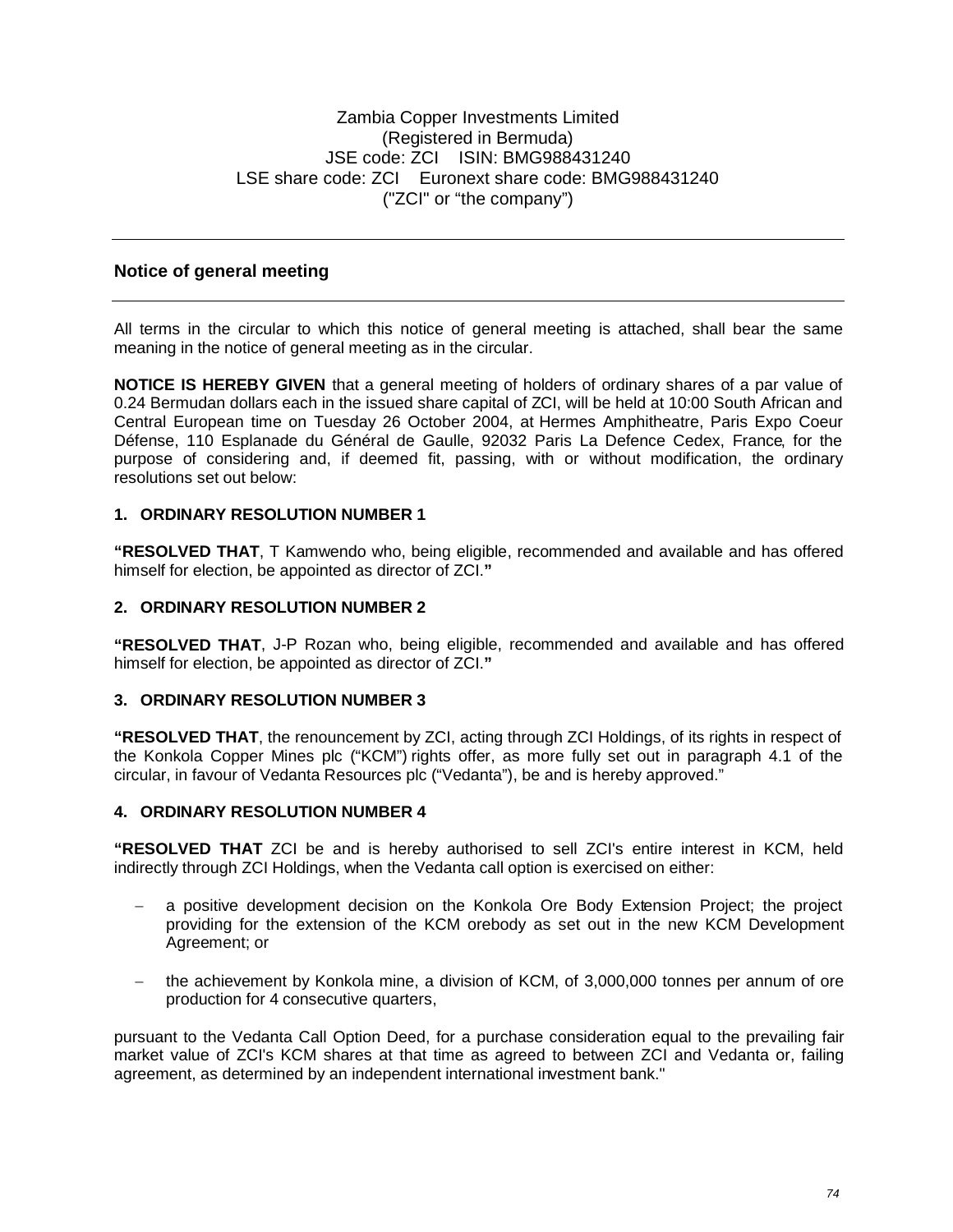Zambia Copper Investments Limited
(Registered in Bermuda)
JSE code: ZCI ISIN: BMG988431240
LSE share code: ZCI Euronext share code: BMG988431240
("ZCI" or "the company")

---

## Notice of general meeting

---

All terms in the circular to which this notice of general meeting is attached, shall bear the same meaning in the notice of general meeting as in the circular.

**NOTICE IS HEREBY GIVEN** that a general meeting of holders of ordinary shares of a par value of 0.24 Bermudan dollars each in the issued share capital of ZCI, will be held at 10:00 South African and Central European time on Tuesday 26 October 2004, at Hermes Amphitheatre, Paris Expo Coeur Défense, 110 Esplanade du Général de Gaulle, 92032 Paris La Defence Cedex, France, for the purpose of considering and, if deemed fit, passing, with or without modification, the ordinary resolutions set out below:

### 1. ORDINARY RESOLUTION NUMBER 1

**"RESOLVED THAT**, T Kamwendo who, being eligible, recommended and available and has offered himself for election, be appointed as director of ZCI.**"**

### 2. ORDINARY RESOLUTION NUMBER 2

**"RESOLVED THAT**, J-P Rozan who, being eligible, recommended and available and has offered himself for election, be appointed as director of ZCI.**"**

### 3. ORDINARY RESOLUTION NUMBER 3

**"RESOLVED THAT**, the renouncement by ZCI, acting through ZCI Holdings, of its rights in respect of the Konkola Copper Mines plc ("KCM") rights offer, as more fully set out in paragraph 4.1 of the circular, in favour of Vedanta Resources plc ("Vedanta"), be and is hereby approved."

### 4. ORDINARY RESOLUTION NUMBER 4

**"RESOLVED THAT** ZCI be and is hereby authorised to sell ZCI's entire interest in KCM, held indirectly through ZCI Holdings, when the Vedanta call option is exercised on either:

- a positive development decision on the Konkola Ore Body Extension Project; the project providing for the extension of the KCM orebody as set out in the new KCM Development Agreement; or

- the achievement by Konkola mine, a division of KCM, of 3,000,000 tonnes per annum of ore production for 4 consecutive quarters,

pursuant to the Vedanta Call Option Deed, for a purchase consideration equal to the prevailing fair market value of ZCI's KCM shares at that time as agreed to between ZCI and Vedanta or, failing agreement, as determined by an independent international investment bank."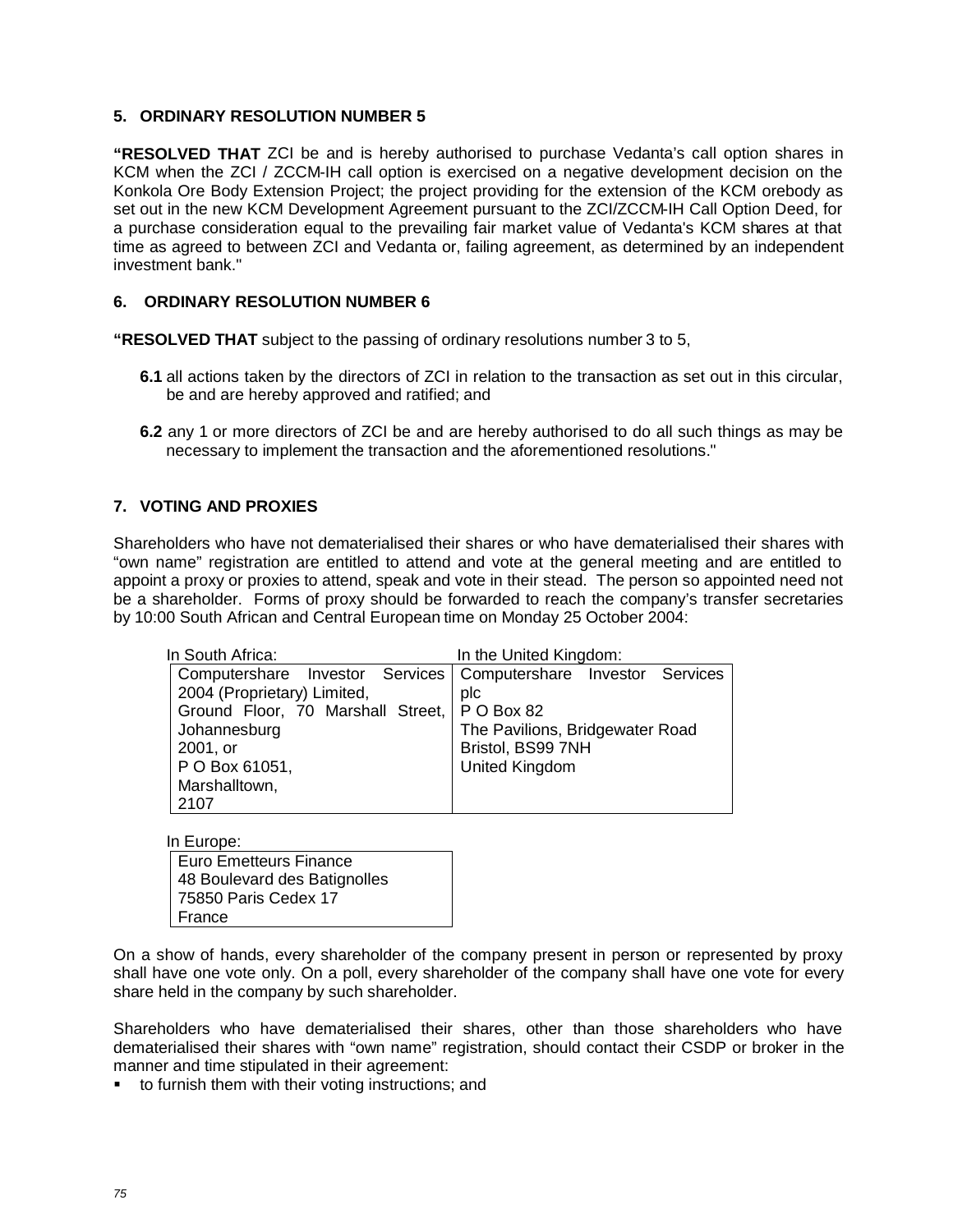### 5. ORDINARY RESOLUTION NUMBER 5

**"RESOLVED THAT** ZCI be and is hereby authorised to purchase Vedanta's call option shares in KCM when the ZCI / ZCCM-IH call option is exercised on a negative development decision on the Konkola Ore Body Extension Project; the project providing for the extension of the KCM orebody as set out in the new KCM Development Agreement pursuant to the ZCI/ZCCM-IH Call Option Deed, for a purchase consideration equal to the prevailing fair market value of Vedanta's KCM shares at that time as agreed to between ZCI and Vedanta or, failing agreement, as determined by an independent investment bank."

### 6. ORDINARY RESOLUTION NUMBER 6

**"RESOLVED THAT** subject to the passing of ordinary resolutions number 3 to 5,

**6.1** all actions taken by the directors of ZCI in relation to the transaction as set out in this circular, be and are hereby approved and ratified; and

**6.2** any 1 or more directors of ZCI be and are hereby authorised to do all such things as may be necessary to implement the transaction and the aforementioned resolutions."

### 7. VOTING AND PROXIES

Shareholders who have not dematerialised their shares or who have dematerialised their shares with "own name" registration are entitled to attend and vote at the general meeting and are entitled to appoint a proxy or proxies to attend, speak and vote in their stead. The person so appointed need not be a shareholder. Forms of proxy should be forwarded to reach the company's transfer secretaries by 10:00 South African and Central European time on Monday 25 October 2004:

| In South Africa: | In the United Kingdom: |
| --- | --- |
| Computershare Investor Services 2004 (Proprietary) Limited, Ground Floor, 70 Marshall Street, Johannesburg 2001, or P O Box 61051, Marshalltown, 2107 | Computershare Investor Services plc P O Box 82 The Pavilions, Bridgewater Road Bristol, BS99 7NH United Kingdom |

| In Europe: |
| --- |
| Euro Emetteurs Finance 48 Boulevard des Batignolles 75850 Paris Cedex 17 France |

On a show of hands, every shareholder of the company present in person or represented by proxy shall have one vote only. On a poll, every shareholder of the company shall have one vote for every share held in the company by such shareholder.

Shareholders who have dematerialised their shares, other than those shareholders who have dematerialised their shares with "own name" registration, should contact their CSDP or broker in the manner and time stipulated in their agreement:

- to furnish them with their voting instructions; and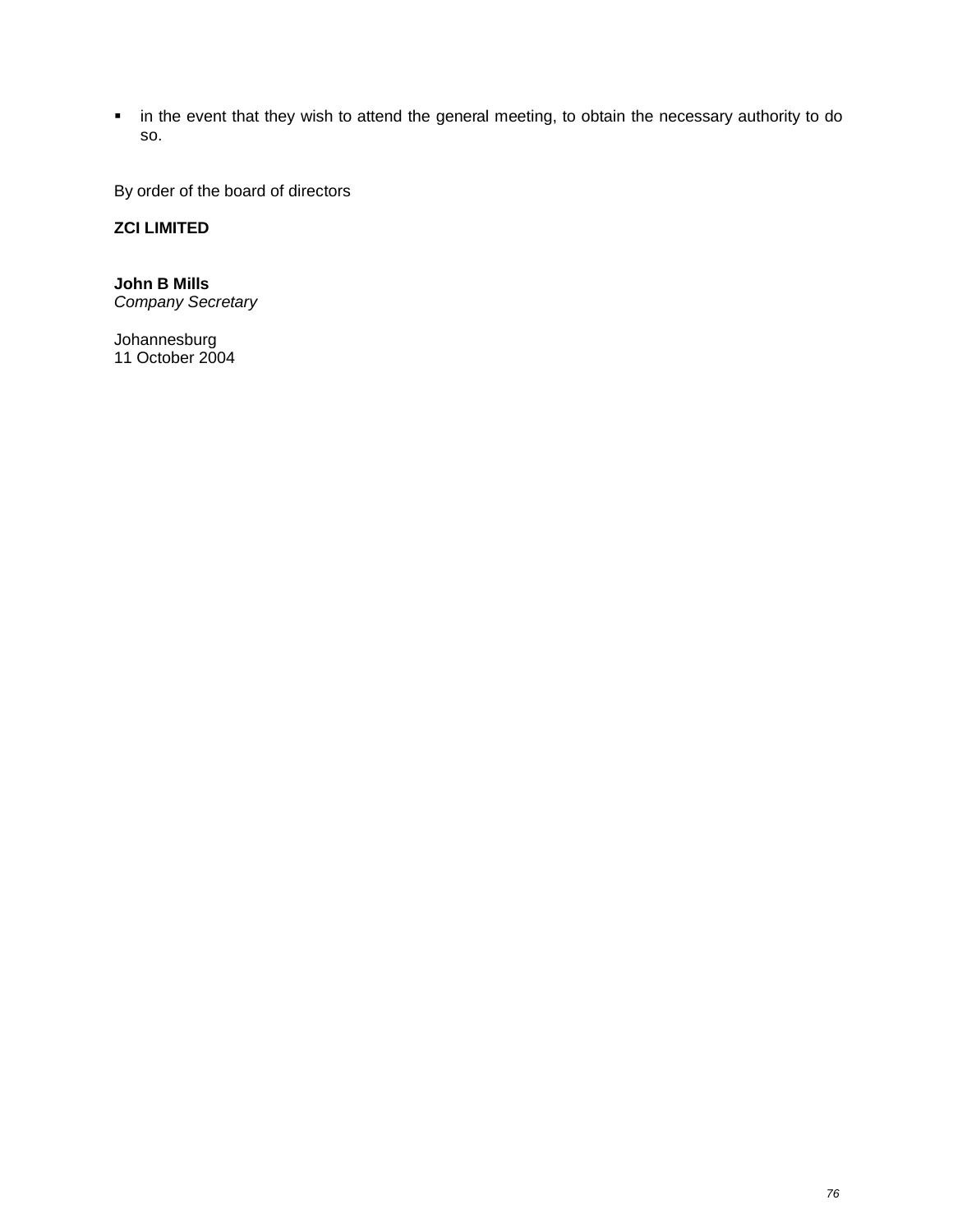- in the event that they wish to attend the general meeting, to obtain the necessary authority to do so.

By order of the board of directors

**ZCI LIMITED**

**John B Mills**
*Company Secretary*

Johannesburg
11 October 2004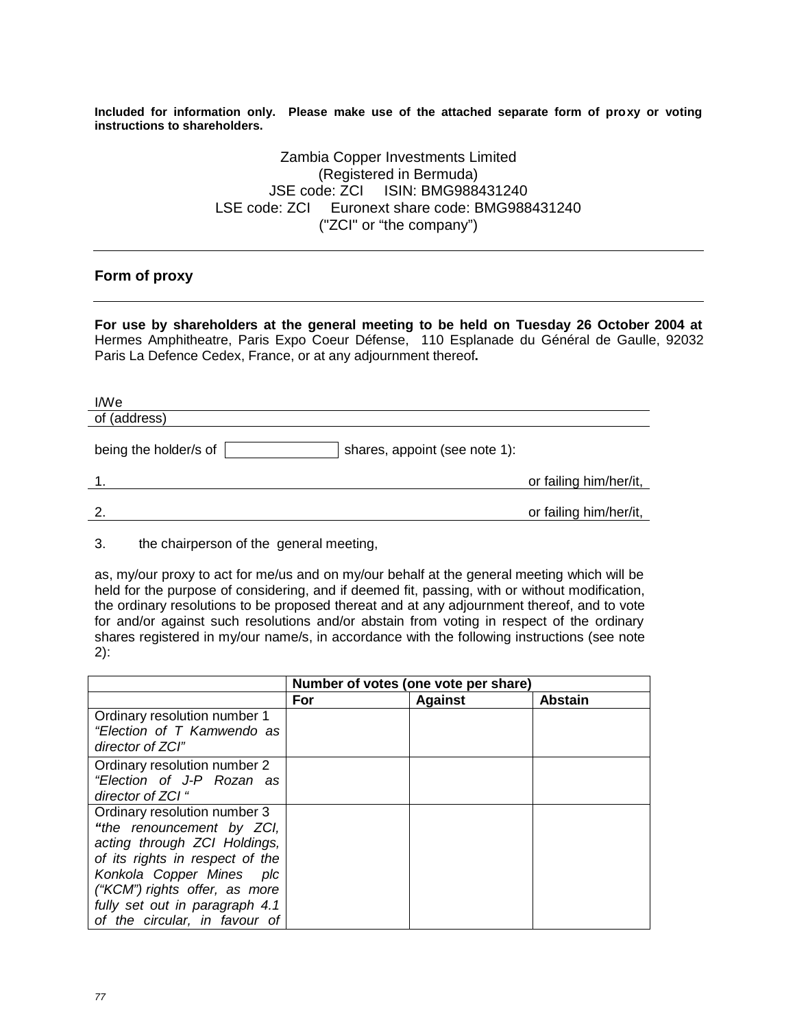**Included for information only. Please make use of the attached separate form of proxy or voting instructions to shareholders.**

Zambia Copper Investments Limited
(Registered in Bermuda)
JSE code: ZCI ISIN: BMG988431240
LSE code: ZCI Euronext share code: BMG988431240
("ZCI" or "the company")

---

## Form of proxy

---

**For use by shareholders at the general meeting to be held on Tuesday 26 October 2004 at** Hermes Amphitheatre, Paris Expo Coeur Défense, 110 Esplanade du Général de Gaulle, 92032 Paris La Defence Cedex, France, or at any adjournment thereof**.**

I/We \_\_\_\_\_\_\_\_\_\_\_\_\_\_\_\_\_\_\_\_\_\_\_\_\_\_\_\_\_\_\_\_\_\_\_\_\_\_\_\_\_\_\_\_\_\_\_\_\_\_

of (address) \_\_\_\_\_\_\_\_\_\_\_\_\_\_\_\_\_\_\_\_\_\_\_\_\_\_\_\_\_\_\_\_\_\_\_\_\_\_\_\_\_\_\_\_\_\_\_\_\_\_

being the holder/s of [ ] shares, appoint (see note 1):

1. \_\_\_\_\_\_\_\_\_\_\_\_\_\_\_\_\_\_\_\_\_\_\_\_\_\_\_\_\_\_\_\_\_\_\_\_\_\_\_\_ or failing him/her/it,

2. \_\_\_\_\_\_\_\_\_\_\_\_\_\_\_\_\_\_\_\_\_\_\_\_\_\_\_\_\_\_\_\_\_\_\_\_\_\_\_\_ or failing him/her/it,

3. the chairperson of the general meeting,

as, my/our proxy to act for me/us and on my/our behalf at the general meeting which will be held for the purpose of considering, and if deemed fit, passing, with or without modification, the ordinary resolutions to be proposed thereat and at any adjournment thereof, and to vote for and/or against such resolutions and/or abstain from voting in respect of the ordinary shares registered in my/our name/s, in accordance with the following instructions (see note 2):

| | **Number of votes (one vote per share)** | | |
|---|---|---|---|
| | **For** | **Against** | **Abstain** |
| Ordinary resolution number 1 *"Election of T Kamwendo as director of ZCI"* | | | |
| Ordinary resolution number 2 *"Election of J-P Rozan as director of ZCI "* | | | |
| Ordinary resolution number 3 ***"****the renouncement by ZCI, acting through ZCI Holdings, of its rights in respect of the Konkola Copper Mines plc ("KCM") rights offer, as more fully set out in paragraph 4.1 of the circular, in favour of* | | | |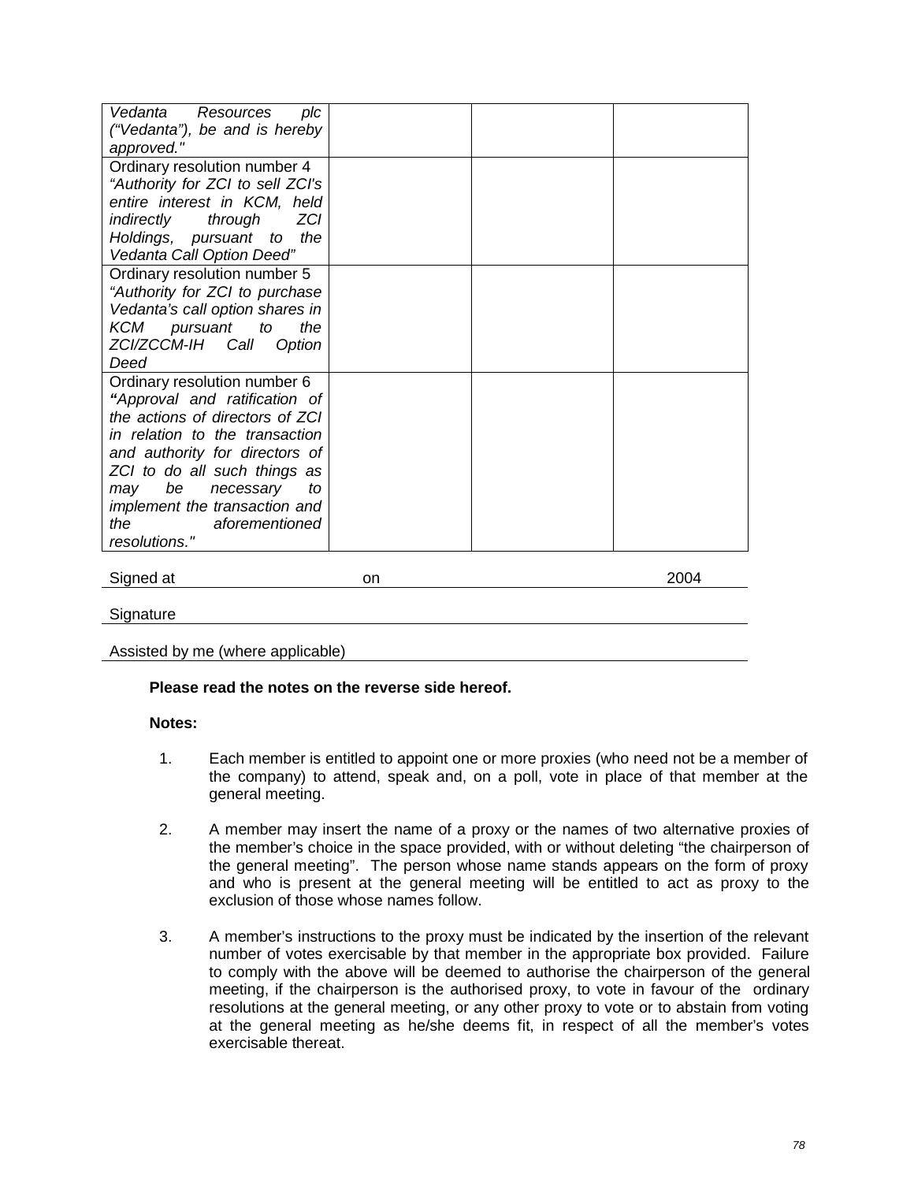| | | | |
|---|---|---|---|
| *Vedanta Resources plc ("Vedanta"), be and is hereby approved."* | | | |
| Ordinary resolution number 4 *"Authority for ZCI to sell ZCI's entire interest in KCM, held indirectly through ZCI Holdings, pursuant to the Vedanta Call Option Deed"* | | | |
| Ordinary resolution number 5 *"Authority for ZCI to purchase Vedanta's call option shares in KCM pursuant to the ZCI/ZCCM-IH Call Option Deed* | | | |
| Ordinary resolution number 6 ***"****Approval and ratification of the actions of directors of ZCI in relation to the transaction and authority for directors of ZCI to do all such things as may be necessary to implement the transaction and the aforementioned resolutions."* | | | |

Signed at ______________________ on ______________________ 2004

Signature ______________________

Assisted by me (where applicable) ______________________

**Please read the notes on the reverse side hereof.**

**Notes:**

1. Each member is entitled to appoint one or more proxies (who need not be a member of the company) to attend, speak and, on a poll, vote in place of that member at the general meeting.

2. A member may insert the name of a proxy or the names of two alternative proxies of the member's choice in the space provided, with or without deleting "the chairperson of the general meeting". The person whose name stands appears on the form of proxy and who is present at the general meeting will be entitled to act as proxy to the exclusion of those whose names follow.

3. A member's instructions to the proxy must be indicated by the insertion of the relevant number of votes exercisable by that member in the appropriate box provided. Failure to comply with the above will be deemed to authorise the chairperson of the general meeting, if the chairperson is the authorised proxy, to vote in favour of the ordinary resolutions at the general meeting, or any other proxy to vote or to abstain from voting at the general meeting as he/she deems fit, in respect of all the member's votes exercisable thereat.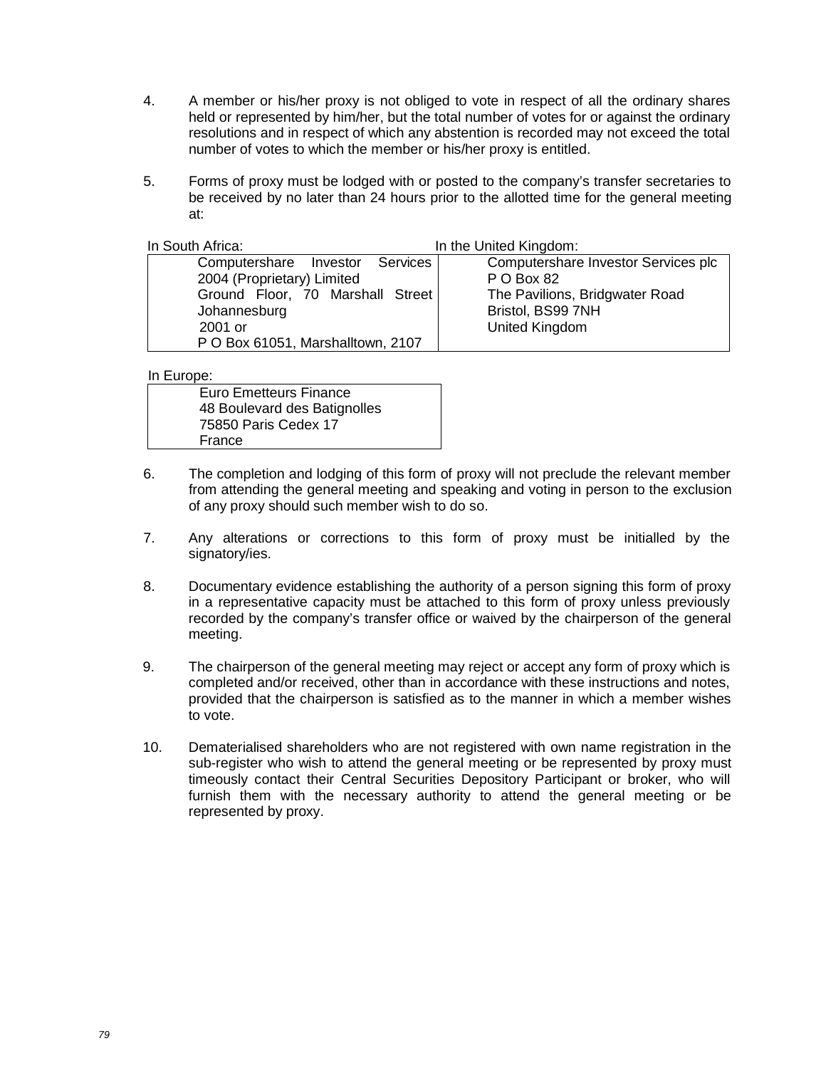4. A member or his/her proxy is not obliged to vote in respect of all the ordinary shares held or represented by him/her, but the total number of votes for or against the ordinary resolutions and in respect of which any abstention is recorded may not exceed the total number of votes to which the member or his/her proxy is entitled.

5. Forms of proxy must be lodged with or posted to the company's transfer secretaries to be received by no later than 24 hours prior to the allotted time for the general meeting at:

| In South Africa: | In the United Kingdom: |
| --- | --- |
| Computershare Investor Services 2004 (Proprietary) Limited<br>Ground Floor, 70 Marshall Street<br>Johannesburg<br>2001 or<br>P O Box 61051, Marshalltown, 2107 | Computershare Investor Services plc<br>P O Box 82<br>The Pavilions, Bridgwater Road<br>Bristol, BS99 7NH<br>United Kingdom |

| In Europe: |
| --- |
| Euro Emetteurs Finance<br>48 Boulevard des Batignolles<br>75850 Paris Cedex 17<br>France |

6. The completion and lodging of this form of proxy will not preclude the relevant member from attending the general meeting and speaking and voting in person to the exclusion of any proxy should such member wish to do so.

7. Any alterations or corrections to this form of proxy must be initialled by the signatory/ies.

8. Documentary evidence establishing the authority of a person signing this form of proxy in a representative capacity must be attached to this form of proxy unless previously recorded by the company's transfer office or waived by the chairperson of the general meeting.

9. The chairperson of the general meeting may reject or accept any form of proxy which is completed and/or received, other than in accordance with these instructions and notes, provided that the chairperson is satisfied as to the manner in which a member wishes to vote.

10. Dematerialised shareholders who are not registered with own name registration in the sub-register who wish to attend the general meeting or be represented by proxy must timeously contact their Central Securities Depository Participant or broker, who will furnish them with the necessary authority to attend the general meeting or be represented by proxy.